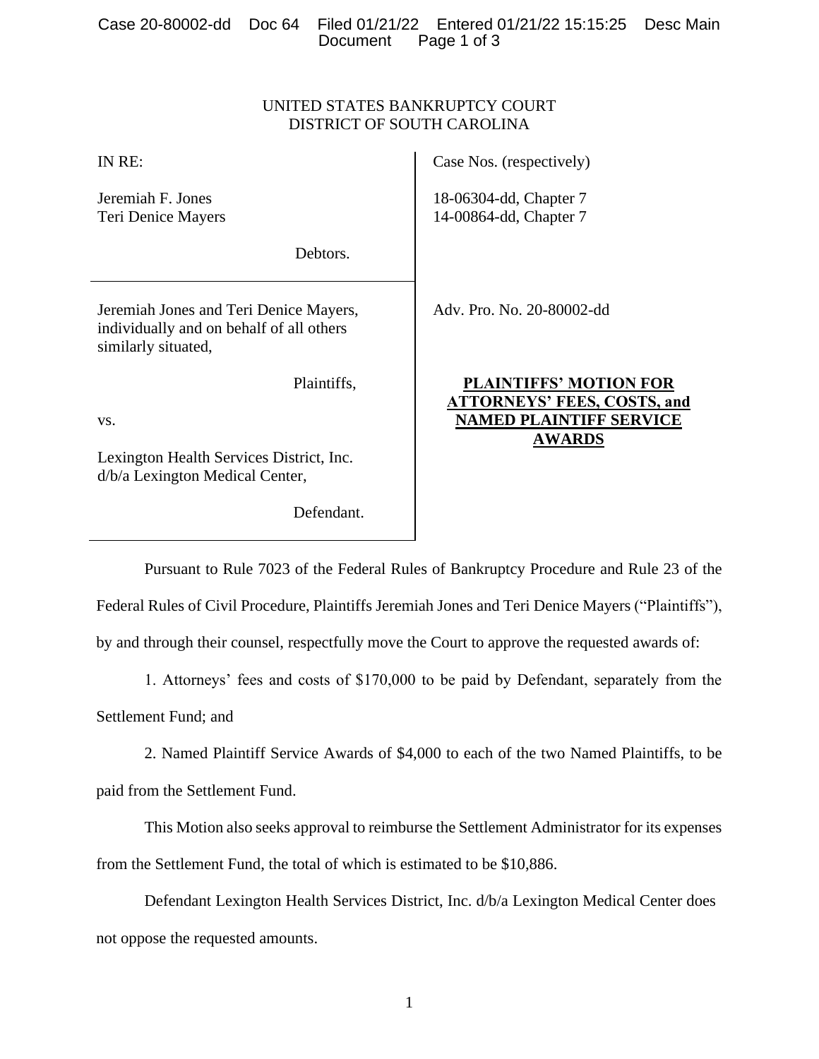UNITED STATES BANKRUPTCY COURT
DISTRICT OF SOUTH CAROLINA

| | |
|---|---|
| IN RE:<br><br>Jeremiah F. Jones<br>Teri Denice Mayers<br><br>Debtors. | Case Nos. (respectively)<br><br>18-06304-dd, Chapter 7<br>14-00864-dd, Chapter 7 |
| Jeremiah Jones and Teri Denice Mayers, individually and on behalf of all others similarly situated,<br><br>Plaintiffs,<br><br>vs.<br><br>Lexington Health Services District, Inc. d/b/a Lexington Medical Center,<br><br>Defendant. | Adv. Pro. No. 20-80002-dd<br><br>**PLAINTIFFS' MOTION FOR ATTORNEYS' FEES, COSTS, and NAMED PLAINTIFF SERVICE AWARDS** |

Pursuant to Rule 7023 of the Federal Rules of Bankruptcy Procedure and Rule 23 of the Federal Rules of Civil Procedure, Plaintiffs Jeremiah Jones and Teri Denice Mayers ("Plaintiffs"), by and through their counsel, respectfully move the Court to approve the requested awards of:

1. Attorneys' fees and costs of $170,000 to be paid by Defendant, separately from the Settlement Fund; and

2. Named Plaintiff Service Awards of $4,000 to each of the two Named Plaintiffs, to be paid from the Settlement Fund.

This Motion also seeks approval to reimburse the Settlement Administrator for its expenses from the Settlement Fund, the total of which is estimated to be $10,886.

Defendant Lexington Health Services District, Inc. d/b/a Lexington Medical Center does not oppose the requested amounts.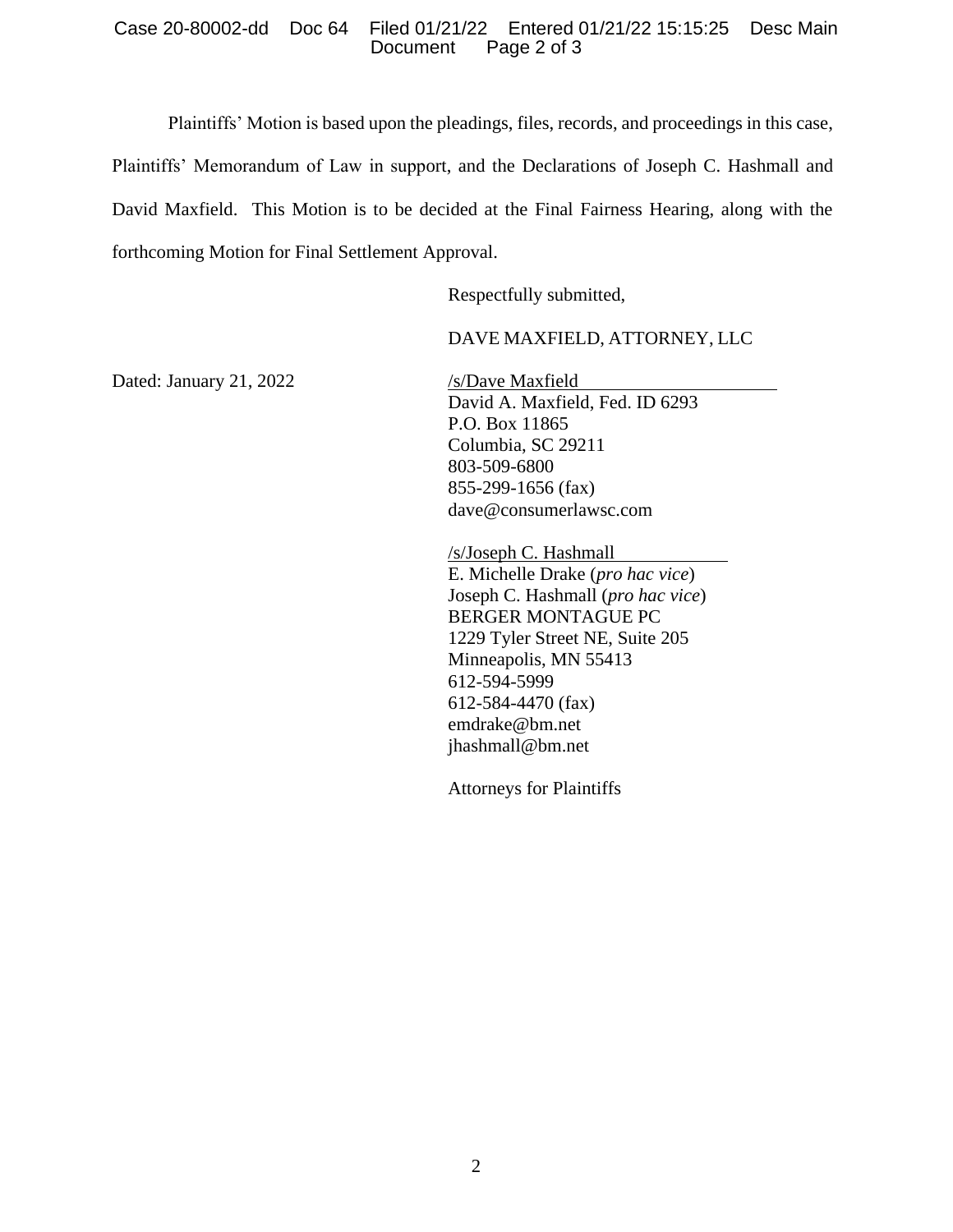Plaintiffs' Motion is based upon the pleadings, files, records, and proceedings in this case, Plaintiffs' Memorandum of Law in support, and the Declarations of Joseph C. Hashmall and David Maxfield. This Motion is to be decided at the Final Fairness Hearing, along with the forthcoming Motion for Final Settlement Approval.

Respectfully submitted,

DAVE MAXFIELD, ATTORNEY, LLC

Dated: January 21, 2022

/s/Dave Maxfield
David A. Maxfield, Fed. ID 6293
P.O. Box 11865
Columbia, SC 29211
803-509-6800
855-299-1656 (fax)
dave@consumerlawsc.com

/s/Joseph C. Hashmall
E. Michelle Drake (*pro hac vice*)
Joseph C. Hashmall (*pro hac vice*)
BERGER MONTAGUE PC
1229 Tyler Street NE, Suite 205
Minneapolis, MN 55413
612-594-5999
612-584-4470 (fax)
emdrake@bm.net
jhashmall@bm.net

Attorneys for Plaintiffs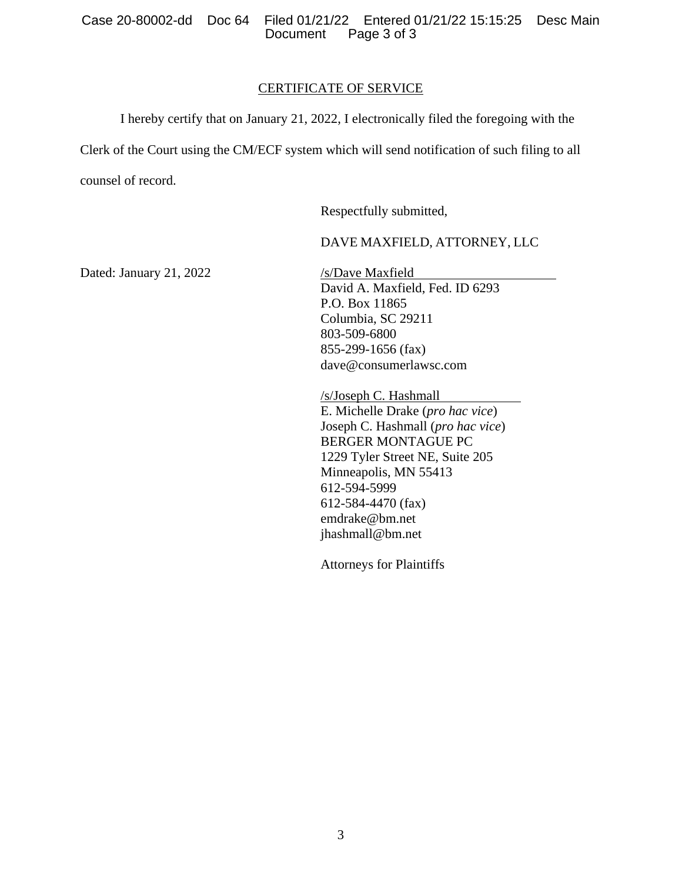## CERTIFICATE OF SERVICE

I hereby certify that on January 21, 2022, I electronically filed the foregoing with the Clerk of the Court using the CM/ECF system which will send notification of such filing to all counsel of record.

Respectfully submitted,

DAVE MAXFIELD, ATTORNEY, LLC

Dated: January 21, 2022

/s/Dave Maxfield
David A. Maxfield, Fed. ID 6293
P.O. Box 11865
Columbia, SC 29211
803-509-6800
855-299-1656 (fax)
dave@consumerlawsc.com

/s/Joseph C. Hashmall
E. Michelle Drake (*pro hac vice*)
Joseph C. Hashmall (*pro hac vice*)
BERGER MONTAGUE PC
1229 Tyler Street NE, Suite 205
Minneapolis, MN 55413
612-594-5999
612-584-4470 (fax)
emdrake@bm.net
jhashmall@bm.net

Attorneys for Plaintiffs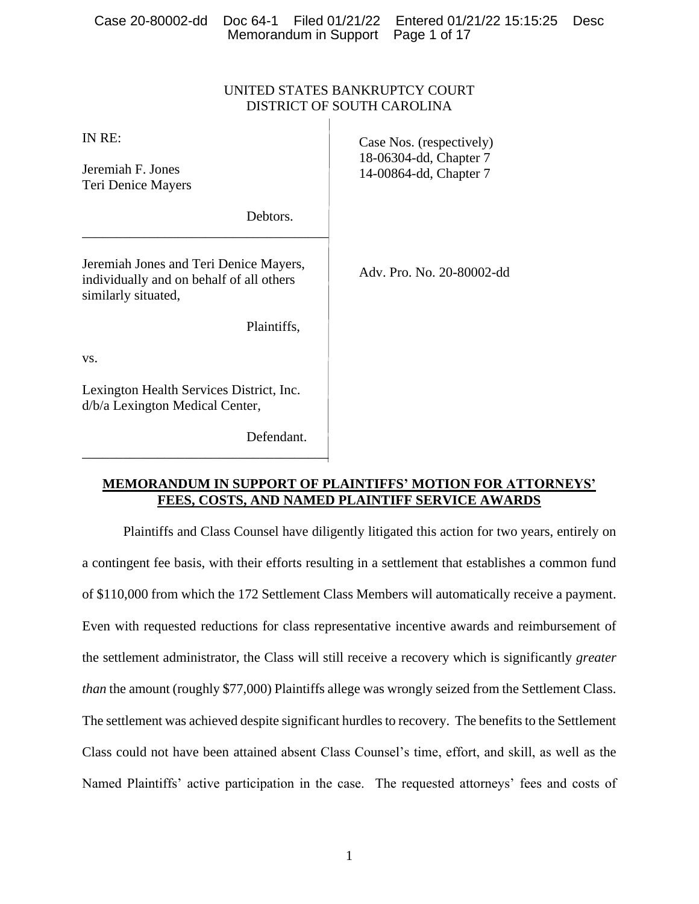UNITED STATES BANKRUPTCY COURT
DISTRICT OF SOUTH CAROLINA

| | |
|---|---|
| IN RE:<br><br>Jeremiah F. Jones<br>Teri Denice Mayers<br><br>Debtors. | Case Nos. (respectively)<br>18-06304-dd, Chapter 7<br>14-00864-dd, Chapter 7 |
| Jeremiah Jones and Teri Denice Mayers, individually and on behalf of all others similarly situated,<br><br>Plaintiffs,<br><br>vs.<br><br>Lexington Health Services District, Inc. d/b/a Lexington Medical Center,<br><br>Defendant. | Adv. Pro. No. 20-80002-dd |

**MEMORANDUM IN SUPPORT OF PLAINTIFFS' MOTION FOR ATTORNEYS' FEES, COSTS, AND NAMED PLAINTIFF SERVICE AWARDS**

Plaintiffs and Class Counsel have diligently litigated this action for two years, entirely on a contingent fee basis, with their efforts resulting in a settlement that establishes a common fund of $110,000 from which the 172 Settlement Class Members will automatically receive a payment. Even with requested reductions for class representative incentive awards and reimbursement of the settlement administrator, the Class will still receive a recovery which is significantly *greater than* the amount (roughly $77,000) Plaintiffs allege was wrongly seized from the Settlement Class. The settlement was achieved despite significant hurdles to recovery. The benefits to the Settlement Class could not have been attained absent Class Counsel's time, effort, and skill, as well as the Named Plaintiffs' active participation in the case. The requested attorneys' fees and costs of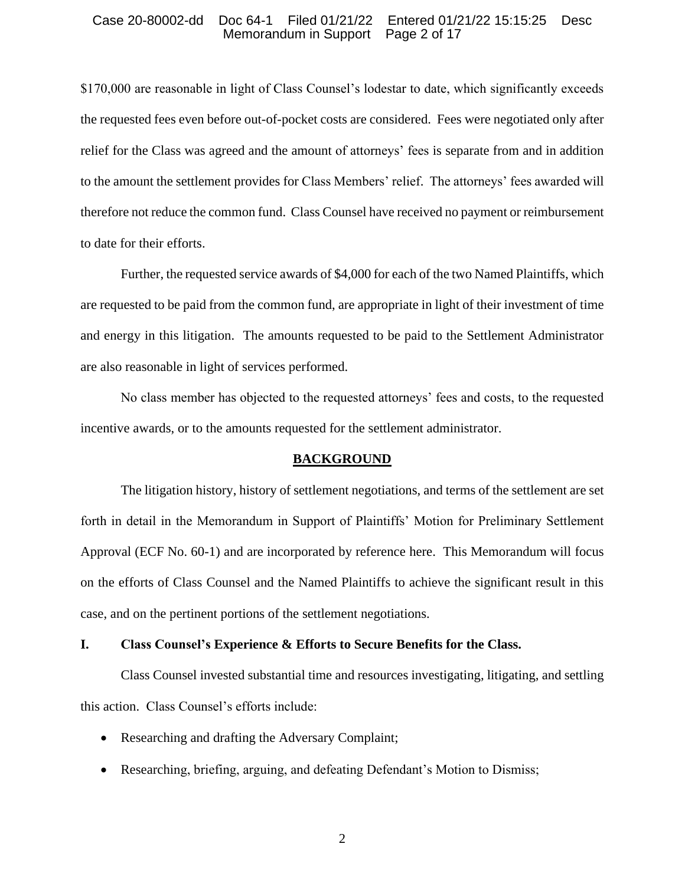$170,000 are reasonable in light of Class Counsel's lodestar to date, which significantly exceeds the requested fees even before out-of-pocket costs are considered. Fees were negotiated only after relief for the Class was agreed and the amount of attorneys' fees is separate from and in addition to the amount the settlement provides for Class Members' relief. The attorneys' fees awarded will therefore not reduce the common fund. Class Counsel have received no payment or reimbursement to date for their efforts.

Further, the requested service awards of $4,000 for each of the two Named Plaintiffs, which are requested to be paid from the common fund, are appropriate in light of their investment of time and energy in this litigation. The amounts requested to be paid to the Settlement Administrator are also reasonable in light of services performed.

No class member has objected to the requested attorneys' fees and costs, to the requested incentive awards, or to the amounts requested for the settlement administrator.

## BACKGROUND

The litigation history, history of settlement negotiations, and terms of the settlement are set forth in detail in the Memorandum in Support of Plaintiffs' Motion for Preliminary Settlement Approval (ECF No. 60-1) and are incorporated by reference here. This Memorandum will focus on the efforts of Class Counsel and the Named Plaintiffs to achieve the significant result in this case, and on the pertinent portions of the settlement negotiations.

### I. Class Counsel's Experience & Efforts to Secure Benefits for the Class.

Class Counsel invested substantial time and resources investigating, litigating, and settling this action. Class Counsel's efforts include:

- Researching and drafting the Adversary Complaint;
- Researching, briefing, arguing, and defeating Defendant's Motion to Dismiss;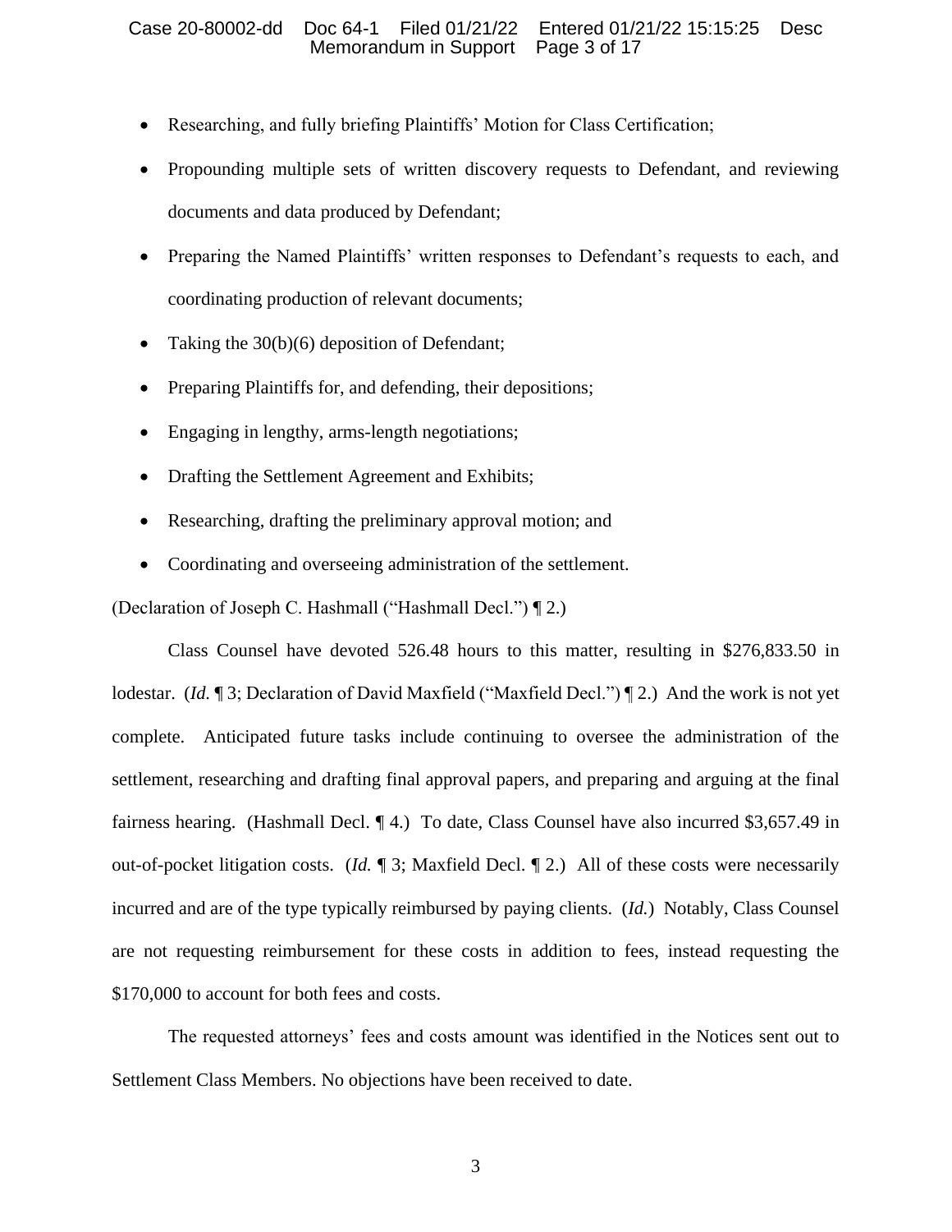- Researching, and fully briefing Plaintiffs' Motion for Class Certification;
- Propounding multiple sets of written discovery requests to Defendant, and reviewing documents and data produced by Defendant;
- Preparing the Named Plaintiffs' written responses to Defendant's requests to each, and coordinating production of relevant documents;
- Taking the 30(b)(6) deposition of Defendant;
- Preparing Plaintiffs for, and defending, their depositions;
- Engaging in lengthy, arms-length negotiations;
- Drafting the Settlement Agreement and Exhibits;
- Researching, drafting the preliminary approval motion; and
- Coordinating and overseeing administration of the settlement.

(Declaration of Joseph C. Hashmall ("Hashmall Decl.") ¶ 2.)

Class Counsel have devoted 526.48 hours to this matter, resulting in $276,833.50 in lodestar. (*Id.* ¶ 3; Declaration of David Maxfield ("Maxfield Decl.") ¶ 2.) And the work is not yet complete. Anticipated future tasks include continuing to oversee the administration of the settlement, researching and drafting final approval papers, and preparing and arguing at the final fairness hearing. (Hashmall Decl. ¶ 4.) To date, Class Counsel have also incurred $3,657.49 in out-of-pocket litigation costs. (*Id.* ¶ 3; Maxfield Decl. ¶ 2.) All of these costs were necessarily incurred and are of the type typically reimbursed by paying clients. (*Id.*) Notably, Class Counsel are not requesting reimbursement for these costs in addition to fees, instead requesting the $170,000 to account for both fees and costs.

The requested attorneys' fees and costs amount was identified in the Notices sent out to Settlement Class Members. No objections have been received to date.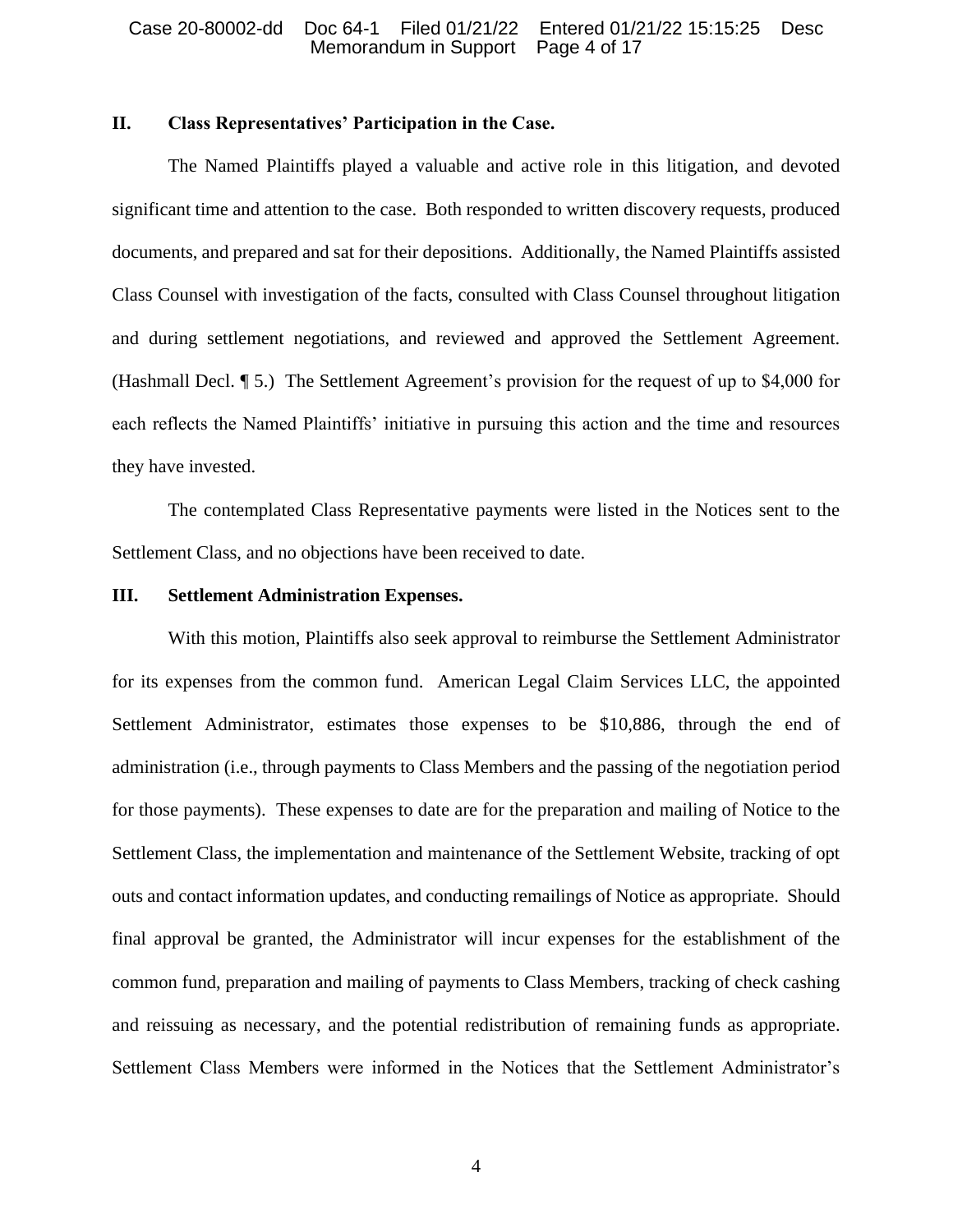## II. Class Representatives' Participation in the Case.

The Named Plaintiffs played a valuable and active role in this litigation, and devoted significant time and attention to the case. Both responded to written discovery requests, produced documents, and prepared and sat for their depositions. Additionally, the Named Plaintiffs assisted Class Counsel with investigation of the facts, consulted with Class Counsel throughout litigation and during settlement negotiations, and reviewed and approved the Settlement Agreement. (Hashmall Decl. ¶ 5.) The Settlement Agreement's provision for the request of up to $4,000 for each reflects the Named Plaintiffs' initiative in pursuing this action and the time and resources they have invested.

The contemplated Class Representative payments were listed in the Notices sent to the Settlement Class, and no objections have been received to date.

## III. Settlement Administration Expenses.

With this motion, Plaintiffs also seek approval to reimburse the Settlement Administrator for its expenses from the common fund. American Legal Claim Services LLC, the appointed Settlement Administrator, estimates those expenses to be $10,886, through the end of administration (i.e., through payments to Class Members and the passing of the negotiation period for those payments). These expenses to date are for the preparation and mailing of Notice to the Settlement Class, the implementation and maintenance of the Settlement Website, tracking of opt outs and contact information updates, and conducting remailings of Notice as appropriate. Should final approval be granted, the Administrator will incur expenses for the establishment of the common fund, preparation and mailing of payments to Class Members, tracking of check cashing and reissuing as necessary, and the potential redistribution of remaining funds as appropriate. Settlement Class Members were informed in the Notices that the Settlement Administrator's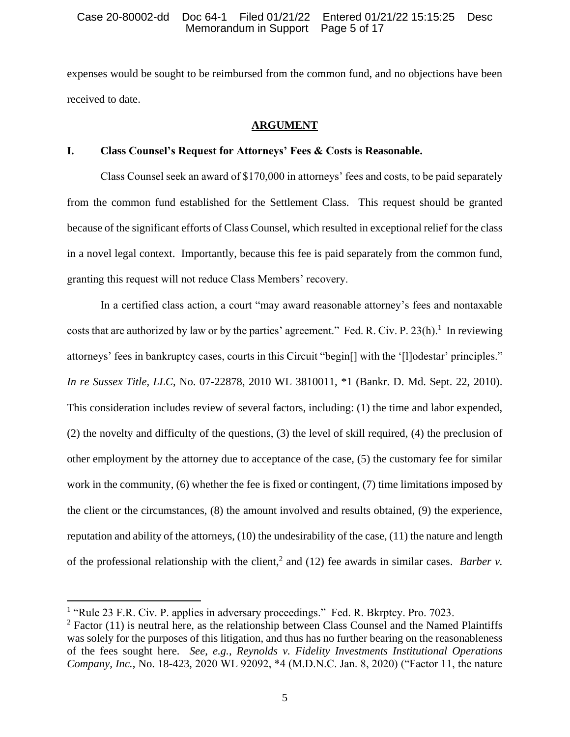expenses would be sought to be reimbursed from the common fund, and no objections have been received to date.

## ARGUMENT

### I. Class Counsel's Request for Attorneys' Fees & Costs is Reasonable.

Class Counsel seek an award of $170,000 in attorneys' fees and costs, to be paid separately from the common fund established for the Settlement Class. This request should be granted because of the significant efforts of Class Counsel, which resulted in exceptional relief for the class in a novel legal context. Importantly, because this fee is paid separately from the common fund, granting this request will not reduce Class Members' recovery.

In a certified class action, a court "may award reasonable attorney's fees and nontaxable costs that are authorized by law or by the parties' agreement." Fed. R. Civ. P. 23(h).[1] In reviewing attorneys' fees in bankruptcy cases, courts in this Circuit "begin[] with the '[l]odestar' principles." *In re Sussex Title, LLC*, No. 07-22878, 2010 WL 3810011, *1 (Bankr. D. Md. Sept. 22, 2010). This consideration includes review of several factors, including: (1) the time and labor expended, (2) the novelty and difficulty of the questions, (3) the level of skill required, (4) the preclusion of other employment by the attorney due to acceptance of the case, (5) the customary fee for similar work in the community, (6) whether the fee is fixed or contingent, (7) time limitations imposed by the client or the circumstances, (8) the amount involved and results obtained, (9) the experience, reputation and ability of the attorneys, (10) the undesirability of the case, (11) the nature and length of the professional relationship with the client,[2] and (12) fee awards in similar cases. *Barber v.*

---

[1] "Rule 23 F.R. Civ. P. applies in adversary proceedings." Fed. R. Bkrptcy. Pro. 7023.

[2] Factor (11) is neutral here, as the relationship between Class Counsel and the Named Plaintiffs was solely for the purposes of this litigation, and thus has no further bearing on the reasonableness of the fees sought here. *See, e.g.*, *Reynolds v. Fidelity Investments Institutional Operations Company, Inc.*, No. 18-423, 2020 WL 92092, *4 (M.D.N.C. Jan. 8, 2020) ("Factor 11, the nature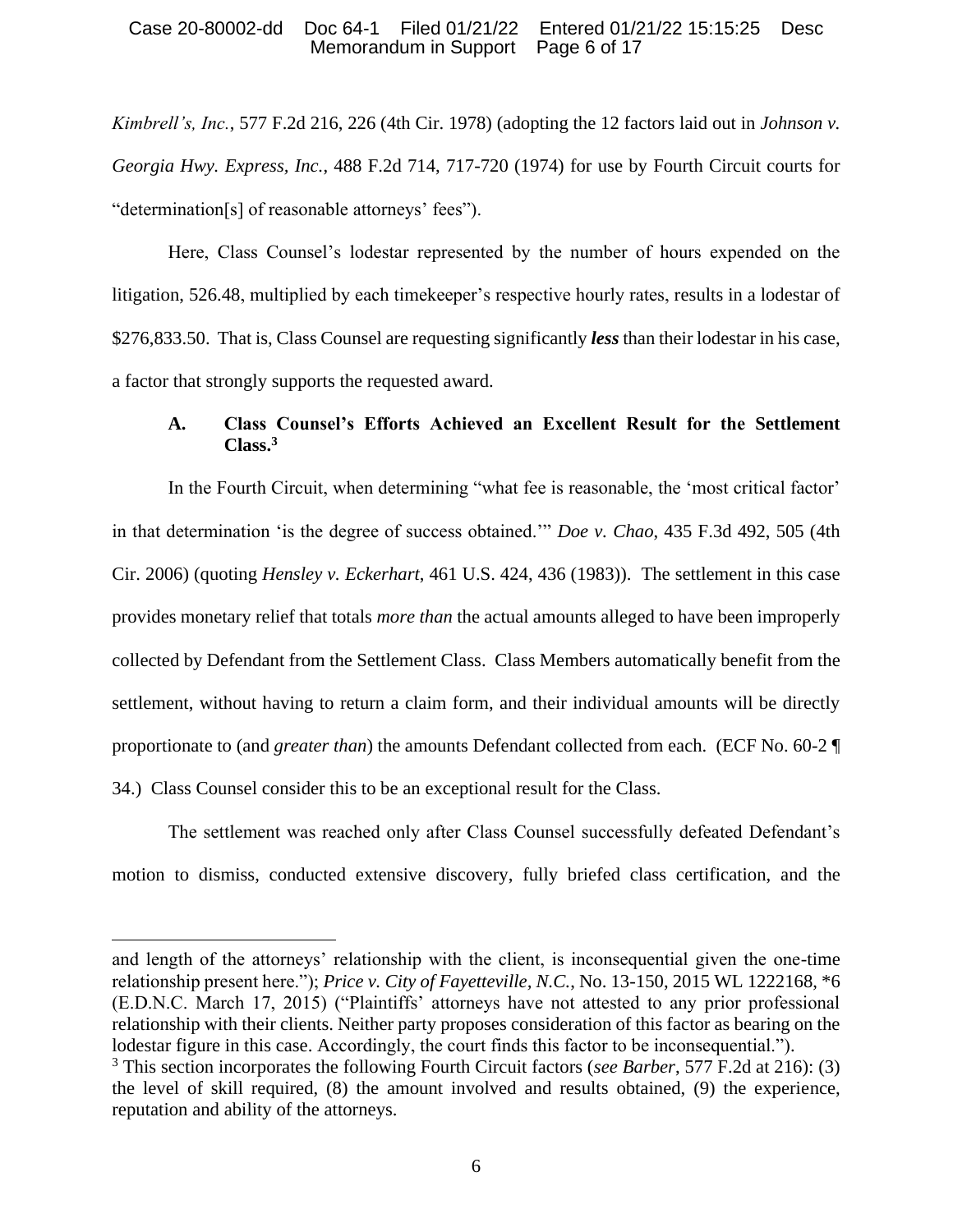*Kimbrell's, Inc.*, 577 F.2d 216, 226 (4th Cir. 1978) (adopting the 12 factors laid out in *Johnson v. Georgia Hwy. Express, Inc.*, 488 F.2d 714, 717-720 (1974) for use by Fourth Circuit courts for "determination[s] of reasonable attorneys' fees").

Here, Class Counsel's lodestar represented by the number of hours expended on the litigation, 526.48, multiplied by each timekeeper's respective hourly rates, results in a lodestar of $276,833.50. That is, Class Counsel are requesting significantly ***less*** than their lodestar in his case, a factor that strongly supports the requested award.

### A. Class Counsel's Efforts Achieved an Excellent Result for the Settlement Class.[3]

In the Fourth Circuit, when determining "what fee is reasonable, the 'most critical factor' in that determination 'is the degree of success obtained.'" *Doe v. Chao*, 435 F.3d 492, 505 (4th Cir. 2006) (quoting *Hensley v. Eckerhart*, 461 U.S. 424, 436 (1983)). The settlement in this case provides monetary relief that totals *more than* the actual amounts alleged to have been improperly collected by Defendant from the Settlement Class. Class Members automatically benefit from the settlement, without having to return a claim form, and their individual amounts will be directly proportionate to (and *greater than*) the amounts Defendant collected from each. (ECF No. 60-2 ¶ 34.) Class Counsel consider this to be an exceptional result for the Class.

The settlement was reached only after Class Counsel successfully defeated Defendant's motion to dismiss, conducted extensive discovery, fully briefed class certification, and the

---

and length of the attorneys' relationship with the client, is inconsequential given the one-time relationship present here."); *Price v. City of Fayetteville, N.C.*, No. 13-150, 2015 WL 1222168, *6 (E.D.N.C. March 17, 2015) ("Plaintiffs' attorneys have not attested to any prior professional relationship with their clients. Neither party proposes consideration of this factor as bearing on the lodestar figure in this case. Accordingly, the court finds this factor to be inconsequential.").

[3] This section incorporates the following Fourth Circuit factors (*see Barber*, 577 F.2d at 216): (3) the level of skill required, (8) the amount involved and results obtained, (9) the experience, reputation and ability of the attorneys.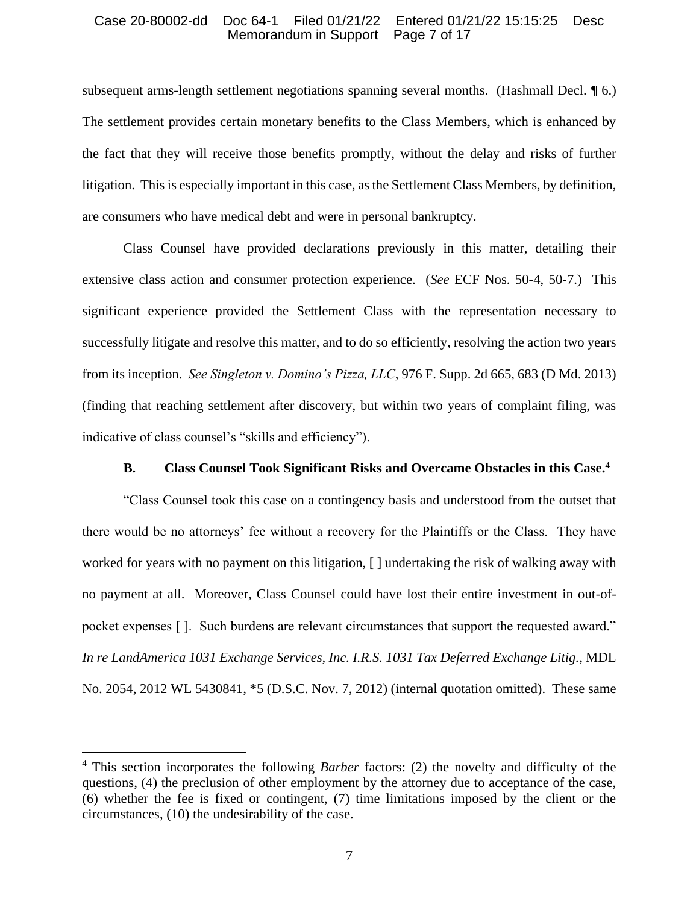subsequent arms-length settlement negotiations spanning several months. (Hashmall Decl. ¶ 6.) The settlement provides certain monetary benefits to the Class Members, which is enhanced by the fact that they will receive those benefits promptly, without the delay and risks of further litigation. This is especially important in this case, as the Settlement Class Members, by definition, are consumers who have medical debt and were in personal bankruptcy.

Class Counsel have provided declarations previously in this matter, detailing their extensive class action and consumer protection experience. (*See* ECF Nos. 50-4, 50-7.) This significant experience provided the Settlement Class with the representation necessary to successfully litigate and resolve this matter, and to do so efficiently, resolving the action two years from its inception. *See Singleton v. Domino's Pizza, LLC*, 976 F. Supp. 2d 665, 683 (D Md. 2013) (finding that reaching settlement after discovery, but within two years of complaint filing, was indicative of class counsel's "skills and efficiency").

### B. Class Counsel Took Significant Risks and Overcame Obstacles in this Case.[4]

"Class Counsel took this case on a contingency basis and understood from the outset that there would be no attorneys' fee without a recovery for the Plaintiffs or the Class. They have worked for years with no payment on this litigation, [ ] undertaking the risk of walking away with no payment at all. Moreover, Class Counsel could have lost their entire investment in out-of-pocket expenses [ ]. Such burdens are relevant circumstances that support the requested award." *In re LandAmerica 1031 Exchange Services, Inc. I.R.S. 1031 Tax Deferred Exchange Litig.*, MDL No. 2054, 2012 WL 5430841, *5 (D.S.C. Nov. 7, 2012) (internal quotation omitted). These same

---

[4] This section incorporates the following *Barber* factors: (2) the novelty and difficulty of the questions, (4) the preclusion of other employment by the attorney due to acceptance of the case, (6) whether the fee is fixed or contingent, (7) time limitations imposed by the client or the circumstances, (10) the undesirability of the case.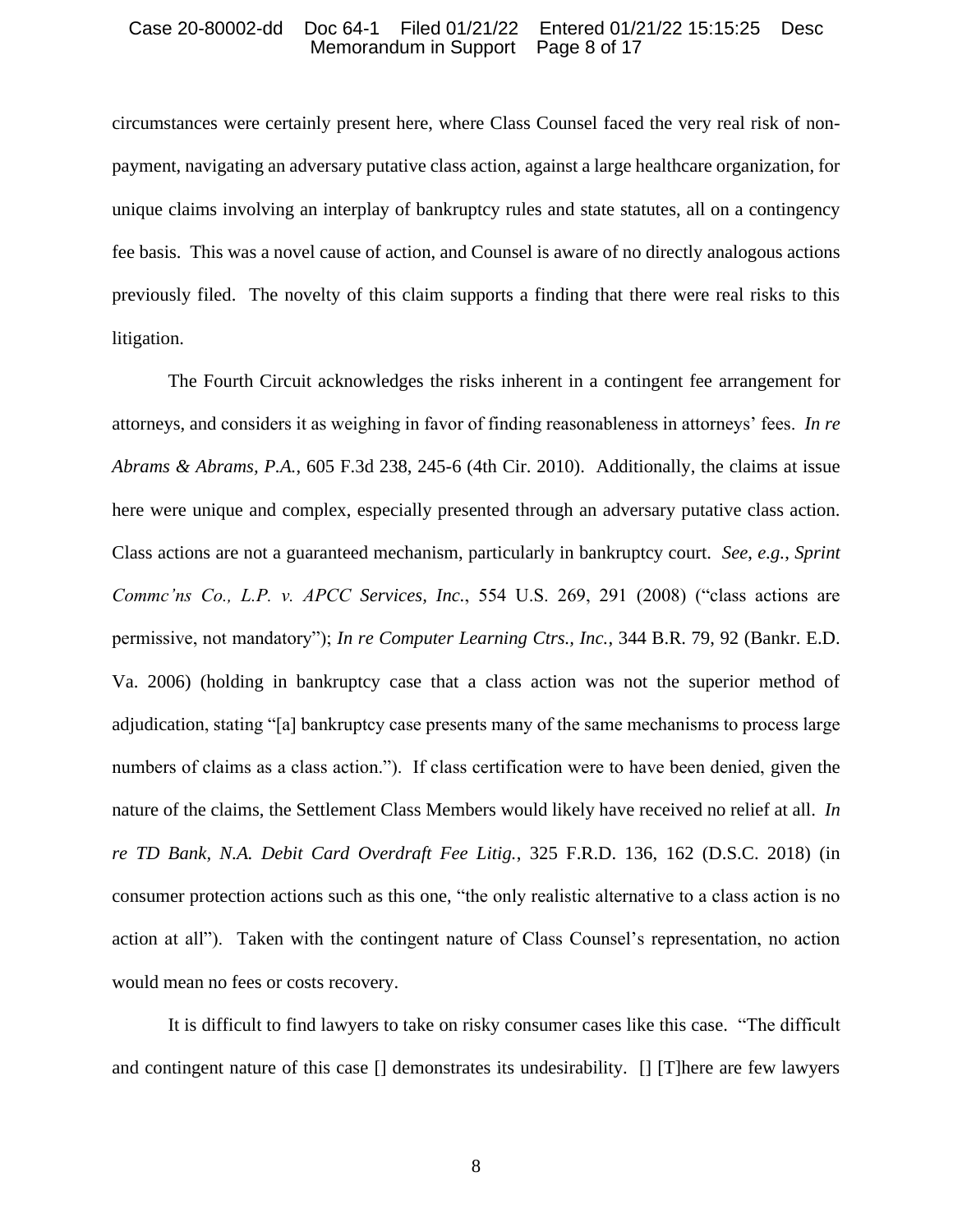circumstances were certainly present here, where Class Counsel faced the very real risk of non-payment, navigating an adversary putative class action, against a large healthcare organization, for unique claims involving an interplay of bankruptcy rules and state statutes, all on a contingency fee basis. This was a novel cause of action, and Counsel is aware of no directly analogous actions previously filed. The novelty of this claim supports a finding that there were real risks to this litigation.

The Fourth Circuit acknowledges the risks inherent in a contingent fee arrangement for attorneys, and considers it as weighing in favor of finding reasonableness in attorneys' fees. *In re Abrams & Abrams, P.A.*, 605 F.3d 238, 245-6 (4th Cir. 2010). Additionally, the claims at issue here were unique and complex, especially presented through an adversary putative class action. Class actions are not a guaranteed mechanism, particularly in bankruptcy court. *See*, *e.g.*, *Sprint Commc'ns Co., L.P. v. APCC Services, Inc.*, 554 U.S. 269, 291 (2008) ("class actions are permissive, not mandatory"); *In re Computer Learning Ctrs., Inc.*, 344 B.R. 79, 92 (Bankr. E.D. Va. 2006) (holding in bankruptcy case that a class action was not the superior method of adjudication, stating "[a] bankruptcy case presents many of the same mechanisms to process large numbers of claims as a class action."). If class certification were to have been denied, given the nature of the claims, the Settlement Class Members would likely have received no relief at all. *In re TD Bank, N.A. Debit Card Overdraft Fee Litig.*, 325 F.R.D. 136, 162 (D.S.C. 2018) (in consumer protection actions such as this one, "the only realistic alternative to a class action is no action at all"). Taken with the contingent nature of Class Counsel's representation, no action would mean no fees or costs recovery.

It is difficult to find lawyers to take on risky consumer cases like this case. "The difficult and contingent nature of this case [] demonstrates its undesirability. [] [T]here are few lawyers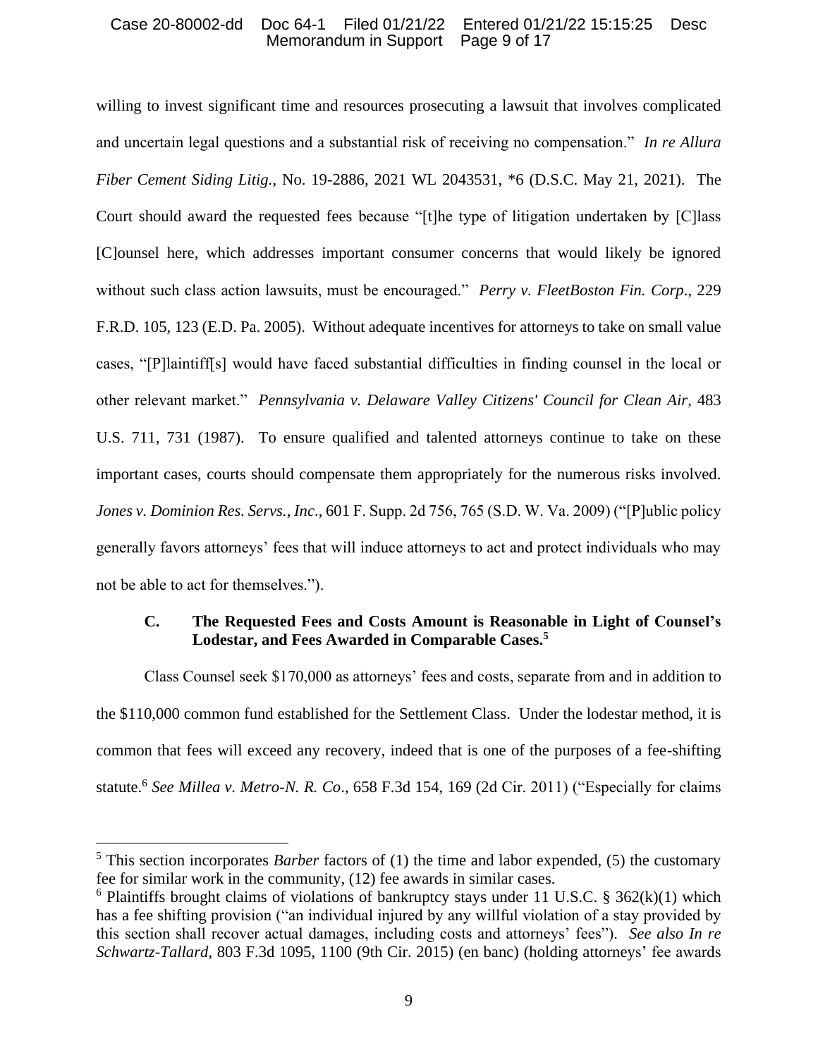willing to invest significant time and resources prosecuting a lawsuit that involves complicated and uncertain legal questions and a substantial risk of receiving no compensation." *In re Allura Fiber Cement Siding Litig.*, No. 19-2886, 2021 WL 2043531, *6 (D.S.C. May 21, 2021). The Court should award the requested fees because "[t]he type of litigation undertaken by [C]lass [C]ounsel here, which addresses important consumer concerns that would likely be ignored without such class action lawsuits, must be encouraged." *Perry v. FleetBoston Fin. Corp*., 229 F.R.D. 105, 123 (E.D. Pa. 2005). Without adequate incentives for attorneys to take on small value cases, "[P]laintiff[s] would have faced substantial difficulties in finding counsel in the local or other relevant market." *Pennsylvania v. Delaware Valley Citizens' Council for Clean Air*, 483 U.S. 711, 731 (1987). To ensure qualified and talented attorneys continue to take on these important cases, courts should compensate them appropriately for the numerous risks involved. *Jones v. Dominion Res. Servs., Inc*., 601 F. Supp. 2d 756, 765 (S.D. W. Va. 2009) ("[P]ublic policy generally favors attorneys' fees that will induce attorneys to act and protect individuals who may not be able to act for themselves.").

### C. The Requested Fees and Costs Amount is Reasonable in Light of Counsel's Lodestar, and Fees Awarded in Comparable Cases.[5]

Class Counsel seek $170,000 as attorneys' fees and costs, separate from and in addition to the $110,000 common fund established for the Settlement Class. Under the lodestar method, it is common that fees will exceed any recovery, indeed that is one of the purposes of a fee-shifting statute.[6] *See Millea v. Metro-N. R. Co*., 658 F.3d 154, 169 (2d Cir. 2011) ("Especially for claims

---

[5] This section incorporates *Barber* factors of (1) the time and labor expended, (5) the customary fee for similar work in the community, (12) fee awards in similar cases.

[6] Plaintiffs brought claims of violations of bankruptcy stays under 11 U.S.C. § 362(k)(1) which has a fee shifting provision ("an individual injured by any willful violation of a stay provided by this section shall recover actual damages, including costs and attorneys' fees"). *See also In re Schwartz-Tallard*, 803 F.3d 1095, 1100 (9th Cir. 2015) (en banc) (holding attorneys' fee awards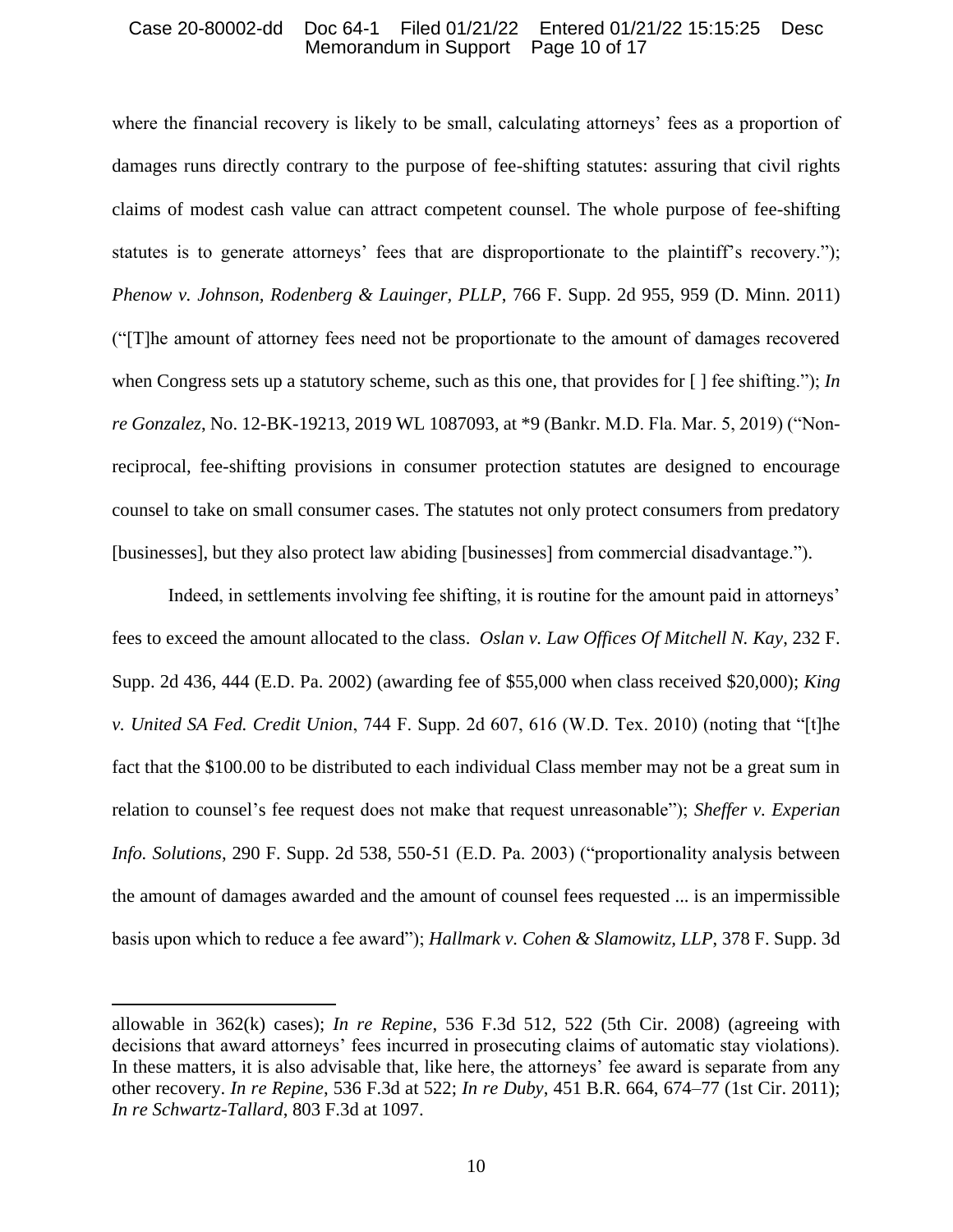where the financial recovery is likely to be small, calculating attorneys' fees as a proportion of damages runs directly contrary to the purpose of fee-shifting statutes: assuring that civil rights claims of modest cash value can attract competent counsel. The whole purpose of fee-shifting statutes is to generate attorneys' fees that are disproportionate to the plaintiff's recovery."); *Phenow v. Johnson, Rodenberg & Lauinger, PLLP*, 766 F. Supp. 2d 955, 959 (D. Minn. 2011) ("[T]he amount of attorney fees need not be proportionate to the amount of damages recovered when Congress sets up a statutory scheme, such as this one, that provides for [ ] fee shifting."); *In re Gonzalez*, No. 12-BK-19213, 2019 WL 1087093, at *9 (Bankr. M.D. Fla. Mar. 5, 2019) ("Non-reciprocal, fee-shifting provisions in consumer protection statutes are designed to encourage counsel to take on small consumer cases. The statutes not only protect consumers from predatory [businesses], but they also protect law abiding [businesses] from commercial disadvantage.").

Indeed, in settlements involving fee shifting, it is routine for the amount paid in attorneys' fees to exceed the amount allocated to the class. *Oslan v. Law Offices Of Mitchell N. Kay*, 232 F. Supp. 2d 436, 444 (E.D. Pa. 2002) (awarding fee of $55,000 when class received $20,000); *King v. United SA Fed. Credit Union*, 744 F. Supp. 2d 607, 616 (W.D. Tex. 2010) (noting that "[t]he fact that the $100.00 to be distributed to each individual Class member may not be a great sum in relation to counsel's fee request does not make that request unreasonable"); *Sheffer v. Experian Info. Solutions*, 290 F. Supp. 2d 538, 550-51 (E.D. Pa. 2003) ("proportionality analysis between the amount of damages awarded and the amount of counsel fees requested ... is an impermissible basis upon which to reduce a fee award"); *Hallmark v. Cohen & Slamowitz, LLP*, 378 F. Supp. 3d

---

allowable in 362(k) cases); *In re Repine*, 536 F.3d 512, 522 (5th Cir. 2008) (agreeing with decisions that award attorneys' fees incurred in prosecuting claims of automatic stay violations). In these matters, it is also advisable that, like here, the attorneys' fee award is separate from any other recovery. *In re Repine*, 536 F.3d at 522; *In re Duby*, 451 B.R. 664, 674–77 (1st Cir. 2011); *In re Schwartz-Tallard*, 803 F.3d at 1097.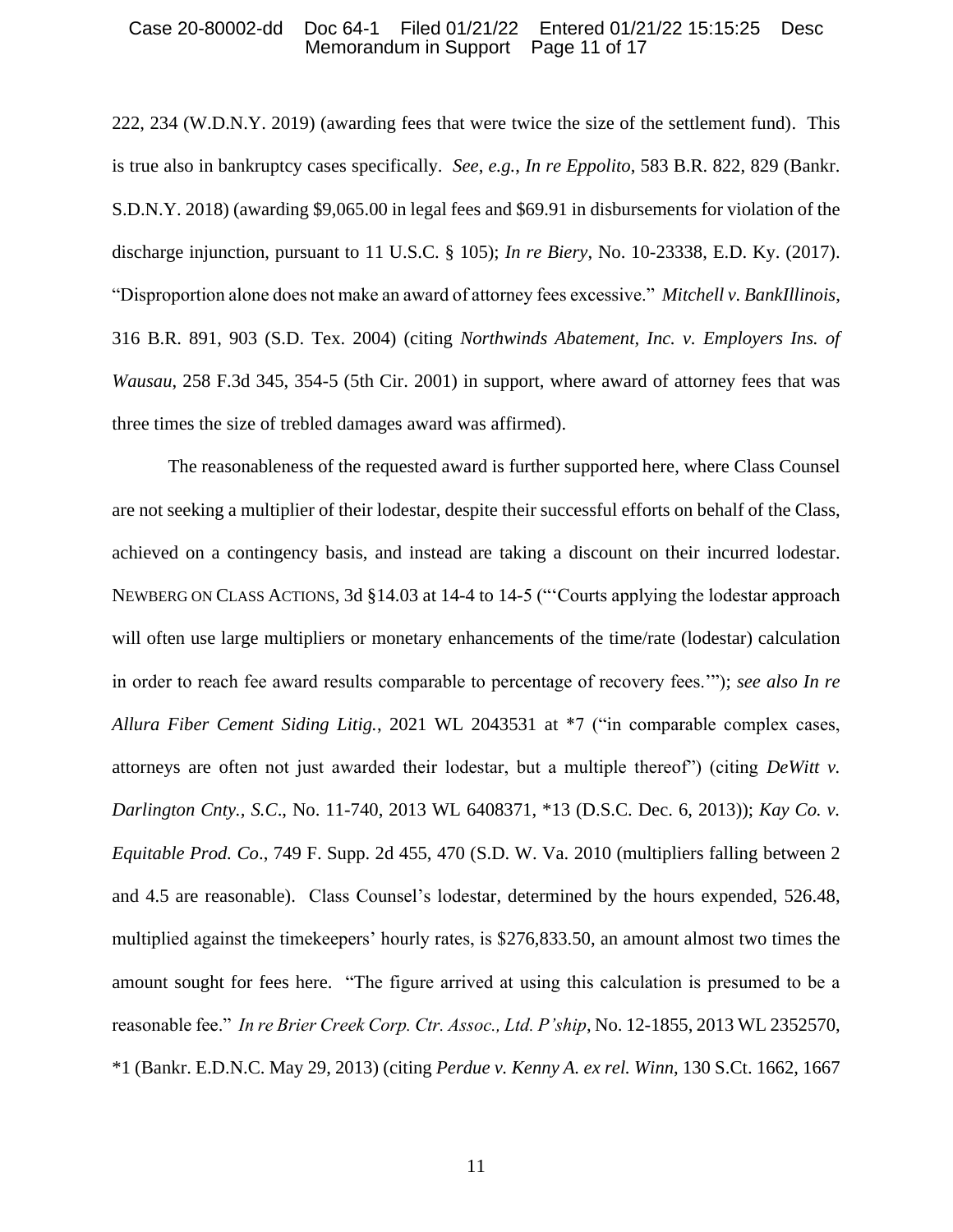222, 234 (W.D.N.Y. 2019) (awarding fees that were twice the size of the settlement fund). This is true also in bankruptcy cases specifically. *See, e.g., In re Eppolito*, 583 B.R. 822, 829 (Bankr. S.D.N.Y. 2018) (awarding $9,065.00 in legal fees and $69.91 in disbursements for violation of the discharge injunction, pursuant to 11 U.S.C. § 105); *In re Biery*, No. 10-23338, E.D. Ky. (2017). "Disproportion alone does not make an award of attorney fees excessive." *Mitchell v. BankIllinois*, 316 B.R. 891, 903 (S.D. Tex. 2004) (citing *Northwinds Abatement, Inc. v. Employers Ins. of Wausau*, 258 F.3d 345, 354-5 (5th Cir. 2001) in support, where award of attorney fees that was three times the size of trebled damages award was affirmed).

The reasonableness of the requested award is further supported here, where Class Counsel are not seeking a multiplier of their lodestar, despite their successful efforts on behalf of the Class, achieved on a contingency basis, and instead are taking a discount on their incurred lodestar. NEWBERG ON CLASS ACTIONS, 3d §14.03 at 14-4 to 14-5 ("'Courts applying the lodestar approach will often use large multipliers or monetary enhancements of the time/rate (lodestar) calculation in order to reach fee award results comparable to percentage of recovery fees.'"); *see also In re Allura Fiber Cement Siding Litig.*, 2021 WL 2043531 at *7 ("in comparable complex cases, attorneys are often not just awarded their lodestar, but a multiple thereof") (citing *DeWitt v. Darlington Cnty., S.C.*, No. 11-740, 2013 WL 6408371, *13 (D.S.C. Dec. 6, 2013)); *Kay Co. v. Equitable Prod. Co.*, 749 F. Supp. 2d 455, 470 (S.D. W. Va. 2010 (multipliers falling between 2 and 4.5 are reasonable). Class Counsel's lodestar, determined by the hours expended, 526.48, multiplied against the timekeepers' hourly rates, is $276,833.50, an amount almost two times the amount sought for fees here. "The figure arrived at using this calculation is presumed to be a reasonable fee." *In re Brier Creek Corp. Ctr. Assoc., Ltd. P'ship*, No. 12-1855, 2013 WL 2352570, *1 (Bankr. E.D.N.C. May 29, 2013) (citing *Perdue v. Kenny A. ex rel. Winn*, 130 S.Ct. 1662, 1667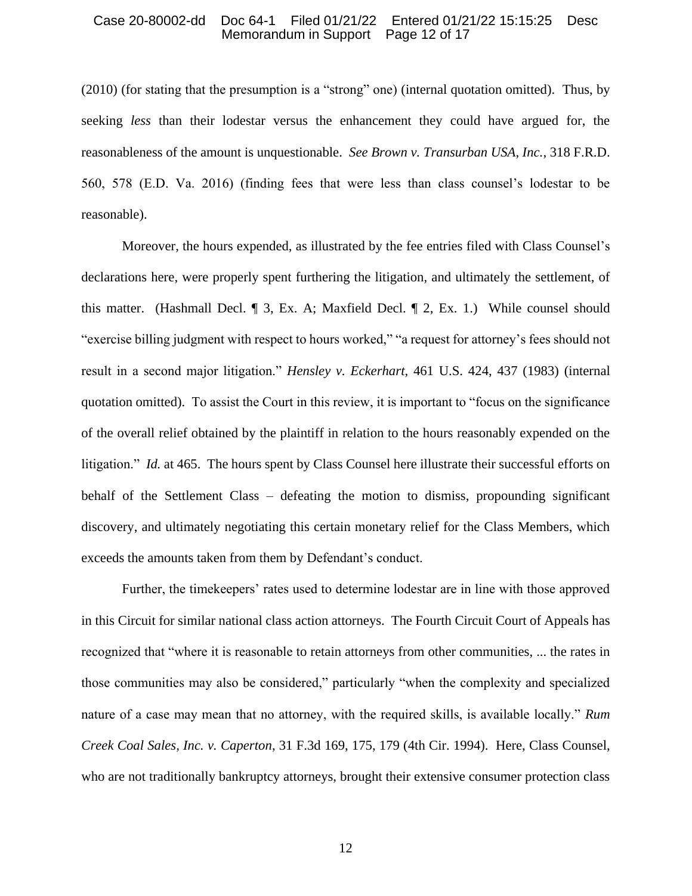(2010) (for stating that the presumption is a "strong" one) (internal quotation omitted). Thus, by seeking *less* than their lodestar versus the enhancement they could have argued for, the reasonableness of the amount is unquestionable. *See Brown v. Transurban USA, Inc.*, 318 F.R.D. 560, 578 (E.D. Va. 2016) (finding fees that were less than class counsel's lodestar to be reasonable).

Moreover, the hours expended, as illustrated by the fee entries filed with Class Counsel's declarations here, were properly spent furthering the litigation, and ultimately the settlement, of this matter. (Hashmall Decl. ¶ 3, Ex. A; Maxfield Decl. ¶ 2, Ex. 1.) While counsel should "exercise billing judgment with respect to hours worked," "a request for attorney's fees should not result in a second major litigation." *Hensley v. Eckerhart*, 461 U.S. 424, 437 (1983) (internal quotation omitted). To assist the Court in this review, it is important to "focus on the significance of the overall relief obtained by the plaintiff in relation to the hours reasonably expended on the litigation." *Id.* at 465. The hours spent by Class Counsel here illustrate their successful efforts on behalf of the Settlement Class – defeating the motion to dismiss, propounding significant discovery, and ultimately negotiating this certain monetary relief for the Class Members, which exceeds the amounts taken from them by Defendant's conduct.

Further, the timekeepers' rates used to determine lodestar are in line with those approved in this Circuit for similar national class action attorneys. The Fourth Circuit Court of Appeals has recognized that "where it is reasonable to retain attorneys from other communities, ... the rates in those communities may also be considered," particularly "when the complexity and specialized nature of a case may mean that no attorney, with the required skills, is available locally." *Rum Creek Coal Sales, Inc. v. Caperton*, 31 F.3d 169, 175, 179 (4th Cir. 1994). Here, Class Counsel, who are not traditionally bankruptcy attorneys, brought their extensive consumer protection class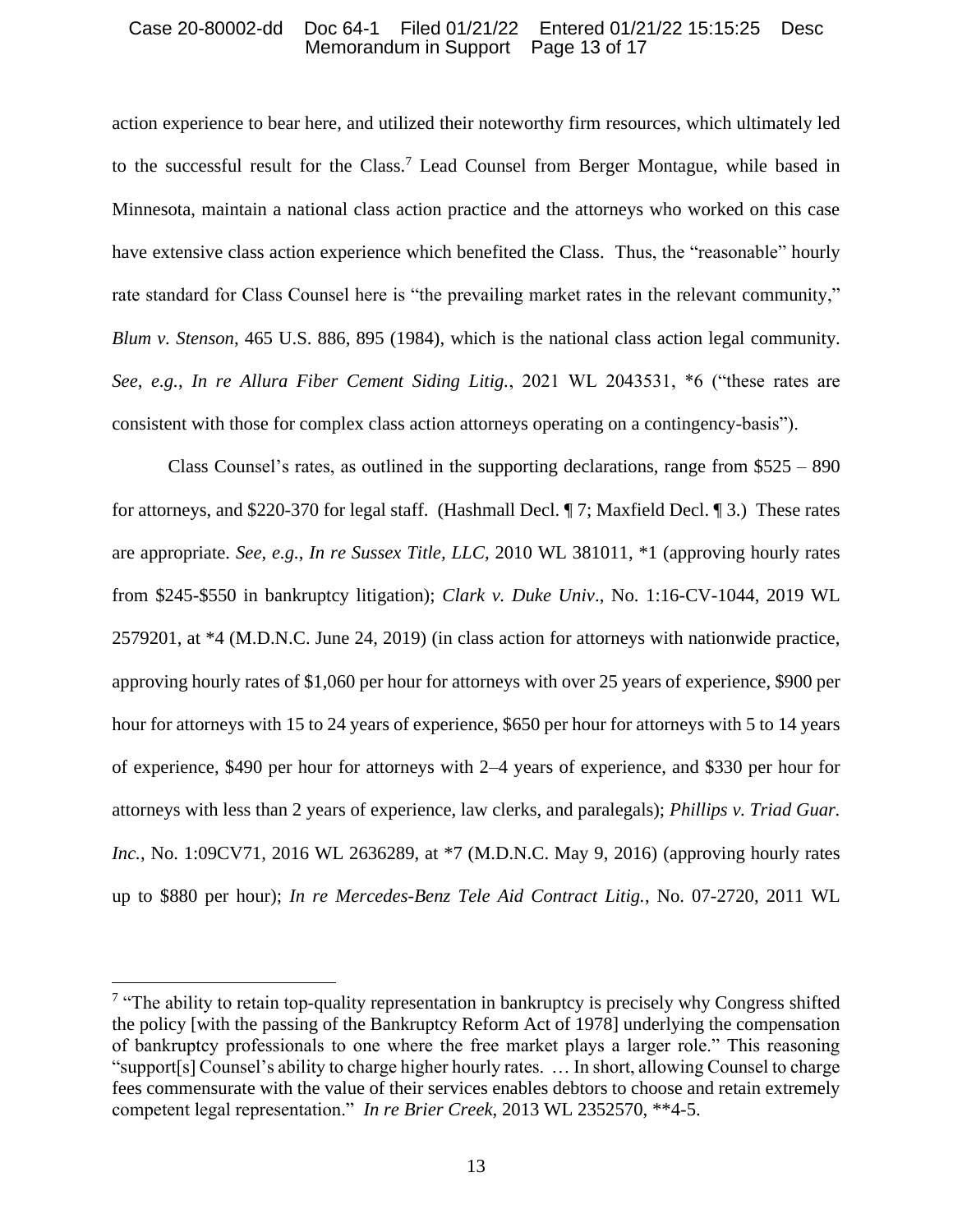action experience to bear here, and utilized their noteworthy firm resources, which ultimately led to the successful result for the Class.[7] Lead Counsel from Berger Montague, while based in Minnesota, maintain a national class action practice and the attorneys who worked on this case have extensive class action experience which benefited the Class. Thus, the "reasonable" hourly rate standard for Class Counsel here is "the prevailing market rates in the relevant community," *Blum v. Stenson*, 465 U.S. 886, 895 (1984), which is the national class action legal community. *See*, *e.g.*, *In re Allura Fiber Cement Siding Litig.*, 2021 WL 2043531, *6 ("these rates are consistent with those for complex class action attorneys operating on a contingency-basis").

Class Counsel's rates, as outlined in the supporting declarations, range from $525 – 890 for attorneys, and $220-370 for legal staff. (Hashmall Decl. ¶ 7; Maxfield Decl. ¶ 3.) These rates are appropriate. *See*, *e.g.*, *In re Sussex Title, LLC*, 2010 WL 381011, *1 (approving hourly rates from $245-$550 in bankruptcy litigation); *Clark v. Duke Univ*., No. 1:16-CV-1044, 2019 WL 2579201, at *4 (M.D.N.C. June 24, 2019) (in class action for attorneys with nationwide practice, approving hourly rates of $1,060 per hour for attorneys with over 25 years of experience, $900 per hour for attorneys with 15 to 24 years of experience, $650 per hour for attorneys with 5 to 14 years of experience, $490 per hour for attorneys with 2–4 years of experience, and $330 per hour for attorneys with less than 2 years of experience, law clerks, and paralegals); *Phillips v. Triad Guar. Inc.*, No. 1:09CV71, 2016 WL 2636289, at *7 (M.D.N.C. May 9, 2016) (approving hourly rates up to $880 per hour); *In re Mercedes-Benz Tele Aid Contract Litig.*, No. 07-2720, 2011 WL

---

[7] "The ability to retain top-quality representation in bankruptcy is precisely why Congress shifted the policy [with the passing of the Bankruptcy Reform Act of 1978] underlying the compensation of bankruptcy professionals to one where the free market plays a larger role." This reasoning "support[s] Counsel's ability to charge higher hourly rates. … In short, allowing Counsel to charge fees commensurate with the value of their services enables debtors to choose and retain extremely competent legal representation." *In re Brier Creek*, 2013 WL 2352570, **4-5.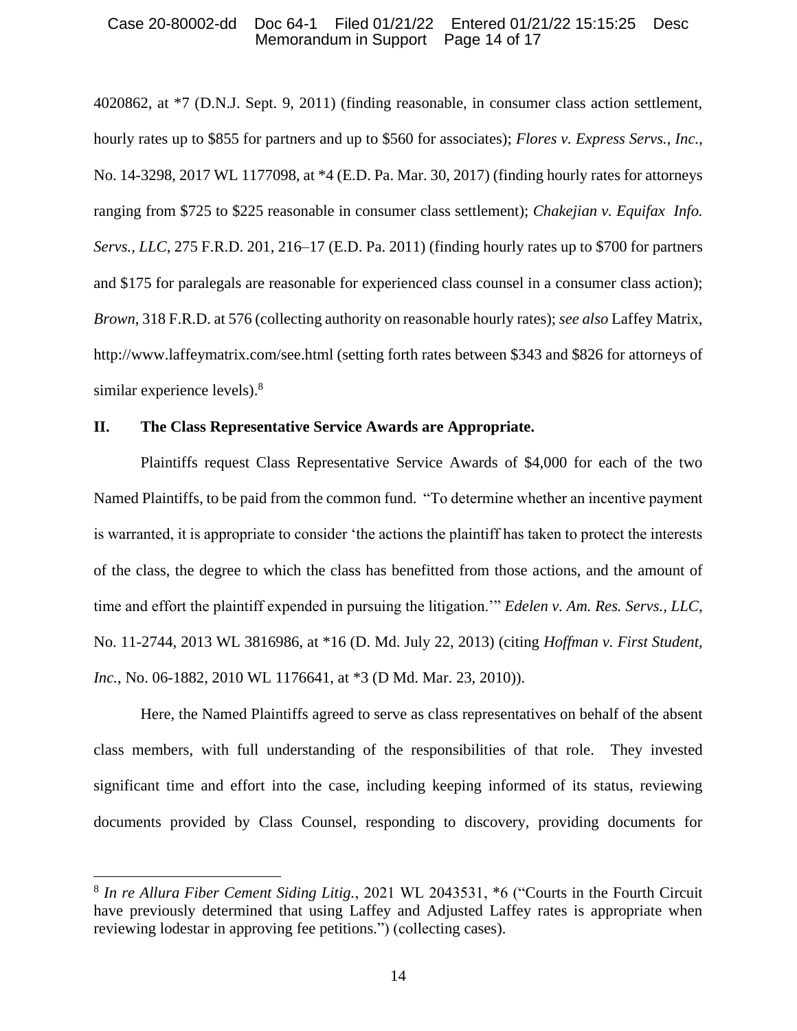4020862, at *7 (D.N.J. Sept. 9, 2011) (finding reasonable, in consumer class action settlement, hourly rates up to $855 for partners and up to $560 for associates); *Flores v. Express Servs., Inc.*, No. 14-3298, 2017 WL 1177098, at *4 (E.D. Pa. Mar. 30, 2017) (finding hourly rates for attorneys ranging from $725 to $225 reasonable in consumer class settlement); *Chakejian v. Equifax Info. Servs., LLC*, 275 F.R.D. 201, 216–17 (E.D. Pa. 2011) (finding hourly rates up to $700 for partners and $175 for paralegals are reasonable for experienced class counsel in a consumer class action); *Brown*, 318 F.R.D. at 576 (collecting authority on reasonable hourly rates); *see also* Laffey Matrix, http://www.laffeymatrix.com/see.html (setting forth rates between $343 and $826 for attorneys of similar experience levels).[8]

## II. The Class Representative Service Awards are Appropriate.

Plaintiffs request Class Representative Service Awards of $4,000 for each of the two Named Plaintiffs, to be paid from the common fund. "To determine whether an incentive payment is warranted, it is appropriate to consider 'the actions the plaintiff has taken to protect the interests of the class, the degree to which the class has benefitted from those actions, and the amount of time and effort the plaintiff expended in pursuing the litigation.'" *Edelen v. Am. Res. Servs., LLC*, No. 11-2744, 2013 WL 3816986, at *16 (D. Md. July 22, 2013) (citing *Hoffman v. First Student, Inc.*, No. 06-1882, 2010 WL 1176641, at *3 (D Md. Mar. 23, 2010)).

Here, the Named Plaintiffs agreed to serve as class representatives on behalf of the absent class members, with full understanding of the responsibilities of that role. They invested significant time and effort into the case, including keeping informed of its status, reviewing documents provided by Class Counsel, responding to discovery, providing documents for

---

[8] *In re Allura Fiber Cement Siding Litig.*, 2021 WL 2043531, *6 ("Courts in the Fourth Circuit have previously determined that using Laffey and Adjusted Laffey rates is appropriate when reviewing lodestar in approving fee petitions.") (collecting cases).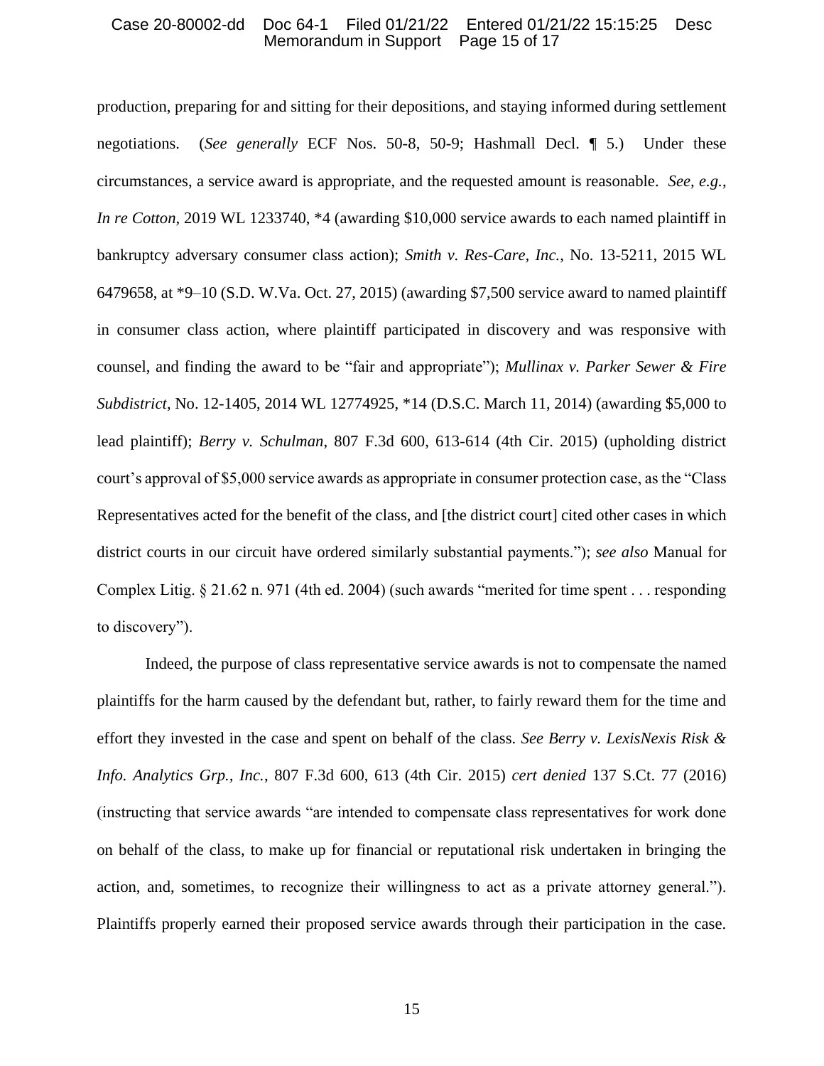production, preparing for and sitting for their depositions, and staying informed during settlement negotiations. (*See generally* ECF Nos. 50-8, 50-9; Hashmall Decl. ¶ 5.) Under these circumstances, a service award is appropriate, and the requested amount is reasonable. *See*, *e.g.*, *In re Cotton*, 2019 WL 1233740, *4 (awarding $10,000 service awards to each named plaintiff in bankruptcy adversary consumer class action); *Smith v. Res-Care, Inc.*, No. 13-5211, 2015 WL 6479658, at *9–10 (S.D. W.Va. Oct. 27, 2015) (awarding $7,500 service award to named plaintiff in consumer class action, where plaintiff participated in discovery and was responsive with counsel, and finding the award to be "fair and appropriate"); *Mullinax v. Parker Sewer & Fire Subdistrict*, No. 12-1405, 2014 WL 12774925, *14 (D.S.C. March 11, 2014) (awarding $5,000 to lead plaintiff); *Berry v. Schulman*, 807 F.3d 600, 613-614 (4th Cir. 2015) (upholding district court's approval of $5,000 service awards as appropriate in consumer protection case, as the "Class Representatives acted for the benefit of the class, and [the district court] cited other cases in which district courts in our circuit have ordered similarly substantial payments."); *see also* Manual for Complex Litig. § 21.62 n. 971 (4th ed. 2004) (such awards "merited for time spent . . . responding to discovery").

Indeed, the purpose of class representative service awards is not to compensate the named plaintiffs for the harm caused by the defendant but, rather, to fairly reward them for the time and effort they invested in the case and spent on behalf of the class. *See Berry v. LexisNexis Risk & Info. Analytics Grp., Inc.*, 807 F.3d 600, 613 (4th Cir. 2015) *cert denied* 137 S.Ct. 77 (2016) (instructing that service awards "are intended to compensate class representatives for work done on behalf of the class, to make up for financial or reputational risk undertaken in bringing the action, and, sometimes, to recognize their willingness to act as a private attorney general."). Plaintiffs properly earned their proposed service awards through their participation in the case.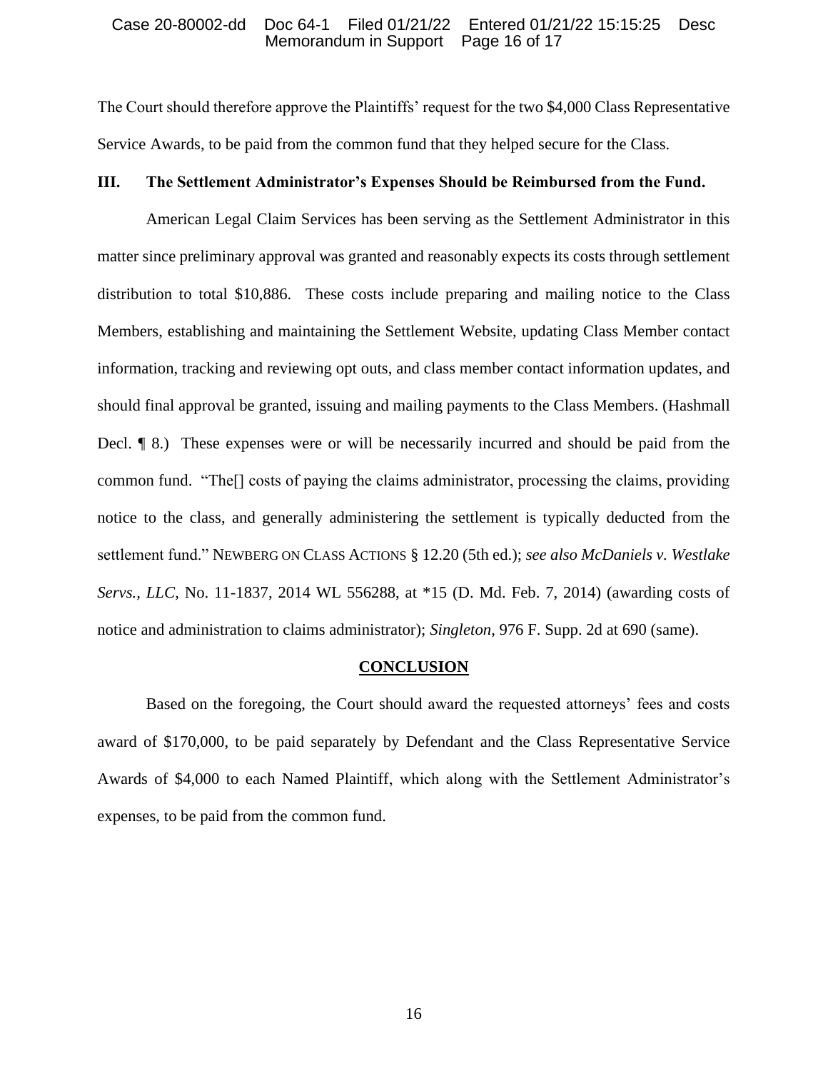The Court should therefore approve the Plaintiffs' request for the two $4,000 Class Representative Service Awards, to be paid from the common fund that they helped secure for the Class.

### III. The Settlement Administrator's Expenses Should be Reimbursed from the Fund.

American Legal Claim Services has been serving as the Settlement Administrator in this matter since preliminary approval was granted and reasonably expects its costs through settlement distribution to total $10,886. These costs include preparing and mailing notice to the Class Members, establishing and maintaining the Settlement Website, updating Class Member contact information, tracking and reviewing opt outs, and class member contact information updates, and should final approval be granted, issuing and mailing payments to the Class Members. (Hashmall Decl. ¶ 8.) These expenses were or will be necessarily incurred and should be paid from the common fund. "The[] costs of paying the claims administrator, processing the claims, providing notice to the class, and generally administering the settlement is typically deducted from the settlement fund." NEWBERG ON CLASS ACTIONS § 12.20 (5th ed.); *see also McDaniels v. Westlake Servs., LLC*, No. 11-1837, 2014 WL 556288, at *15 (D. Md. Feb. 7, 2014) (awarding costs of notice and administration to claims administrator); *Singleton*, 976 F. Supp. 2d at 690 (same).

## CONCLUSION

Based on the foregoing, the Court should award the requested attorneys' fees and costs award of $170,000, to be paid separately by Defendant and the Class Representative Service Awards of $4,000 to each Named Plaintiff, which along with the Settlement Administrator's expenses, to be paid from the common fund.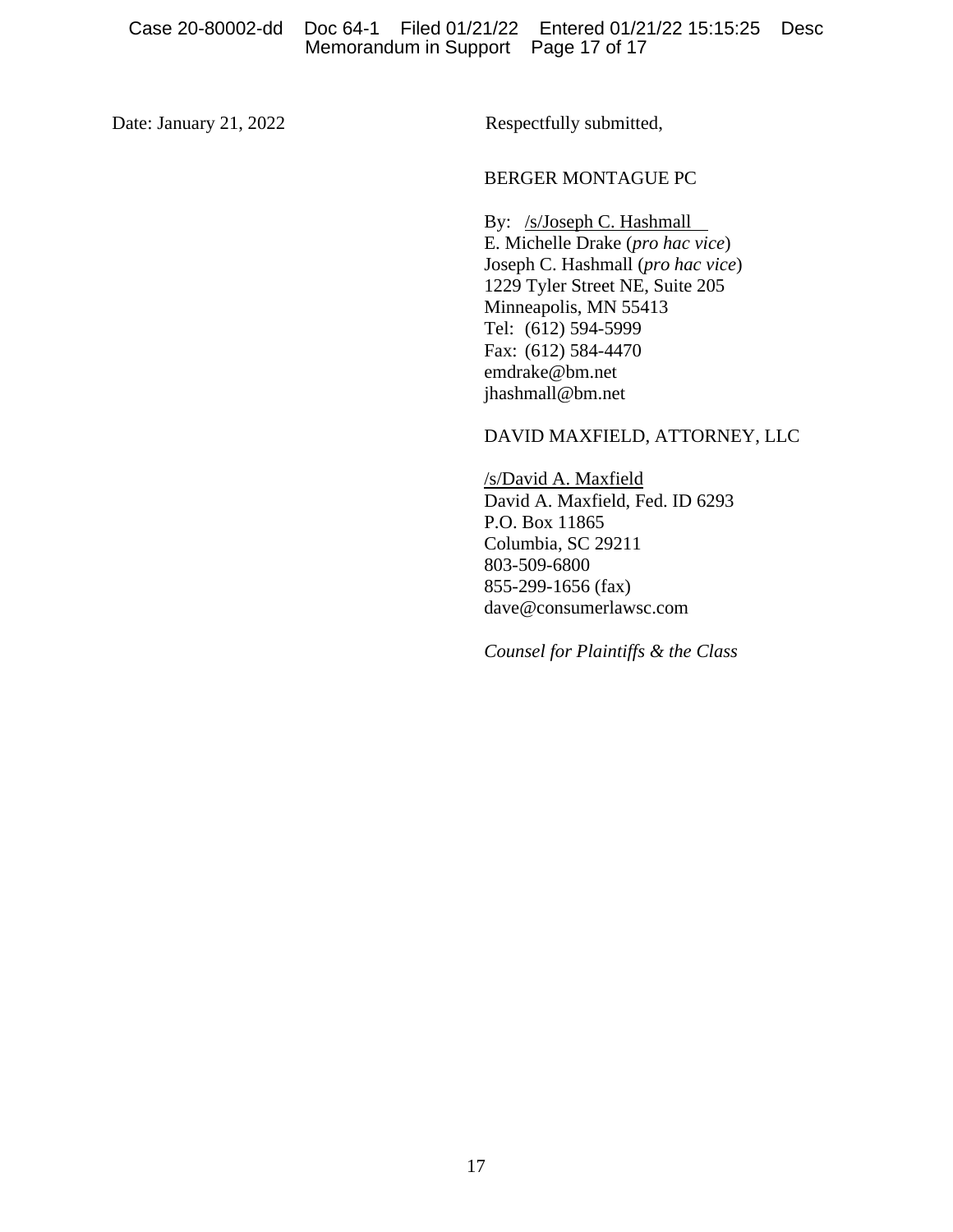Date: January 21, 2022

Respectfully submitted,

BERGER MONTAGUE PC

By: /s/Joseph C. Hashmall
E. Michelle Drake (*pro hac vice*)
Joseph C. Hashmall (*pro hac vice*)
1229 Tyler Street NE, Suite 205
Minneapolis, MN 55413
Tel: (612) 594-5999
Fax: (612) 584-4470
emdrake@bm.net
jhashmall@bm.net

DAVID MAXFIELD, ATTORNEY, LLC

/s/David A. Maxfield
David A. Maxfield, Fed. ID 6293
P.O. Box 11865
Columbia, SC 29211
803-509-6800
855-299-1656 (fax)
dave@consumerlawsc.com

*Counsel for Plaintiffs & the Class*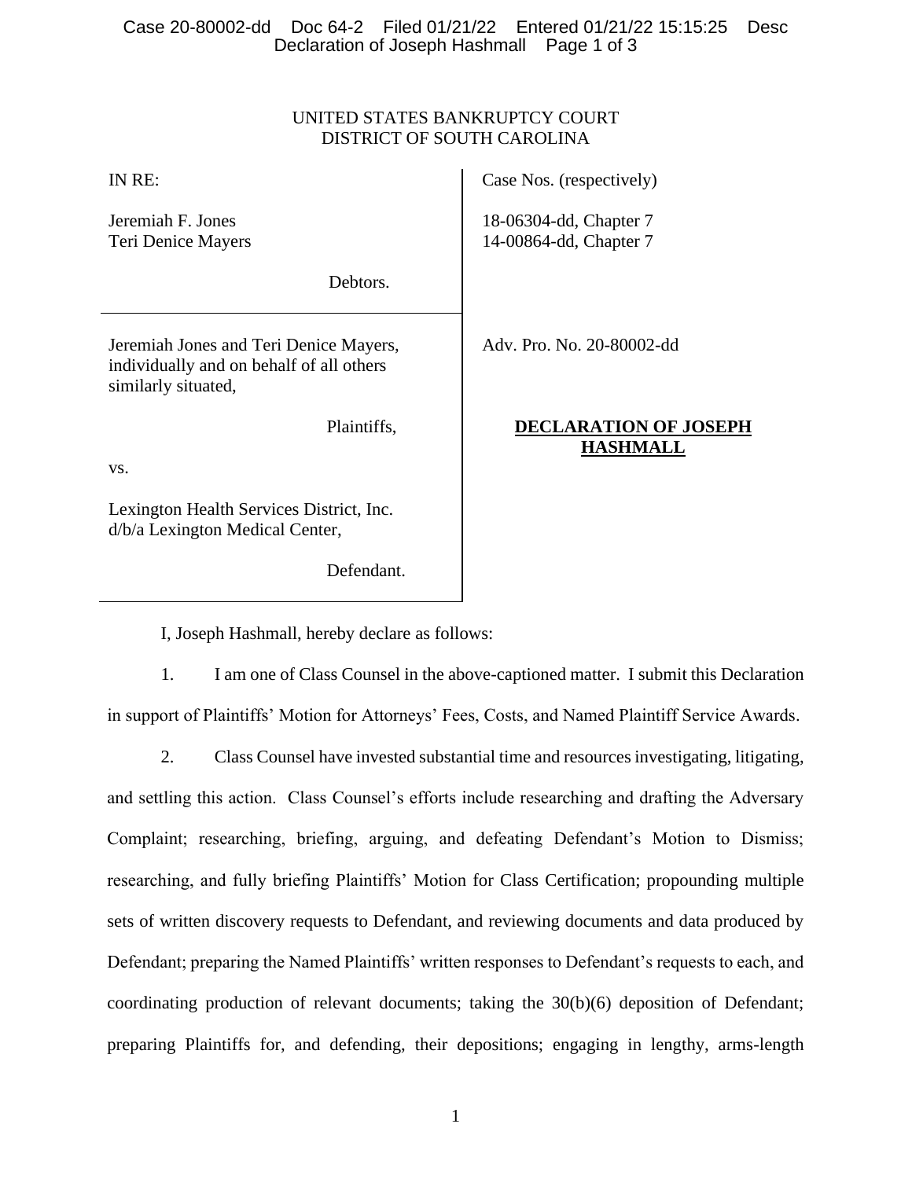UNITED STATES BANKRUPTCY COURT
DISTRICT OF SOUTH CAROLINA

| | |
|---|---|
| IN RE:<br><br>Jeremiah F. Jones<br>Teri Denice Mayers<br><br>Debtors. | Case Nos. (respectively)<br><br>18-06304-dd, Chapter 7<br>14-00864-dd, Chapter 7 |
| Jeremiah Jones and Teri Denice Mayers, individually and on behalf of all others similarly situated,<br><br>Plaintiffs,<br><br>vs.<br><br>Lexington Health Services District, Inc. d/b/a Lexington Medical Center,<br><br>Defendant. | Adv. Pro. No. 20-80002-dd<br><br>**DECLARATION OF JOSEPH HASHMALL** |

I, Joseph Hashmall, hereby declare as follows:

1. I am one of Class Counsel in the above-captioned matter. I submit this Declaration in support of Plaintiffs' Motion for Attorneys' Fees, Costs, and Named Plaintiff Service Awards.

2. Class Counsel have invested substantial time and resources investigating, litigating, and settling this action. Class Counsel's efforts include researching and drafting the Adversary Complaint; researching, briefing, arguing, and defeating Defendant's Motion to Dismiss; researching, and fully briefing Plaintiffs' Motion for Class Certification; propounding multiple sets of written discovery requests to Defendant, and reviewing documents and data produced by Defendant; preparing the Named Plaintiffs' written responses to Defendant's requests to each, and coordinating production of relevant documents; taking the 30(b)(6) deposition of Defendant; preparing Plaintiffs for, and defending, their depositions; engaging in lengthy, arms-length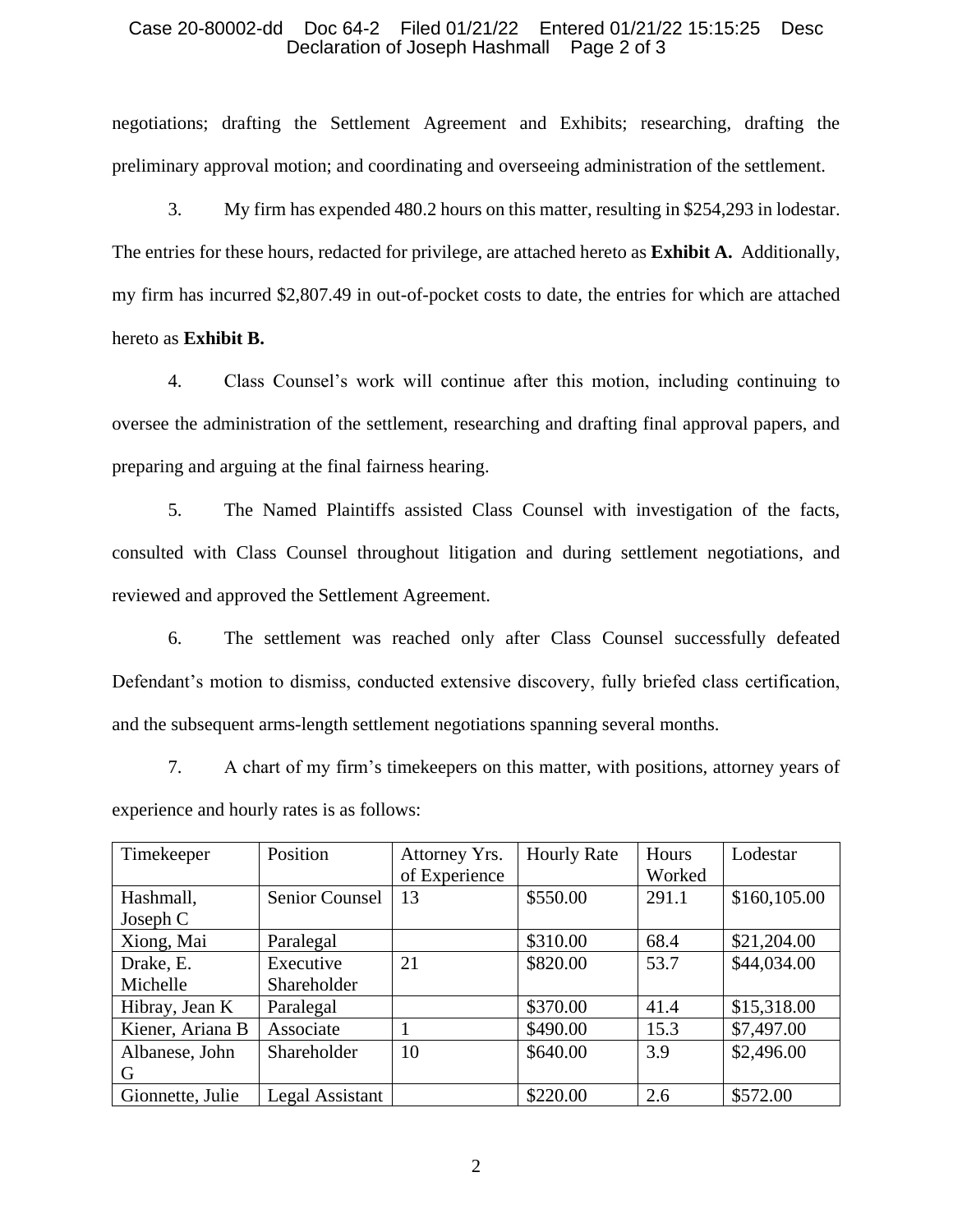negotiations; drafting the Settlement Agreement and Exhibits; researching, drafting the preliminary approval motion; and coordinating and overseeing administration of the settlement.

3. My firm has expended 480.2 hours on this matter, resulting in $254,293 in lodestar. The entries for these hours, redacted for privilege, are attached hereto as **Exhibit A.** Additionally, my firm has incurred $2,807.49 in out-of-pocket costs to date, the entries for which are attached hereto as **Exhibit B.**

4. Class Counsel's work will continue after this motion, including continuing to oversee the administration of the settlement, researching and drafting final approval papers, and preparing and arguing at the final fairness hearing.

5. The Named Plaintiffs assisted Class Counsel with investigation of the facts, consulted with Class Counsel throughout litigation and during settlement negotiations, and reviewed and approved the Settlement Agreement.

6. The settlement was reached only after Class Counsel successfully defeated Defendant's motion to dismiss, conducted extensive discovery, fully briefed class certification, and the subsequent arms-length settlement negotiations spanning several months.

7. A chart of my firm's timekeepers on this matter, with positions, attorney years of experience and hourly rates is as follows:

| Timekeeper | Position | Attorney Yrs. of Experience | Hourly Rate | Hours Worked | Lodestar |
|---|---|---|---|---|---|
| Hashmall, Joseph C | Senior Counsel | 13 | $550.00 | 291.1 | $160,105.00 |
| Xiong, Mai | Paralegal | | $310.00 | 68.4 | $21,204.00 |
| Drake, E. Michelle | Executive Shareholder | 21 | $820.00 | 53.7 | $44,034.00 |
| Hibray, Jean K | Paralegal | | $370.00 | 41.4 | $15,318.00 |
| Kiener, Ariana B | Associate | 1 | $490.00 | 15.3 | $7,497.00 |
| Albanese, John G | Shareholder | 10 | $640.00 | 3.9 | $2,496.00 |
| Gionnette, Julie | Legal Assistant | | $220.00 | 2.6 | $572.00 |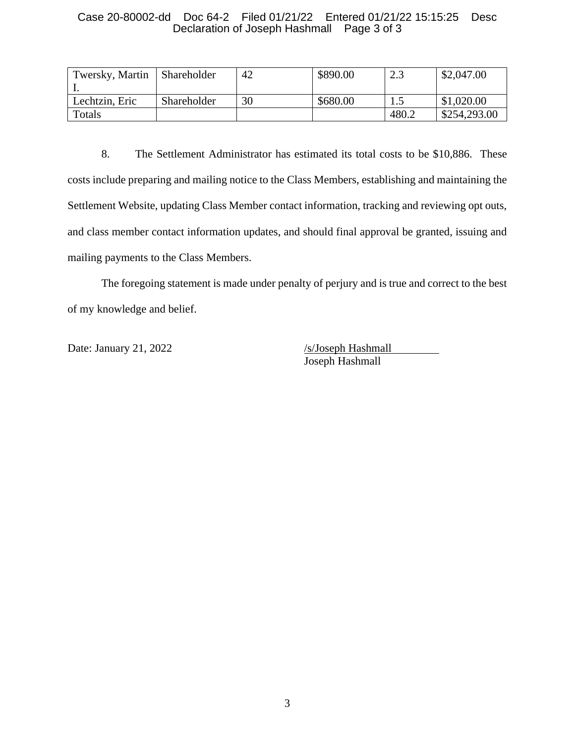| Twersky, Martin I. | Shareholder | 42 | $890.00 | 2.3 | $2,047.00 |
|---|---|---|---|---|---|
| Lechtzin, Eric | Shareholder | 30 | $680.00 | 1.5 | $1,020.00 |
| Totals | | | | 480.2 | $254,293.00 |

8. The Settlement Administrator has estimated its total costs to be $10,886. These costs include preparing and mailing notice to the Class Members, establishing and maintaining the Settlement Website, updating Class Member contact information, tracking and reviewing opt outs, and class member contact information updates, and should final approval be granted, issuing and mailing payments to the Class Members.

The foregoing statement is made under penalty of perjury and is true and correct to the best of my knowledge and belief.

Date: January 21, 2022

/s/Joseph Hashmall
Joseph Hashmall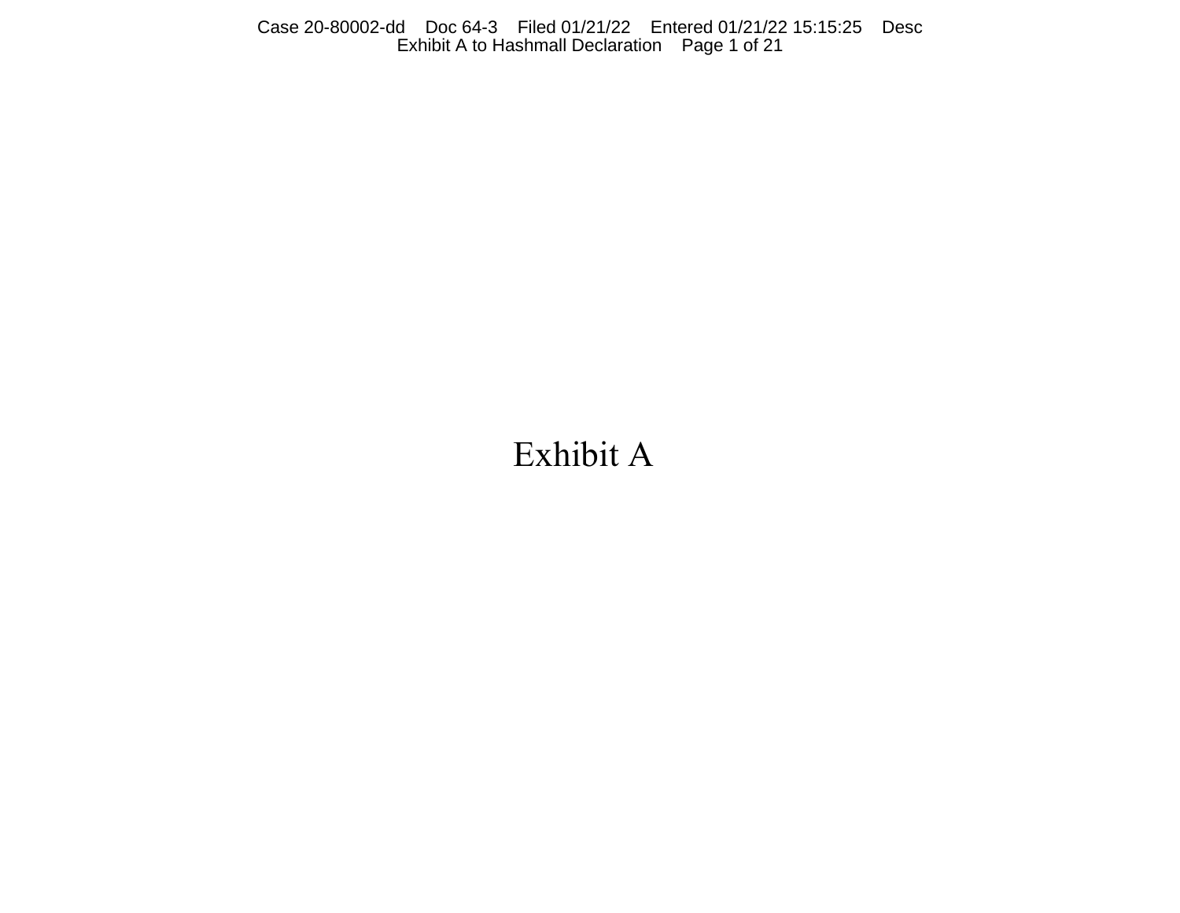# Exhibit A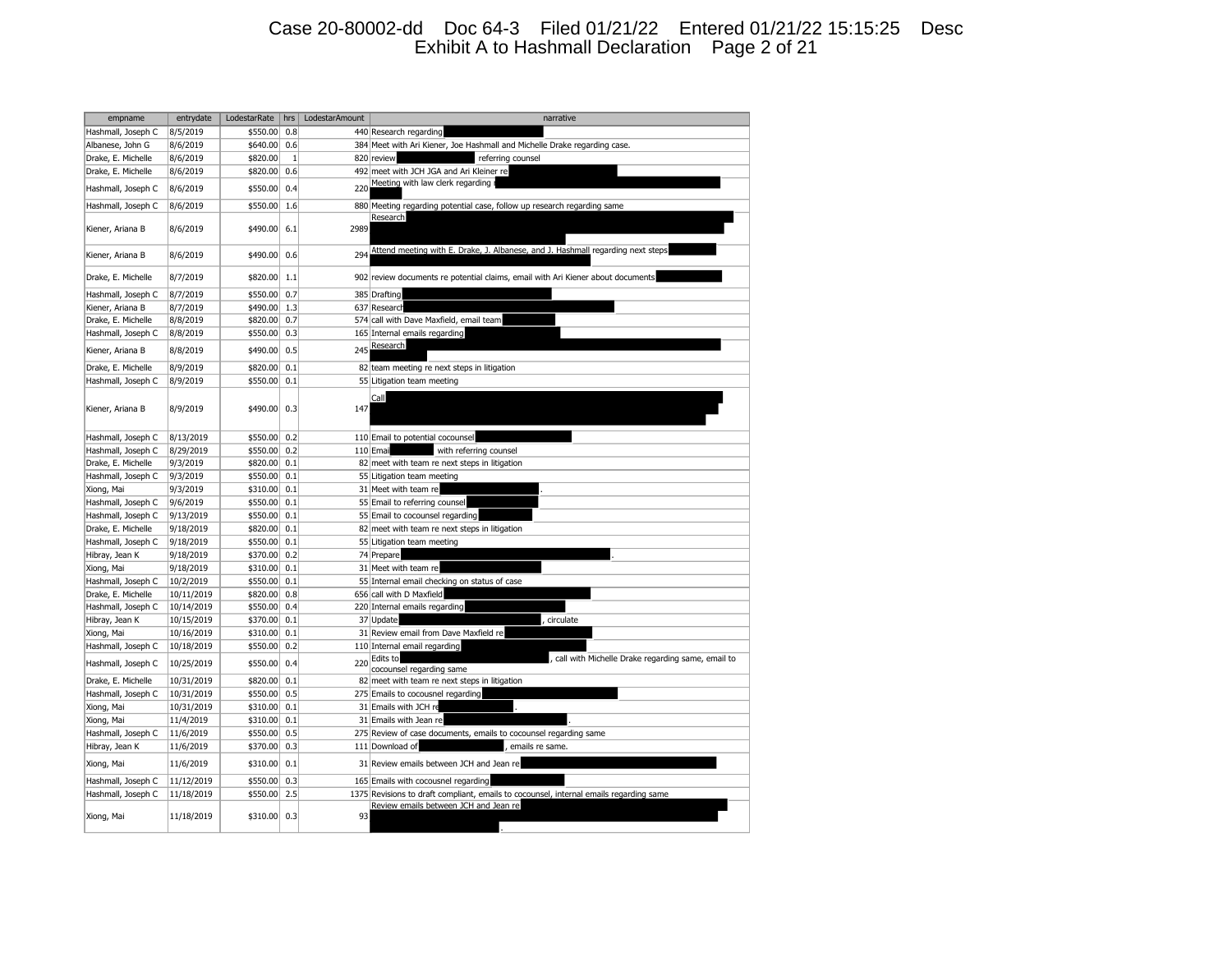| empname | entrydate | LodestarRate | hrs | LodestarAmount | narrative |
|---|---|---|---|---|---|
| Hashmall, Joseph C | 8/5/2019 | $550.00 | 0.8 | 440 | Research regarding |
| Albanese, John G | 8/6/2019 | $640.00 | 0.6 | 384 | Meet with Ari Kiener, Joe Hashmall and Michelle Drake regarding case. |
| Drake, E. Michelle | 8/6/2019 | $820.00 | 1 | 820 | review referring counsel |
| Drake, E. Michelle | 8/6/2019 | $820.00 | 0.6 | 492 | meet with JCH JGA and Ari Kleiner re |
| Hashmall, Joseph C | 8/6/2019 | $550.00 | 0.4 | 220 | Meeting with law clerk regarding |
| Hashmall, Joseph C | 8/6/2019 | $550.00 | 1.6 | 880 | Meeting regarding potential case, follow up research regarding same |
| Kiener, Ariana B | 8/6/2019 | $490.00 | 6.1 | 2989 | Research |
| Kiener, Ariana B | 8/6/2019 | $490.00 | 0.6 | 294 | Attend meeting with E. Drake, J. Albanese, and J. Hashmall regarding next steps |
| Drake, E. Michelle | 8/7/2019 | $820.00 | 1.1 | 902 | review documents re potential claims, email with Ari Kiener about documents |
| Hashmall, Joseph C | 8/7/2019 | $550.00 | 0.7 | 385 | Drafting |
| Kiener, Ariana B | 8/7/2019 | $490.00 | 1.3 | 637 | Research |
| Drake, E. Michelle | 8/8/2019 | $820.00 | 0.7 | 574 | call with Dave Maxfield, email team |
| Hashmall, Joseph C | 8/8/2019 | $550.00 | 0.3 | 165 | Internal emails regarding |
| Kiener, Ariana B | 8/8/2019 | $490.00 | 0.5 | 245 | Research |
| Drake, E. Michelle | 8/9/2019 | $820.00 | 0.1 | 82 | team meeting re next steps in litigation |
| Hashmall, Joseph C | 8/9/2019 | $550.00 | 0.1 | 55 | Litigation team meeting |
| Kiener, Ariana B | 8/9/2019 | $490.00 | 0.3 | 147 | Call |
| Hashmall, Joseph C | 8/13/2019 | $550.00 | 0.2 | 110 | Email to potential cocounsel |
| Hashmall, Joseph C | 8/29/2019 | $550.00 | 0.2 | 110 | Email with referring counsel |
| Drake, E. Michelle | 9/3/2019 | $820.00 | 0.1 | 82 | meet with team re next steps in litigation |
| Hashmall, Joseph C | 9/3/2019 | $550.00 | 0.1 | 55 | Litigation team meeting |
| Xiong, Mai | 9/3/2019 | $310.00 | 0.1 | 31 | Meet with team re . |
| Hashmall, Joseph C | 9/6/2019 | $550.00 | 0.1 | 55 | Email to referring counsel |
| Hashmall, Joseph C | 9/13/2019 | $550.00 | 0.1 | 55 | Email to cocounsel regarding |
| Drake, E. Michelle | 9/18/2019 | $820.00 | 0.1 | 82 | meet with team re next steps in litigation |
| Hashmall, Joseph C | 9/18/2019 | $550.00 | 0.1 | 55 | Litigation team meeting |
| Hibray, Jean K | 9/18/2019 | $370.00 | 0.2 | 74 | Prepare . |
| Xiong, Mai | 9/18/2019 | $310.00 | 0.1 | 31 | Meet with team re |
| Hashmall, Joseph C | 10/2/2019 | $550.00 | 0.1 | 55 | Internal email checking on status of case |
| Drake, E. Michelle | 10/11/2019 | $820.00 | 0.8 | 656 | call with D Maxfield |
| Hashmall, Joseph C | 10/14/2019 | $550.00 | 0.4 | 220 | Internal emails regarding |
| Hibray, Jean K | 10/15/2019 | $370.00 | 0.1 | 37 | Update , circulate |
| Xiong, Mai | 10/16/2019 | $310.00 | 0.1 | 31 | Review email from Dave Maxfield re |
| Hashmall, Joseph C | 10/18/2019 | $550.00 | 0.2 | 110 | Internal email regarding |
| Hashmall, Joseph C | 10/25/2019 | $550.00 | 0.4 | 220 | Edits to , call with Michelle Drake regarding same, email to cocounsel regarding same |
| Drake, E. Michelle | 10/31/2019 | $820.00 | 0.1 | 82 | meet with team re next steps in litigation |
| Hashmall, Joseph C | 10/31/2019 | $550.00 | 0.5 | 275 | Emails to cocousnel regarding |
| Xiong, Mai | 10/31/2019 | $310.00 | 0.1 | 31 | Emails with JCH re . |
| Xiong, Mai | 11/4/2019 | $310.00 | 0.1 | 31 | Emails with Jean re . |
| Hashmall, Joseph C | 11/6/2019 | $550.00 | 0.5 | 275 | Review of case documents, emails to cocounsel regarding same |
| Hibray, Jean K | 11/6/2019 | $370.00 | 0.3 | 111 | Download of , emails re same. |
| Xiong, Mai | 11/6/2019 | $310.00 | 0.1 | 31 | Review emails between JCH and Jean re |
| Hashmall, Joseph C | 11/12/2019 | $550.00 | 0.3 | 165 | Emails with cocousnel regarding |
| Hashmall, Joseph C | 11/18/2019 | $550.00 | 2.5 | 1375 | Revisions to draft compliant, emails to cocounsel, internal emails regarding same |
| Xiong, Mai | 11/18/2019 | $310.00 | 0.3 | 93 | Review emails between JCH and Jean re . |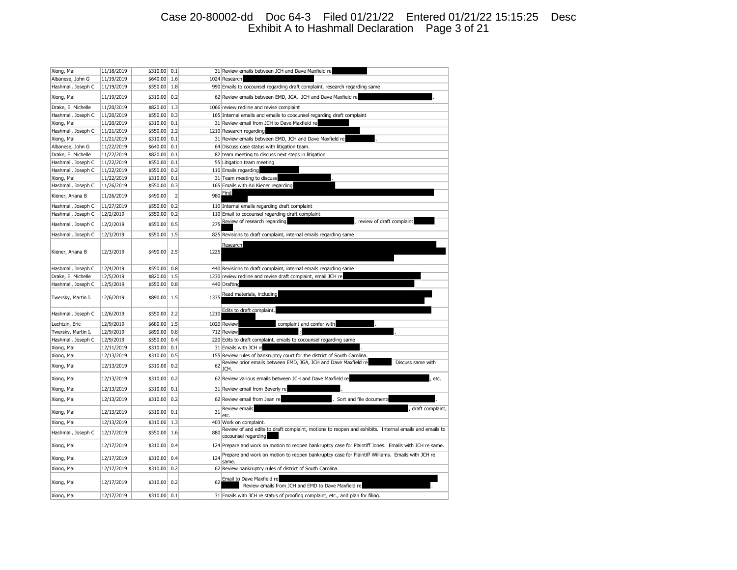| Xiong, Mai | 11/18/2019 | $310.00 | 0.1 | 31 | Review emails between JCH and Dave Maxfield re |
|---|---|---|---|---|---|
| Albanese, John G | 11/19/2019 | $640.00 | 1.6 | 1024 | Research |
| Hashmall, Joseph C | 11/19/2019 | $550.00 | 1.8 | 990 | Emails to cocounsel regarding draft complaint, research regarding same |
| Xiong, Mai | 11/19/2019 | $310.00 | 0.2 | 62 | Review emails between EMD, JGA, JCH and Dave Maxfield re . |
| Drake, E. Michelle | 11/20/2019 | $820.00 | 1.3 | 1066 | review redline and revise complaint |
| Hashmall, Joseph C | 11/20/2019 | $550.00 | 0.3 | 165 | Internal emails and emails to coocunsel regarding draft complaint |
| Xiong, Mai | 11/20/2019 | $310.00 | 0.1 | 31 | Review email from JCH to Dave Maxfield re |
| Hashmall, Joseph C | 11/21/2019 | $550.00 | 2.2 | 1210 | Research regarding |
| Xiong, Mai | 11/21/2019 | $310.00 | 0.1 | 31 | Review emails between EMD, JCH and Dave Maxfield re . |
| Albanese, John G | 11/22/2019 | $640.00 | 0.1 | 64 | Discuss case status with litigation team. |
| Drake, E. Michelle | 11/22/2019 | $820.00 | 0.1 | 82 | team meeting to discuss next steps in litigation |
| Hashmall, Joseph C | 11/22/2019 | $550.00 | 0.1 | 55 | Litigation team meeting |
| Hashmall, Joseph C | 11/22/2019 | $550.00 | 0.2 | 110 | Emails regarding |
| Xiong, Mai | 11/22/2019 | $310.00 | 0.1 | 31 | Team meeting to discuss . |
| Hashmall, Joseph C | 11/26/2019 | $550.00 | 0.3 | 165 | Emails with Ari Kiener regarding |
| Kiener, Ariana B | 11/26/2019 | $490.00 | 2 | 980 | Find |
| Hashmall, Joseph C | 11/27/2019 | $550.00 | 0.2 | 110 | Internal emails regarding draft complaint |
| Hashmall, Joseph C | 12/2/2019 | $550.00 | 0.2 | 110 | Email to cocounsel regarding draft complaint |
| Hashmall, Joseph C | 12/2/2019 | $550.00 | 0.5 | 275 | Review of research regarding , review of draft complaint |
| Hashmall, Joseph C | 12/3/2019 | $550.00 | 1.5 | 825 | Revisions to draft complaint, internal emails regarding same |
| Kiener, Ariana B | 12/3/2019 | $490.00 | 2.5 | 1225 | Research |
| Hashmall, Joseph C | 12/4/2019 | $550.00 | 0.8 | 440 | Revisions to draft complaint, internal emails regarding same |
| Drake, E. Michelle | 12/5/2019 | $820.00 | 1.5 | 1230 | review redline and revise draft complaint, email JCH re |
| Hashmall, Joseph C | 12/5/2019 | $550.00 | 0.8 | 440 | Drafting |
| Twersky, Martin I. | 12/6/2019 | $890.00 | 1.5 | 1335 | Read materials, including |
| Hashmall, Joseph C | 12/6/2019 | $550.00 | 2.2 | 1210 | Edits to draft complaint, |
| Lechtzin, Eric | 12/9/2019 | $680.00 | 1.5 | 1020 | Review complaint and confer with . |
| Twersky, Martin I. | 12/9/2019 | $890.00 | 0.8 | 712 | Review ; . |
| Hashmall, Joseph C | 12/9/2019 | $550.00 | 0.4 | 220 | Edits to draft complaint, emails to cocounsel regarding same |
| Xiong, Mai | 12/11/2019 | $310.00 | 0.1 | 31 | Emails with JCH re . |
| Xiong, Mai | 12/13/2019 | $310.00 | 0.5 | 155 | Review rules of bankruptcy court for the district of South Carolina. |
| Xiong, Mai | 12/13/2019 | $310.00 | 0.2 | 62 | Review prior emails between EMD, JGA, JCH and Dave Maxfield re Discuss same with JCH. |
| Xiong, Mai | 12/13/2019 | $310.00 | 0.2 | 62 | Review various emails between JCH and Dave Maxfield re , etc. |
| Xiong, Mai | 12/13/2019 | $310.00 | 0.1 | 31 | Review email from Beverly re . |
| Xiong, Mai | 12/13/2019 | $310.00 | 0.2 | 62 | Review email from Jean re . Sort and file documents . |
| Xiong, Mai | 12/13/2019 | $310.00 | 0.1 | 31 | Review emails , draft complaint, etc. |
| Xiong, Mai | 12/13/2019 | $310.00 | 1.3 | 403 | Work on complaint. |
| Hashmall, Joseph C | 12/17/2019 | $550.00 | 1.6 | 880 | Review of and edits to draft complaint, motions to reopen and exhibits. Internal emails and emails to cocounsel regarding |
| Xiong, Mai | 12/17/2019 | $310.00 | 0.4 | 124 | Prepare and work on motion to reopen bankruptcy case for Plaintiff Jones. Emails with JCH re same. |
| Xiong, Mai | 12/17/2019 | $310.00 | 0.4 | 124 | Prepare and work on motion to reopen bankruptcy case for Plaintiff Williams. Emails with JCH re same. |
| Xiong, Mai | 12/17/2019 | $310.00 | 0.2 | 62 | Review bankruptcy rules of district of South Carolina. |
| Xiong, Mai | 12/17/2019 | $310.00 | 0.2 | 62 | Email to Dave Maxfield re Review emails from JCH and EMD to Dave Maxfield re . |
| Xiong, Mai | 12/17/2019 | $310.00 | 0.1 | 31 | Emails with JCH re status of proofing complaint, etc., and plan for filing. |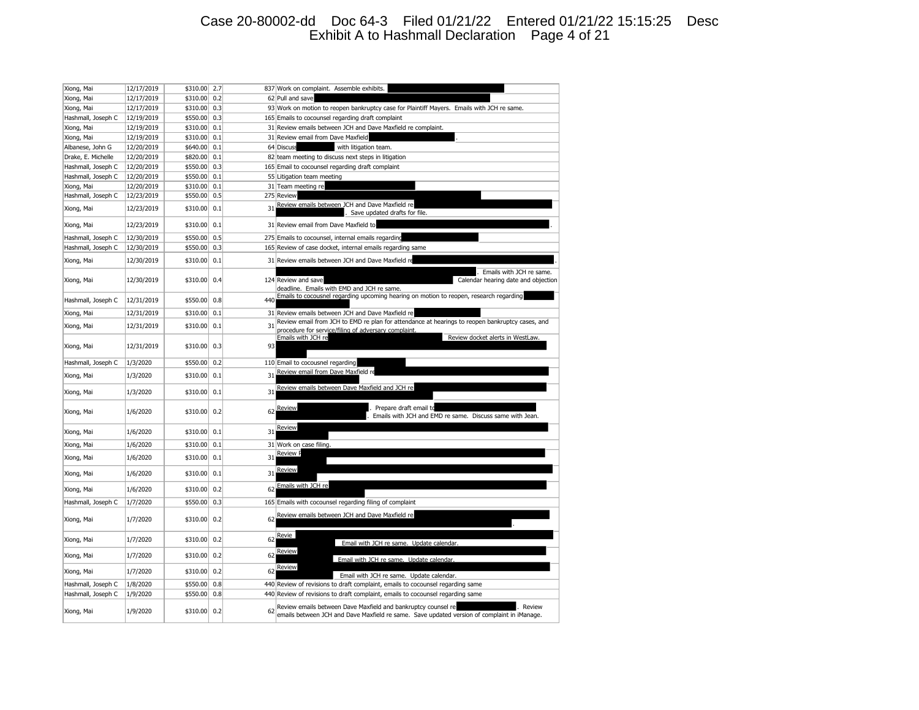| Xiong, Mai | 12/17/2019 | $310.00 | 2.7 | 837 | Work on complaint. Assemble exhibits. [REDACTED] |
|---|---|---|---|---|---|
| Xiong, Mai | 12/17/2019 | $310.00 | 0.2 | 62 | Pull and save [REDACTED] |
| Xiong, Mai | 12/17/2019 | $310.00 | 0.3 | 93 | Work on motion to reopen bankruptcy case for Plaintiff Mayers. Emails with JCH re same. |
| Hashmall, Joseph C | 12/19/2019 | $550.00 | 0.3 | 165 | Emails to cocounsel regarding draft complaint |
| Xiong, Mai | 12/19/2019 | $310.00 | 0.1 | 31 | Review emails between JCH and Dave Maxfield re complaint. |
| Xiong, Mai | 12/19/2019 | $310.00 | 0.1 | 31 | Review email from Dave Maxfield [REDACTED]. |
| Albanese, John G | 12/20/2019 | $640.00 | 0.1 | 64 | Discuss [REDACTED] with litigation team. |
| Drake, E. Michelle | 12/20/2019 | $820.00 | 0.1 | 82 | team meeting to discuss next steps in litigation |
| Hashmall, Joseph C | 12/20/2019 | $550.00 | 0.3 | 165 | Email to cocounsel regarding draft complaint |
| Hashmall, Joseph C | 12/20/2019 | $550.00 | 0.1 | 55 | Litigation team meeting |
| Xiong, Mai | 12/20/2019 | $310.00 | 0.1 | 31 | Team meeting re [REDACTED] |
| Hashmall, Joseph C | 12/23/2019 | $550.00 | 0.5 | 275 | Review [REDACTED] |
| Xiong, Mai | 12/23/2019 | $310.00 | 0.1 | 31 | Review emails between JCH and Dave Maxfield re [REDACTED]. Save updated drafts for file. |
| Xiong, Mai | 12/23/2019 | $310.00 | 0.1 | 31 | Review email from Dave Maxfield to [REDACTED]. |
| Hashmall, Joseph C | 12/30/2019 | $550.00 | 0.5 | 275 | Emails to cocounsel, internal emails regarding [REDACTED] |
| Hashmall, Joseph C | 12/30/2019 | $550.00 | 0.3 | 165 | Review of case docket, internal emails regarding same |
| Xiong, Mai | 12/30/2019 | $310.00 | 0.1 | 31 | Review emails between JCH and Dave Maxfield re [REDACTED]. |
| Xiong, Mai | 12/30/2019 | $310.00 | 0.4 | 124 | [REDACTED]. Emails with JCH re same. Review and save [REDACTED] Calendar hearing date and objection deadline. Emails with EMD and JCH re same. |
| Hashmall, Joseph C | 12/31/2019 | $550.00 | 0.8 | 440 | Emails to cocousnel regarding upcoming hearing on motion to reopen, research regarding [REDACTED] |
| Xiong, Mai | 12/31/2019 | $310.00 | 0.1 | 31 | Review emails between JCH and Dave Maxfield re [REDACTED] |
| Xiong, Mai | 12/31/2019 | $310.00 | 0.1 | 31 | Review email from JCH to EMD re plan for attendance at hearings to reopen bankruptcy cases, and procedure for service/filing of adversary complaint. |
| Xiong, Mai | 12/31/2019 | $310.00 | 0.3 | 93 | Emails with JCH re [REDACTED] Review docket alerts in WestLaw. [REDACTED] |
| Hashmall, Joseph C | 1/3/2020 | $550.00 | 0.2 | 110 | Email to cocousnel regarding [REDACTED] |
| Xiong, Mai | 1/3/2020 | $310.00 | 0.1 | 31 | Review email from Dave Maxfield re [REDACTED] |
| Xiong, Mai | 1/3/2020 | $310.00 | 0.1 | 31 | Review emails between Dave Maxfield and JCH re [REDACTED] |
| Xiong, Mai | 1/6/2020 | $310.00 | 0.2 | 62 | Review [REDACTED]. Prepare draft email to [REDACTED]. Emails with JCH and EMD re same. Discuss same with Jean. |
| Xiong, Mai | 1/6/2020 | $310.00 | 0.1 | 31 | Review [REDACTED] |
| Xiong, Mai | 1/6/2020 | $310.00 | 0.1 | 31 | Work on case filing. |
| Xiong, Mai | 1/6/2020 | $310.00 | 0.1 | 31 | Review [REDACTED] |
| Xiong, Mai | 1/6/2020 | $310.00 | 0.1 | 31 | Review [REDACTED] |
| Xiong, Mai | 1/6/2020 | $310.00 | 0.2 | 62 | Emails with JCH re [REDACTED] |
| Hashmall, Joseph C | 1/7/2020 | $550.00 | 0.3 | 165 | Emails with cocounsel regarding filing of complaint |
| Xiong, Mai | 1/7/2020 | $310.00 | 0.2 | 62 | Review emails between JCH and Dave Maxfield re [REDACTED]. |
| Xiong, Mai | 1/7/2020 | $310.00 | 0.2 | 62 | Revie [REDACTED] Email with JCH re same. Update calendar. |
| Xiong, Mai | 1/7/2020 | $310.00 | 0.2 | 62 | Review [REDACTED] Email with JCH re same. Update calendar. |
| Xiong, Mai | 1/7/2020 | $310.00 | 0.2 | 62 | Review [REDACTED] Email with JCH re same. Update calendar. |
| Hashmall, Joseph C | 1/8/2020 | $550.00 | 0.8 | 440 | Review of revisions to draft complaint, emails to cocounsel regarding same |
| Hashmall, Joseph C | 1/9/2020 | $550.00 | 0.8 | 440 | Review of revisions to draft complaint, emails to cocounsel regarding same |
| Xiong, Mai | 1/9/2020 | $310.00 | 0.2 | 62 | Review emails between Dave Maxfield and bankruptcy counsel re [REDACTED]. Review emails between JCH and Dave Maxfield re same. Save updated version of complaint in iManage. |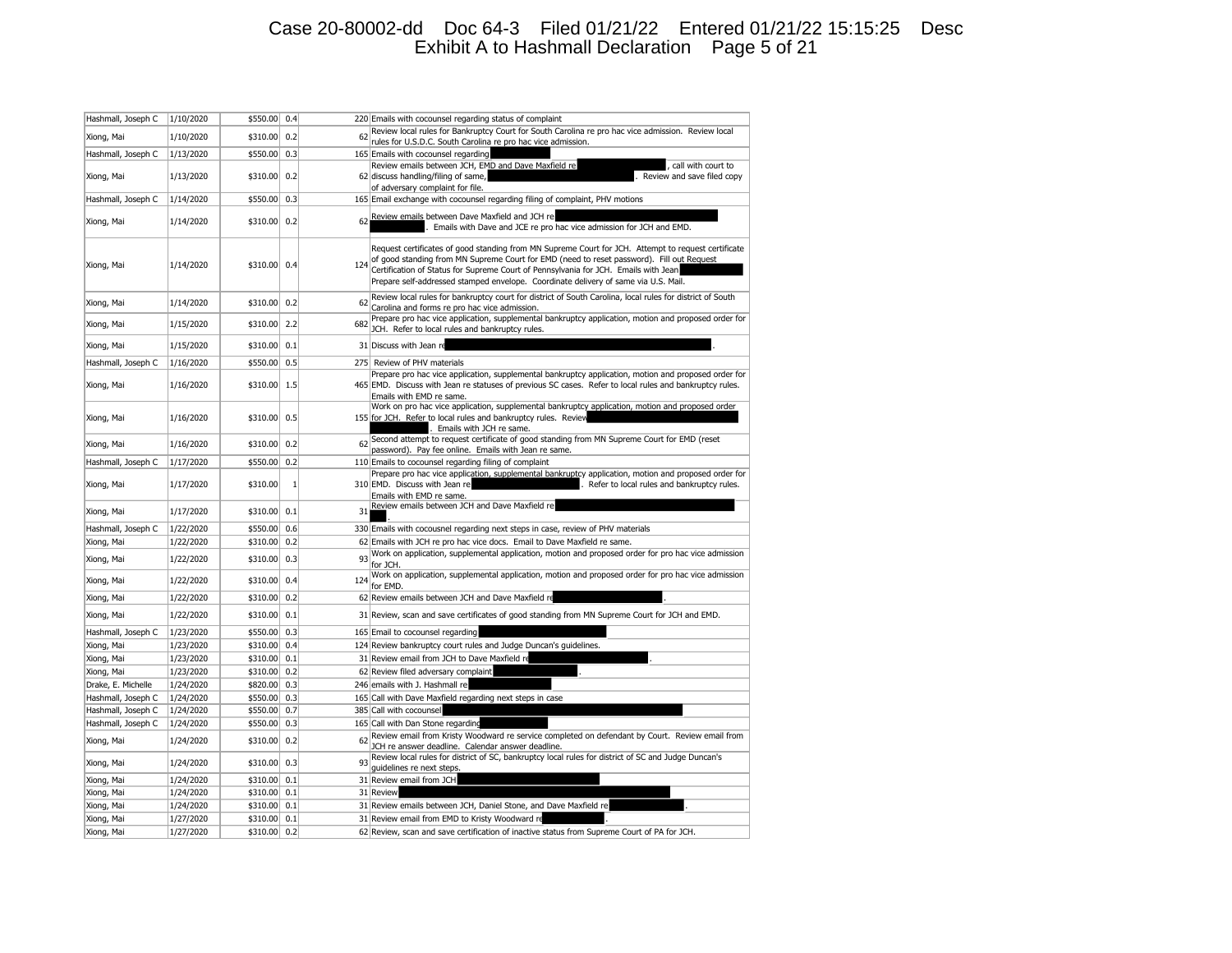| Hashmall, Joseph C | 1/10/2020 | $550.00 | 0.4 | 220 | Emails with cocounsel regarding status of complaint |
|---|---|---|---|---|---|
| Xiong, Mai | 1/10/2020 | $310.00 | 0.2 | 62 | Review local rules for Bankruptcy Court for South Carolina re pro hac vice admission. Review local rules for U.S.D.C. South Carolina re pro hac vice admission. |
| Hashmall, Joseph C | 1/13/2020 | $550.00 | 0.3 | 165 | Emails with cocounsel regarding |
| Xiong, Mai | 1/13/2020 | $310.00 | 0.2 | 62 | Review emails between JCH, EMD and Dave Maxfield re , call with court to discuss handling/filing of same, . Review and save filed copy of adversary complaint for file. |
| Hashmall, Joseph C | 1/14/2020 | $550.00 | 0.3 | 165 | Email exchange with cocounsel regarding filing of complaint, PHV motions |
| Xiong, Mai | 1/14/2020 | $310.00 | 0.2 | 62 | Review emails between Dave Maxfield and JCH re . Emails with Dave and JCE re pro hac vice admission for JCH and EMD. |
| Xiong, Mai | 1/14/2020 | $310.00 | 0.4 | 124 | Request certificates of good standing from MN Supreme Court for JCH. Attempt to request certificate of good standing from MN Supreme Court for EMD (need to reset password). Fill out Request Certification of Status for Supreme Court of Pennsylvania for JCH. Emails with Jean Prepare self-addressed stamped envelope. Coordinate delivery of same via U.S. Mail. |
| Xiong, Mai | 1/14/2020 | $310.00 | 0.2 | 62 | Review local rules for bankruptcy court for district of South Carolina, local rules for district of South Carolina and forms re pro hac vice admission. |
| Xiong, Mai | 1/15/2020 | $310.00 | 2.2 | 682 | Prepare pro hac vice application, supplemental bankruptcy application, motion and proposed order for JCH. Refer to local rules and bankruptcy rules. |
| Xiong, Mai | 1/15/2020 | $310.00 | 0.1 | 31 | Discuss with Jean re . |
| Hashmall, Joseph C | 1/16/2020 | $550.00 | 0.5 | 275 | Review of PHV materials |
| Xiong, Mai | 1/16/2020 | $310.00 | 1.5 | 465 | Prepare pro hac vice application, supplemental bankruptcy application, motion and proposed order for EMD. Discuss with Jean re statuses of previous SC cases. Refer to local rules and bankruptcy rules. Emails with EMD re same. |
| Xiong, Mai | 1/16/2020 | $310.00 | 0.5 | 155 | Work on pro hac vice application, supplemental bankruptcy application, motion and proposed order for JCH. Refer to local rules and bankruptcy rules. Review . Emails with JCH re same. |
| Xiong, Mai | 1/16/2020 | $310.00 | 0.2 | 62 | Second attempt to request certificate of good standing from MN Supreme Court for EMD (reset password). Pay fee online. Emails with Jean re same. |
| Hashmall, Joseph C | 1/17/2020 | $550.00 | 0.2 | 110 | Emails to cocounsel regarding filing of complaint |
| Xiong, Mai | 1/17/2020 | $310.00 | 1 | 310 | Prepare pro hac vice application, supplemental bankruptcy application, motion and proposed order for EMD. Discuss with Jean re . Refer to local rules and bankruptcy rules. Emails with EMD re same. |
| Xiong, Mai | 1/17/2020 | $310.00 | 0.1 | 31 | Review emails between JCH and Dave Maxfield re . |
| Hashmall, Joseph C | 1/22/2020 | $550.00 | 0.6 | 330 | Emails with cocousnel regarding next steps in case, review of PHV materials |
| Xiong, Mai | 1/22/2020 | $310.00 | 0.2 | 62 | Emails with JCH re pro hac vice docs. Email to Dave Maxfield re same. |
| Xiong, Mai | 1/22/2020 | $310.00 | 0.3 | 93 | Work on application, supplemental application, motion and proposed order for pro hac vice admission for JCH. |
| Xiong, Mai | 1/22/2020 | $310.00 | 0.4 | 124 | Work on application, supplemental application, motion and proposed order for pro hac vice admission for EMD. |
| Xiong, Mai | 1/22/2020 | $310.00 | 0.2 | 62 | Review emails between JCH and Dave Maxfield re . |
| Xiong, Mai | 1/22/2020 | $310.00 | 0.1 | 31 | Review, scan and save certificates of good standing from MN Supreme Court for JCH and EMD. |
| Hashmall, Joseph C | 1/23/2020 | $550.00 | 0.3 | 165 | Email to cocounsel regarding |
| Xiong, Mai | 1/23/2020 | $310.00 | 0.4 | 124 | Review bankruptcy court rules and Judge Duncan's guidelines. |
| Xiong, Mai | 1/23/2020 | $310.00 | 0.1 | 31 | Review email from JCH to Dave Maxfield re . |
| Xiong, Mai | 1/23/2020 | $310.00 | 0.2 | 62 | Review filed adversary complaint . |
| Drake, E. Michelle | 1/24/2020 | $820.00 | 0.3 | 246 | emails with J. Hashmall re |
| Hashmall, Joseph C | 1/24/2020 | $550.00 | 0.3 | 165 | Call with Dave Maxfield regarding next steps in case |
| Hashmall, Joseph C | 1/24/2020 | $550.00 | 0.7 | 385 | Call with cocounsel |
| Hashmall, Joseph C | 1/24/2020 | $550.00 | 0.3 | 165 | Call with Dan Stone regarding |
| Xiong, Mai | 1/24/2020 | $310.00 | 0.2 | 62 | Review email from Kristy Woodward re service completed on defendant by Court. Review email from JCH re answer deadline. Calendar answer deadline. |
| Xiong, Mai | 1/24/2020 | $310.00 | 0.3 | 93 | Review local rules for district of SC, bankruptcy local rules for district of SC and Judge Duncan's guidelines re next steps. |
| Xiong, Mai | 1/24/2020 | $310.00 | 0.1 | 31 | Review email from JCH |
| Xiong, Mai | 1/24/2020 | $310.00 | 0.1 | 31 | Review |
| Xiong, Mai | 1/24/2020 | $310.00 | 0.1 | 31 | Review emails between JCH, Daniel Stone, and Dave Maxfield re . |
| Xiong, Mai | 1/27/2020 | $310.00 | 0.1 | 31 | Review email from EMD to Kristy Woodward re . |
| Xiong, Mai | 1/27/2020 | $310.00 | 0.2 | 62 | Review, scan and save certification of inactive status from Supreme Court of PA for JCH. |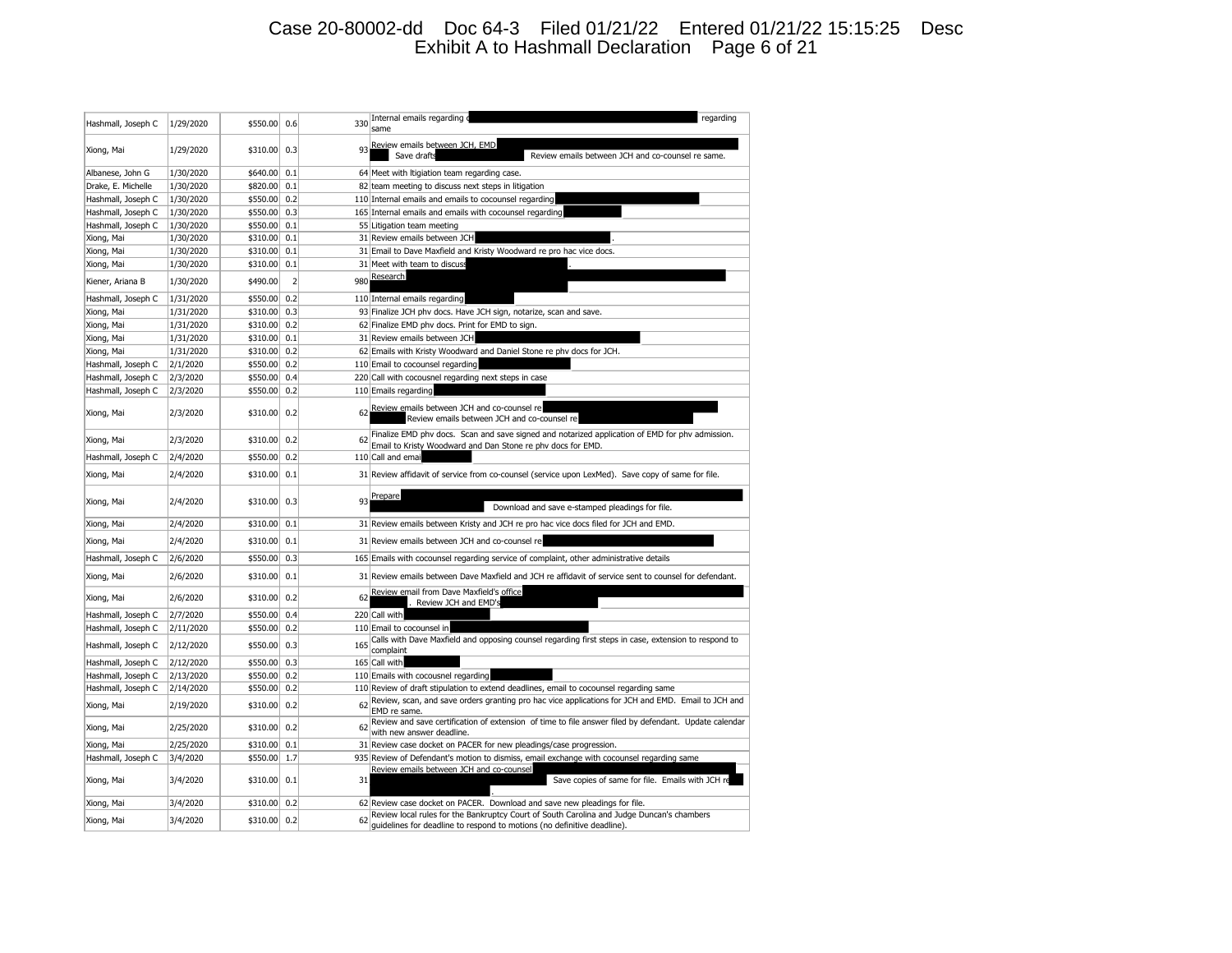| | | | | | |
|---|---|---|---|---|---|
| Hashmall, Joseph C | 1/29/2020 | $550.00 | 0.6 | 330 | Internal emails regarding regarding same |
| Xiong, Mai | 1/29/2020 | $310.00 | 0.3 | 93 | Review emails between JCH, EMD Save drafts Review emails between JCH and co-counsel re same. |
| Albanese, John G | 1/30/2020 | $640.00 | 0.1 | 64 | Meet with ltigiation team regarding case. |
| Drake, E. Michelle | 1/30/2020 | $820.00 | 0.1 | 82 | team meeting to discuss next steps in litigation |
| Hashmall, Joseph C | 1/30/2020 | $550.00 | 0.2 | 110 | Internal emails and emails to cocounsel regarding |
| Hashmall, Joseph C | 1/30/2020 | $550.00 | 0.3 | 165 | Internal emails and emails with cocounsel regarding |
| Hashmall, Joseph C | 1/30/2020 | $550.00 | 0.1 | 55 | Litigation team meeting |
| Xiong, Mai | 1/30/2020 | $310.00 | 0.1 | 31 | Review emails between JCH . |
| Xiong, Mai | 1/30/2020 | $310.00 | 0.1 | 31 | Email to Dave Maxfield and Kristy Woodward re pro hac vice docs. |
| Xiong, Mai | 1/30/2020 | $310.00 | 0.1 | 31 | Meet with team to discuss . |
| Kiener, Ariana B | 1/30/2020 | $490.00 | 2 | 980 | Research |
| Hashmall, Joseph C | 1/31/2020 | $550.00 | 0.2 | 110 | Internal emails regarding |
| Xiong, Mai | 1/31/2020 | $310.00 | 0.3 | 93 | Finalize JCH phv docs. Have JCH sign, notarize, scan and save. |
| Xiong, Mai | 1/31/2020 | $310.00 | 0.2 | 62 | Finalize EMD phv docs. Print for EMD to sign. |
| Xiong, Mai | 1/31/2020 | $310.00 | 0.1 | 31 | Review emails between JCH |
| Xiong, Mai | 1/31/2020 | $310.00 | 0.2 | 62 | Emails with Kristy Woodward and Daniel Stone re phv docs for JCH. |
| Hashmall, Joseph C | 2/1/2020 | $550.00 | 0.2 | 110 | Email to cocounsel regarding |
| Hashmall, Joseph C | 2/3/2020 | $550.00 | 0.4 | 220 | Call with cocousnel regarding next steps in case |
| Hashmall, Joseph C | 2/3/2020 | $550.00 | 0.2 | 110 | Emails regarding |
| Xiong, Mai | 2/3/2020 | $310.00 | 0.2 | 62 | Review emails between JCH and co-counsel re Review emails between JCH and co-counsel re |
| Xiong, Mai | 2/3/2020 | $310.00 | 0.2 | 62 | Finalize EMD phv docs. Scan and save signed and notarized application of EMD for phv admission. Email to Kristy Woodward and Dan Stone re phv docs for EMD. |
| Hashmall, Joseph C | 2/4/2020 | $550.00 | 0.2 | 110 | Call and emai |
| Xiong, Mai | 2/4/2020 | $310.00 | 0.1 | 31 | Review affidavit of service from co-counsel (service upon LexMed). Save copy of same for file. |
| Xiong, Mai | 2/4/2020 | $310.00 | 0.3 | 93 | Prepare Download and save e-stamped pleadings for file. |
| Xiong, Mai | 2/4/2020 | $310.00 | 0.1 | 31 | Review emails between Kristy and JCH re pro hac vice docs filed for JCH and EMD. |
| Xiong, Mai | 2/4/2020 | $310.00 | 0.1 | 31 | Review emails between JCH and co-counsel re |
| Hashmall, Joseph C | 2/6/2020 | $550.00 | 0.3 | 165 | Emails with cocounsel regarding service of complaint, other administrative details |
| Xiong, Mai | 2/6/2020 | $310.00 | 0.1 | 31 | Review emails between Dave Maxfield and JCH re affidavit of service sent to counsel for defendant. |
| Xiong, Mai | 2/6/2020 | $310.00 | 0.2 | 62 | Review email from Dave Maxfield's office . Review JCH and EMD's |
| Hashmall, Joseph C | 2/7/2020 | $550.00 | 0.4 | 220 | Call with |
| Hashmall, Joseph C | 2/11/2020 | $550.00 | 0.2 | 110 | Email to cocounsel in |
| Hashmall, Joseph C | 2/12/2020 | $550.00 | 0.3 | 165 | Calls with Dave Maxfield and opposing counsel regarding first steps in case, extension to respond to complaint |
| Hashmall, Joseph C | 2/12/2020 | $550.00 | 0.3 | 165 | Call with |
| Hashmall, Joseph C | 2/13/2020 | $550.00 | 0.2 | 110 | Emails with cocousnel regarding |
| Hashmall, Joseph C | 2/14/2020 | $550.00 | 0.2 | 110 | Review of draft stipulation to extend deadlines, email to cocounsel regarding same |
| Xiong, Mai | 2/19/2020 | $310.00 | 0.2 | 62 | Review, scan, and save orders granting pro hac vice applications for JCH and EMD. Email to JCH and EMD re same. |
| Xiong, Mai | 2/25/2020 | $310.00 | 0.2 | 62 | Review and save certification of extension of time to file answer filed by defendant. Update calendar with new answer deadline. |
| Xiong, Mai | 2/25/2020 | $310.00 | 0.1 | 31 | Review case docket on PACER for new pleadings/case progression. |
| Hashmall, Joseph C | 3/4/2020 | $550.00 | 1.7 | 935 | Review of Defendant's motion to dismiss, email exchange with cocounsel regarding same |
| Xiong, Mai | 3/4/2020 | $310.00 | 0.1 | 31 | Review emails between JCH and co-counsel Save copies of same for file. Emails with JCH re . |
| Xiong, Mai | 3/4/2020 | $310.00 | 0.2 | 62 | Review case docket on PACER. Download and save new pleadings for file. |
| Xiong, Mai | 3/4/2020 | $310.00 | 0.2 | 62 | Review local rules for the Bankruptcy Court of South Carolina and Judge Duncan's chambers guidelines for deadline to respond to motions (no definitive deadline). |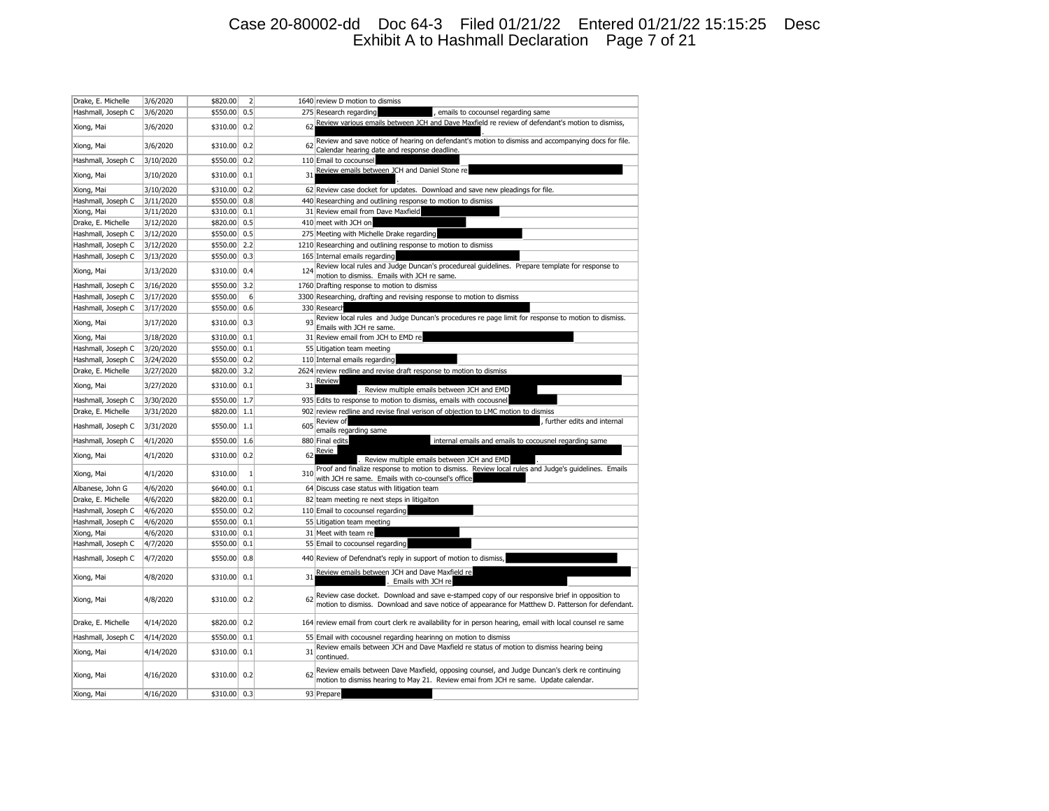| | | | | | |
|---|---|---|---|---|---|
| Drake, E. Michelle | 3/6/2020 | $820.00 | 2 | 1640 | review D motion to dismiss |
| Hashmall, Joseph C | 3/6/2020 | $550.00 | 0.5 | 275 | Research regarding , emails to cocounsel regarding same |
| Xiong, Mai | 3/6/2020 | $310.00 | 0.2 | 62 | Review various emails between JCH and Dave Maxfield re review of defendant's motion to dismiss, . |
| Xiong, Mai | 3/6/2020 | $310.00 | 0.2 | 62 | Review and save notice of hearing on defendant's motion to dismiss and accompanying docs for file. Calendar hearing date and response deadline. |
| Hashmall, Joseph C | 3/10/2020 | $550.00 | 0.2 | 110 | Email to cocounsel |
| Xiong, Mai | 3/10/2020 | $310.00 | 0.1 | 31 | Review emails between JCH and Daniel Stone re . |
| Xiong, Mai | 3/10/2020 | $310.00 | 0.2 | 62 | Review case docket for updates. Download and save new pleadings for file. |
| Hashmall, Joseph C | 3/11/2020 | $550.00 | 0.8 | 440 | Researching and outlining response to motion to dismiss |
| Xiong, Mai | 3/11/2020 | $310.00 | 0.1 | 31 | Review email from Dave Maxfield |
| Drake, E. Michelle | 3/12/2020 | $820.00 | 0.5 | 410 | meet with JCH on |
| Hashmall, Joseph C | 3/12/2020 | $550.00 | 0.5 | 275 | Meeting with Michelle Drake regarding |
| Hashmall, Joseph C | 3/12/2020 | $550.00 | 2.2 | 1210 | Researching and outlining response to motion to dismiss |
| Hashmall, Joseph C | 3/13/2020 | $550.00 | 0.3 | 165 | Internal emails regarding |
| Xiong, Mai | 3/13/2020 | $310.00 | 0.4 | 124 | Review local rules and Judge Duncan's procedureal guidelines. Prepare template for response to motion to dismiss. Emails with JCH re same. |
| Hashmall, Joseph C | 3/16/2020 | $550.00 | 3.2 | 1760 | Drafting response to motion to dismiss |
| Hashmall, Joseph C | 3/17/2020 | $550.00 | 6 | 3300 | Researching, drafting and revising response to motion to dismiss |
| Hashmall, Joseph C | 3/17/2020 | $550.00 | 0.6 | 330 | Research |
| Xiong, Mai | 3/17/2020 | $310.00 | 0.3 | 93 | Review local rules and Judge Duncan's procedures re page limit for response to motion to dismiss. Emails with JCH re same. |
| Xiong, Mai | 3/18/2020 | $310.00 | 0.1 | 31 | Review email from JCH to EMD re |
| Hashmall, Joseph C | 3/20/2020 | $550.00 | 0.1 | 55 | Litigation team meeting |
| Hashmall, Joseph C | 3/24/2020 | $550.00 | 0.2 | 110 | Internal emails regarding |
| Drake, E. Michelle | 3/27/2020 | $820.00 | 3.2 | 2624 | review redline and revise draft response to motion to dismiss |
| Xiong, Mai | 3/27/2020 | $310.00 | 0.1 | 31 | Review . Review multiple emails between JCH and EMD |
| Hashmall, Joseph C | 3/30/2020 | $550.00 | 1.7 | 935 | Edits to response to motion to dismiss, emails with cocousnel |
| Drake, E. Michelle | 3/31/2020 | $820.00 | 1.1 | 902 | review redline and revise final verison of objection to LMC motion to dismiss |
| Hashmall, Joseph C | 3/31/2020 | $550.00 | 1.1 | 605 | Review of , further edits and internal emails regarding same |
| Hashmall, Joseph C | 4/1/2020 | $550.00 | 1.6 | 880 | Final edits internal emails and emails to cocousnel regarding same |
| Xiong, Mai | 4/1/2020 | $310.00 | 0.2 | 62 | Revie . Review multiple emails between JCH and EMD . |
| Xiong, Mai | 4/1/2020 | $310.00 | 1 | 310 | Proof and finalize response to motion to dismiss. Review local rules and Judge's guidelines. Emails with JCH re same. Emails with co-counsel's office |
| Albanese, John G | 4/6/2020 | $640.00 | 0.1 | 64 | Discuss case status with litigation team |
| Drake, E. Michelle | 4/6/2020 | $820.00 | 0.1 | 82 | team meeting re next steps in litigaiton |
| Hashmall, Joseph C | 4/6/2020 | $550.00 | 0.2 | 110 | Email to cocounsel regarding |
| Hashmall, Joseph C | 4/6/2020 | $550.00 | 0.1 | 55 | Litigation team meeting |
| Xiong, Mai | 4/6/2020 | $310.00 | 0.1 | 31 | Meet with team re |
| Hashmall, Joseph C | 4/7/2020 | $550.00 | 0.1 | 55 | Email to cocounsel regarding |
| Hashmall, Joseph C | 4/7/2020 | $550.00 | 0.8 | 440 | Review of Defendnat's reply in support of motion to dismiss, |
| Xiong, Mai | 4/8/2020 | $310.00 | 0.1 | 31 | Review emails between JCH and Dave Maxfield re . Emails with JCH re |
| Xiong, Mai | 4/8/2020 | $310.00 | 0.2 | 62 | Review case docket. Download and save e-stamped copy of our responsive brief in opposition to motion to dismiss. Download and save notice of appearance for Matthew D. Patterson for defendant. |
| Drake, E. Michelle | 4/14/2020 | $820.00 | 0.2 | 164 | review email from court clerk re availability for in person hearing, email with local counsel re same |
| Hashmall, Joseph C | 4/14/2020 | $550.00 | 0.1 | 55 | Email with cocousnel regarding hearinng on motion to dismiss |
| Xiong, Mai | 4/14/2020 | $310.00 | 0.1 | 31 | Review emails between JCH and Dave Maxfield re status of motion to dismiss hearing being continued. |
| Xiong, Mai | 4/16/2020 | $310.00 | 0.2 | 62 | Review emails between Dave Maxfield, opposing counsel, and Judge Duncan's clerk re continuing motion to dismiss hearing to May 21. Review emai from JCH re same. Update calendar. |
| Xiong, Mai | 4/16/2020 | $310.00 | 0.3 | 93 | Prepare |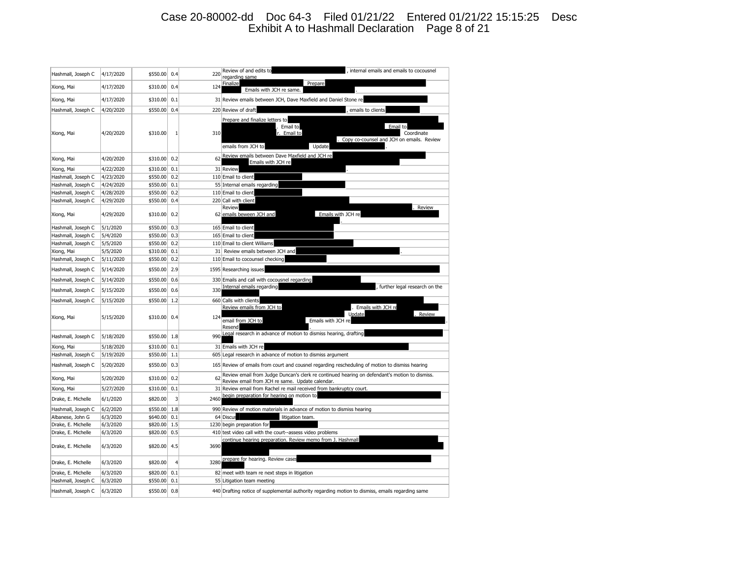| Hashmall, Joseph C | 4/17/2020 | $550.00 | 0.4 | 220 | Review of and edits to , internal emails and emails to cocousnel regarding same |
|---|---|---|---|---|---|
| Xiong, Mai | 4/17/2020 | $310.00 | 0.4 | 124 | Finalize Prepare Emails with JCH re same. . |
| Xiong, Mai | 4/17/2020 | $310.00 | 0.1 | 31 | Review emails between JCH, Dave Maxfield and Daniel Stone re |
| Hashmall, Joseph C | 4/20/2020 | $550.00 | 0.4 | 220 | Review of draft , emails to clients |
| Xiong, Mai | 4/20/2020 | $310.00 | 1 | 310 | Prepare and finalize letters to . Email to Email to r. Email to Coordinate . Copy co-counsel and JCH on emails. Review emails from JCH to Update . |
| Xiong, Mai | 4/20/2020 | $310.00 | 0.2 | 62 | Review emails between Dave Maxfield and JCH re Emails with JCH re |
| Xiong, Mai | 4/22/2020 | $310.00 | 0.1 | 31 | Review . |
| Hashmall, Joseph C | 4/23/2020 | $550.00 | 0.2 | 110 | Email to client |
| Hashmall, Joseph C | 4/24/2020 | $550.00 | 0.1 | 55 | Internal emails regarding |
| Hashmall, Joseph C | 4/28/2020 | $550.00 | 0.2 | 110 | Email to client |
| Hashmall, Joseph C | 4/29/2020 | $550.00 | 0.4 | 220 | Call with client |
| Xiong, Mai | 4/29/2020 | $310.00 | 0.2 | 62 | Review . Review emails beween JCH and Emails with JCH re . |
| Hashmall, Joseph C | 5/1/2020 | $550.00 | 0.3 | 165 | Email to client |
| Hashmall, Joseph C | 5/4/2020 | $550.00 | 0.3 | 165 | Email to client |
| Hashmall, Joseph C | 5/5/2020 | $550.00 | 0.2 | 110 | Email to client Williams |
| Xiong, Mai | 5/5/2020 | $310.00 | 0.1 | 31 | Review emails between JCH and . |
| Hashmall, Joseph C | 5/11/2020 | $550.00 | 0.2 | 110 | Email to cocounsel checking |
| Hashmall, Joseph C | 5/14/2020 | $550.00 | 2.9 | 1595 | Researching issues |
| Hashmall, Joseph C | 5/14/2020 | $550.00 | 0.6 | 330 | Emails and call with cocounsel regarding |
| Hashmall, Joseph C | 5/15/2020 | $550.00 | 0.6 | 330 | Internal emails regarding , further legal research on the |
| Hashmall, Joseph C | 5/15/2020 | $550.00 | 1.2 | 660 | Calls with clients |
| Xiong, Mai | 5/15/2020 | $310.00 | 0.4 | 124 | Review emails from JCH to . Emails with JCH re Update . Review email from JCH to Emails with JCH re . Resend . |
| Hashmall, Joseph C | 5/18/2020 | $550.00 | 1.8 | 990 | Legal research in advance of motion to dismiss hearing, drafting |
| Xiong, Mai | 5/18/2020 | $310.00 | 0.1 | 31 | Emails with JCH re |
| Hashmall, Joseph C | 5/19/2020 | $550.00 | 1.1 | 605 | Legal research in advance of motion to dismiss argument |
| Hashmall, Joseph C | 5/20/2020 | $550.00 | 0.3 | 165 | Review of emails from court and cousnel regarding rescheduling of motion to dismiss hearing |
| Xiong, Mai | 5/20/2020 | $310.00 | 0.2 | 62 | Review email from Judge Duncan's clerk re continued hearing on defendant's motion to dismiss. Review email from JCH re same. Update calendar. |
| Xiong, Mai | 5/27/2020 | $310.00 | 0.1 | 31 | Review email from Rachel re mail received from bankruptcy court. |
| Drake, E. Michelle | 6/1/2020 | $820.00 | 3 | 2460 | begin preparation for hearing on motion to |
| Hashmall, Joseph C | 6/2/2020 | $550.00 | 1.8 | 990 | Review of motion materials in advance of motion to dismiss hearing |
| Albanese, John G | 6/3/2020 | $640.00 | 0.1 | 64 | Discus litigation team. |
| Drake, E. Michelle | 6/3/2020 | $820.00 | 1.5 | 1230 | begin preparation for |
| Drake, E. Michelle | 6/3/2020 | $820.00 | 0.5 | 410 | test video call with the court--assess video problems |
| Drake, E. Michelle | 6/3/2020 | $820.00 | 4.5 | 3690 | continue hearing preparation. Review memo from J. Hashmall |
| Drake, E. Michelle | 6/3/2020 | $820.00 | 4 | 3280 | prepare for hearing. Review cases |
| Drake, E. Michelle | 6/3/2020 | $820.00 | 0.1 | 82 | meet with team re next steps in litigation |
| Hashmall, Joseph C | 6/3/2020 | $550.00 | 0.1 | 55 | Litigation team meeting |
| Hashmall, Joseph C | 6/3/2020 | $550.00 | 0.8 | 440 | Drafting notice of supplemental authority regarding motion to dismiss, emails regarding same |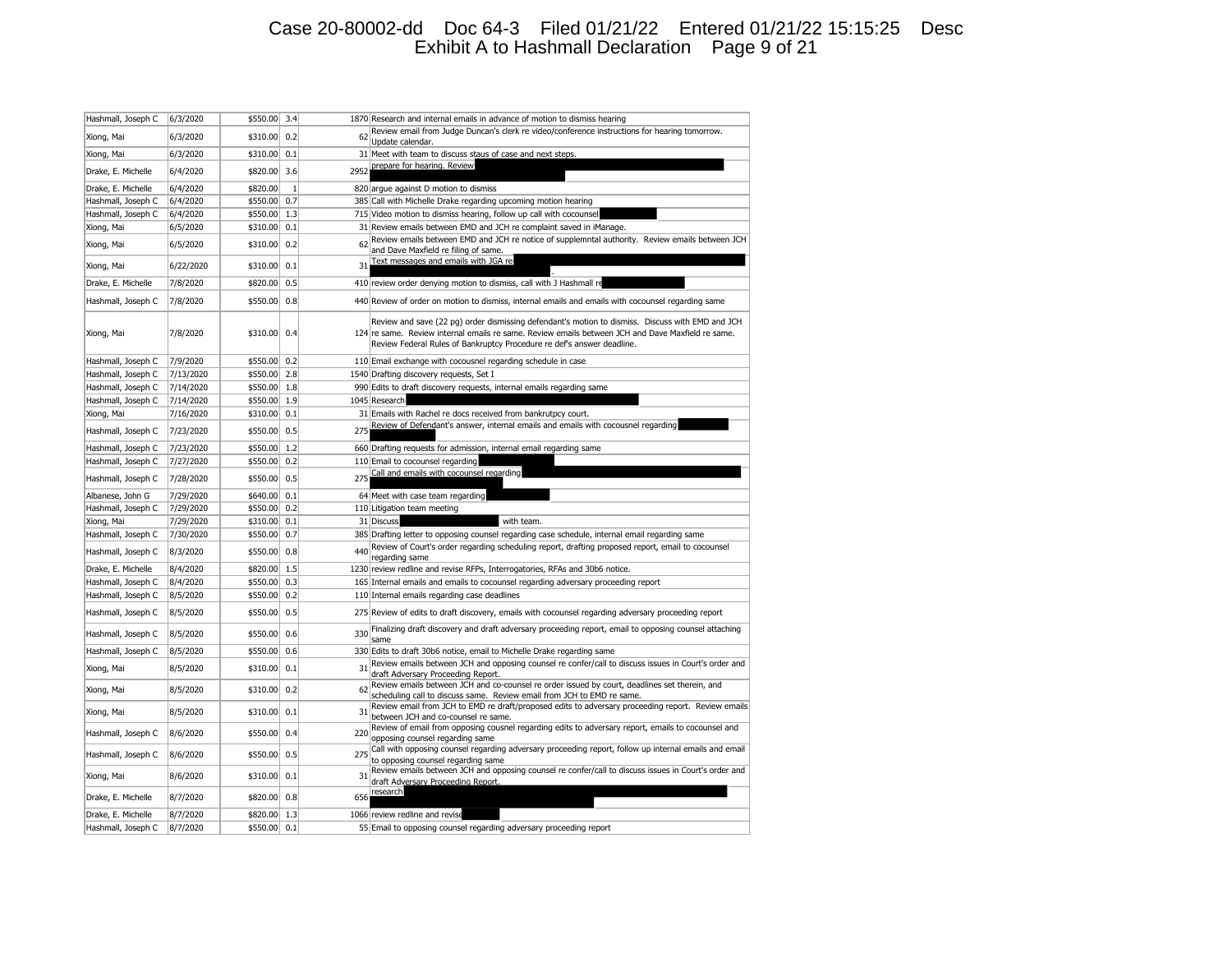| | | | | | |
|---|---|---|---|---|---|
| Hashmall, Joseph C | 6/3/2020 | $550.00 | 3.4 | 1870 | Research and internal emails in advance of motion to dismiss hearing |
| Xiong, Mai | 6/3/2020 | $310.00 | 0.2 | 62 | Review email from Judge Duncan's clerk re video/conference instructions for hearing tomorrow. Update calendar. |
| Xiong, Mai | 6/3/2020 | $310.00 | 0.1 | 31 | Meet with team to discuss staus of case and next steps. |
| Drake, E. Michelle | 6/4/2020 | $820.00 | 3.6 | 2952 | prepare for hearing. Review |
| Drake, E. Michelle | 6/4/2020 | $820.00 | 1 | 820 | argue against D motion to dismiss |
| Hashmall, Joseph C | 6/4/2020 | $550.00 | 0.7 | 385 | Call with Michelle Drake regarding upcoming motion hearing |
| Hashmall, Joseph C | 6/4/2020 | $550.00 | 1.3 | 715 | Video motion to dismiss hearing, follow up call with cocounsel |
| Xiong, Mai | 6/5/2020 | $310.00 | 0.1 | 31 | Review emails between EMD and JCH re complaint saved in iManage. |
| Xiong, Mai | 6/5/2020 | $310.00 | 0.2 | 62 | Review emails between EMD and JCH re notice of supplemntal authority. Review emails between JCH and Dave Maxfield re filing of same. |
| Xiong, Mai | 6/22/2020 | $310.00 | 0.1 | 31 | Text messages and emails with JGA re . |
| Drake, E. Michelle | 7/8/2020 | $820.00 | 0.5 | 410 | review order denying motion to dismiss, call with J Hashmall re |
| Hashmall, Joseph C | 7/8/2020 | $550.00 | 0.8 | 440 | Review of order on motion to dismiss, internal emails and emails with cocounsel regarding same |
| Xiong, Mai | 7/8/2020 | $310.00 | 0.4 | 124 | Review and save (22 pg) order dismissing defendant's motion to dismiss. Discuss with EMD and JCH re same. Review internal emails re same. Review emails between JCH and Dave Maxfield re same. Review Federal Rules of Bankruptcy Procedure re def's answer deadline. |
| Hashmall, Joseph C | 7/9/2020 | $550.00 | 0.2 | 110 | Email exchange with cocousnel regarding schedule in case |
| Hashmall, Joseph C | 7/13/2020 | $550.00 | 2.8 | 1540 | Drafting discovery requests, Set I |
| Hashmall, Joseph C | 7/14/2020 | $550.00 | 1.8 | 990 | Edits to draft discovery requests, internal emails regarding same |
| Hashmall, Joseph C | 7/14/2020 | $550.00 | 1.9 | 1045 | Research |
| Xiong, Mai | 7/16/2020 | $310.00 | 0.1 | 31 | Emails with Rachel re docs received from bankrutpcy court. |
| Hashmall, Joseph C | 7/23/2020 | $550.00 | 0.5 | 275 | Review of Defendant's answer, internal emails and emails with cocousnel regarding |
| Hashmall, Joseph C | 7/23/2020 | $550.00 | 1.2 | 660 | Drafting requests for admission, internal email regarding same |
| Hashmall, Joseph C | 7/27/2020 | $550.00 | 0.2 | 110 | Email to cocounsel regarding |
| Hashmall, Joseph C | 7/28/2020 | $550.00 | 0.5 | 275 | Call and emails with cocounsel regarding |
| Albanese, John G | 7/29/2020 | $640.00 | 0.1 | 64 | Meet with case team regarding |
| Hashmall, Joseph C | 7/29/2020 | $550.00 | 0.2 | 110 | Litigation team meeting |
| Xiong, Mai | 7/29/2020 | $310.00 | 0.1 | 31 | Discuss with team. |
| Hashmall, Joseph C | 7/30/2020 | $550.00 | 0.7 | 385 | Drafting letter to opposing counsel regarding case schedule, internal email regarding same |
| Hashmall, Joseph C | 8/3/2020 | $550.00 | 0.8 | 440 | Review of Court's order regarding scheduling report, drafting proposed report, email to cocounsel regarding same |
| Drake, E. Michelle | 8/4/2020 | $820.00 | 1.5 | 1230 | review redline and revise RFPs, Interrogatories, RFAs and 30b6 notice. |
| Hashmall, Joseph C | 8/4/2020 | $550.00 | 0.3 | 165 | Internal emails and emails to cocounsel regarding adversary proceeding report |
| Hashmall, Joseph C | 8/5/2020 | $550.00 | 0.2 | 110 | Internal emails regarding case deadlines |
| Hashmall, Joseph C | 8/5/2020 | $550.00 | 0.5 | 275 | Review of edits to draft discovery, emails with cocounsel regarding adversary proceeding report |
| Hashmall, Joseph C | 8/5/2020 | $550.00 | 0.6 | 330 | Finalizing draft discovery and draft adversary proceeding report, email to opposing counsel attaching same |
| Hashmall, Joseph C | 8/5/2020 | $550.00 | 0.6 | 330 | Edits to draft 30b6 notice, email to Michelle Drake regarding same |
| Xiong, Mai | 8/5/2020 | $310.00 | 0.1 | 31 | Review emails between JCH and opposing counsel re confer/call to discuss issues in Court's order and draft Adversary Proceeding Report. |
| Xiong, Mai | 8/5/2020 | $310.00 | 0.2 | 62 | Review emails between JCH and co-counsel re order issued by court, deadlines set therein, and scheduling call to discuss same. Review email from JCH to EMD re same. |
| Xiong, Mai | 8/5/2020 | $310.00 | 0.1 | 31 | Review email from JCH to EMD re draft/proposed edits to adversary proceeding report. Review emails between JCH and co-counsel re same. |
| Hashmall, Joseph C | 8/6/2020 | $550.00 | 0.4 | 220 | Review of email from opposing cousnel regarding edits to adversary report, emails to cocounsel and opposing counsel regarding same |
| Hashmall, Joseph C | 8/6/2020 | $550.00 | 0.5 | 275 | Call with opposing counsel regarding adversary proceeding report, follow up internal emails and email to opposing counsel regarding same |
| Xiong, Mai | 8/6/2020 | $310.00 | 0.1 | 31 | Review emails between JCH and opposing counsel re confer/call to discuss issues in Court's order and draft Adversary Proceeding Report. |
| Drake, E. Michelle | 8/7/2020 | $820.00 | 0.8 | 656 | research |
| Drake, E. Michelle | 8/7/2020 | $820.00 | 1.3 | 1066 | review redline and revise |
| Hashmall, Joseph C | 8/7/2020 | $550.00 | 0.1 | 55 | Email to opposing counsel regarding adversary proceeding report |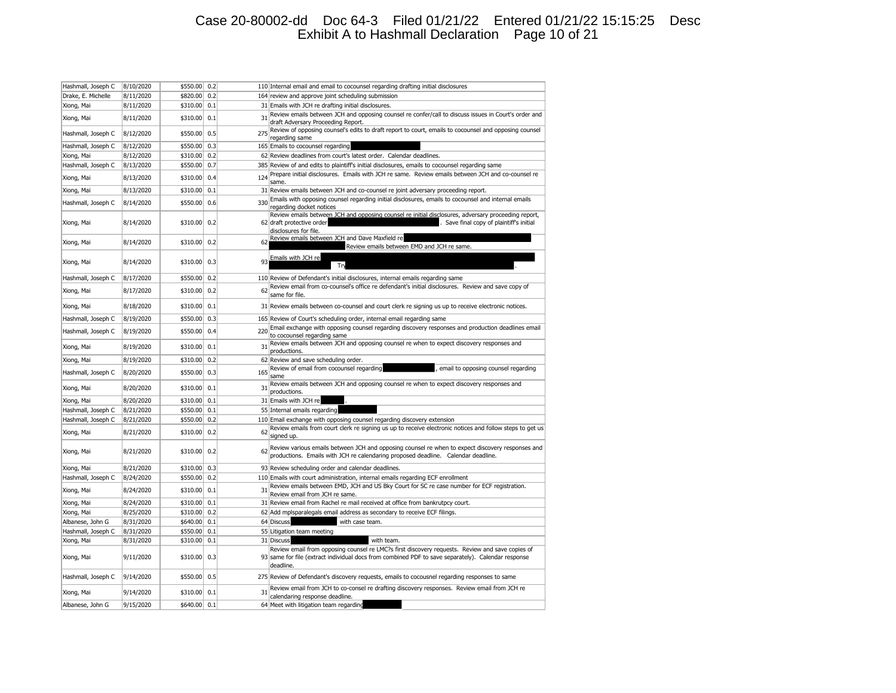| | | | | | |
|---|---|---|---|---|---|
| Hashmall, Joseph C | 8/10/2020 | $550.00 | 0.2 | 110 | Internal email and email to cocounsel regarding drafting initial disclosures |
| Drake, E. Michelle | 8/11/2020 | $820.00 | 0.2 | 164 | review and approve joint scheduling submission |
| Xiong, Mai | 8/11/2020 | $310.00 | 0.1 | 31 | Emails with JCH re drafting initial disclosures. |
| Xiong, Mai | 8/11/2020 | $310.00 | 0.1 | 31 | Review emails between JCH and opposing counsel re confer/call to discuss issues in Court's order and draft Adversary Proceeding Report. |
| Hashmall, Joseph C | 8/12/2020 | $550.00 | 0.5 | 275 | Review of opposing counsel's edits to draft report to court, emails to cocounsel and opposing counsel regarding same |
| Hashmall, Joseph C | 8/12/2020 | $550.00 | 0.3 | 165 | Emails to cocounsel regarding [REDACTED] |
| Xiong, Mai | 8/12/2020 | $310.00 | 0.2 | 62 | Review deadlines from court's latest order. Calendar deadlines. |
| Hashmall, Joseph C | 8/13/2020 | $550.00 | 0.7 | 385 | Review of and edits to plaintiff's initial disclosures, emails to cocounsel regarding same |
| Xiong, Mai | 8/13/2020 | $310.00 | 0.4 | 124 | Prepare initial disclosures. Emails with JCH re same. Review emails between JCH and co-counsel re same. |
| Xiong, Mai | 8/13/2020 | $310.00 | 0.1 | 31 | Review emails between JCH and co-counsel re joint adversary proceeding report. |
| Hashmall, Joseph C | 8/14/2020 | $550.00 | 0.6 | 330 | Emails with opposing counsel regarding initial disclosures, emails to cocounsel and internal emails regarding docket notices |
| Xiong, Mai | 8/14/2020 | $310.00 | 0.2 | 62 | Review emails between JCH and opposing counsel re initial disclosures, adversary proceeding report, draft protective order [REDACTED]. Save final copy of plaintiff's initial disclosures for file. |
| Xiong, Mai | 8/14/2020 | $310.00 | 0.2 | 62 | Review emails between JCH and Dave Maxfield re [REDACTED] Review emails between EMD and JCH re same. |
| Xiong, Mai | 8/14/2020 | $310.00 | 0.3 | 93 | Emails with JCH re [REDACTED] Tr[REDACTED]. |
| Hashmall, Joseph C | 8/17/2020 | $550.00 | 0.2 | 110 | Review of Defendant's initial disclosures, internal emails regarding same |
| Xiong, Mai | 8/17/2020 | $310.00 | 0.2 | 62 | Review email from co-counsel's office re defendant's initial disclosures. Review and save copy of same for file. |
| Xiong, Mai | 8/18/2020 | $310.00 | 0.1 | 31 | Review emails between co-counsel and court clerk re signing us up to receive electronic notices. |
| Hashmall, Joseph C | 8/19/2020 | $550.00 | 0.3 | 165 | Review of Court's scheduling order, internal email regarding same |
| Hashmall, Joseph C | 8/19/2020 | $550.00 | 0.4 | 220 | Email exchange with opposing counsel regarding discovery responses and production deadlines email to cocounsel regarding same |
| Xiong, Mai | 8/19/2020 | $310.00 | 0.1 | 31 | Review emails between JCH and opposing counsel re when to expect discovery responses and productions. |
| Xiong, Mai | 8/19/2020 | $310.00 | 0.2 | 62 | Review and save scheduling order. |
| Hashmall, Joseph C | 8/20/2020 | $550.00 | 0.3 | 165 | Review of email from cocounsel regarding [REDACTED], email to opposing counsel regarding same |
| Xiong, Mai | 8/20/2020 | $310.00 | 0.1 | 31 | Review emails between JCH and opposing counsel re when to expect discovery responses and productions. |
| Xiong, Mai | 8/20/2020 | $310.00 | 0.1 | 31 | Emails with JCH re [REDACTED]. |
| Hashmall, Joseph C | 8/21/2020 | $550.00 | 0.1 | 55 | Internal emails regarding [REDACTED] |
| Hashmall, Joseph C | 8/21/2020 | $550.00 | 0.2 | 110 | Email exchange with opposing counsel regarding discovery extension |
| Xiong, Mai | 8/21/2020 | $310.00 | 0.2 | 62 | Review emails from court clerk re signing us up to receive electronic notices and follow steps to get us signed up. |
| Xiong, Mai | 8/21/2020 | $310.00 | 0.2 | 62 | Review various emails between JCH and opposing counsel re when to expect discovery responses and productions. Emails with JCH re calendaring proposed deadline. Calendar deadline. |
| Xiong, Mai | 8/21/2020 | $310.00 | 0.3 | 93 | Review scheduling order and calendar deadlines. |
| Hashmall, Joseph C | 8/24/2020 | $550.00 | 0.2 | 110 | Emails with court administration, internal emails regarding ECF enrollment |
| Xiong, Mai | 8/24/2020 | $310.00 | 0.1 | 31 | Review emails between EMD, JCH and US Bky Court for SC re case number for ECF registration. Review email from JCH re same. |
| Xiong, Mai | 8/24/2020 | $310.00 | 0.1 | 31 | Review email from Rachel re mail received at office from bankrutpcy court. |
| Xiong, Mai | 8/25/2020 | $310.00 | 0.2 | 62 | Add mplsparalegals email address as secondary to receive ECF filings. |
| Albanese, John G | 8/31/2020 | $640.00 | 0.1 | 64 | Discuss [REDACTED] with case team. |
| Hashmall, Joseph C | 8/31/2020 | $550.00 | 0.1 | 55 | Litigation team meeting |
| Xiong, Mai | 8/31/2020 | $310.00 | 0.1 | 31 | Discuss [REDACTED] with team. |
| Xiong, Mai | 9/11/2020 | $310.00 | 0.3 | 93 | Review email from opposing counsel re LMC?s first discovery requests. Review and save copies of same for file (extract individual docs from combined PDF to save separately). Calendar response deadline. |
| Hashmall, Joseph C | 9/14/2020 | $550.00 | 0.5 | 275 | Review of Defendant's discovery requests, emails to cocousnel regarding responses to same |
| Xiong, Mai | 9/14/2020 | $310.00 | 0.1 | 31 | Review email from JCH to co-consel re drafting discovery responses. Review email from JCH re calendaring response deadline. |
| Albanese, John G | 9/15/2020 | $640.00 | 0.1 | 64 | Meet with litigation team regarding [REDACTED] |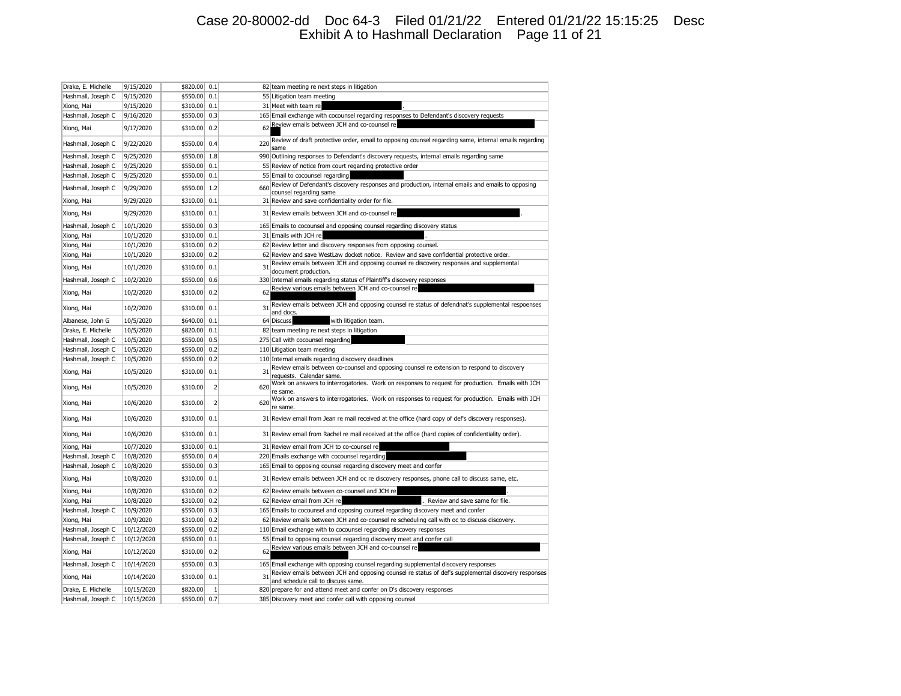| | | | | | |
|---|---|---|---|---|---|
| Drake, E. Michelle | 9/15/2020 | $820.00 | 0.1 | 82 | team meeting re next steps in litigation |
| Hashmall, Joseph C | 9/15/2020 | $550.00 | 0.1 | 55 | Litigation team meeting |
| Xiong, Mai | 9/15/2020 | $310.00 | 0.1 | 31 | Meet with team re [REDACTED]. |
| Hashmall, Joseph C | 9/16/2020 | $550.00 | 0.3 | 165 | Email exchange with cocounsel regarding responses to Defendant's discovery requests |
| Xiong, Mai | 9/17/2020 | $310.00 | 0.2 | 62 | Review emails between JCH and co-counsel re [REDACTED] |
| Hashmall, Joseph C | 9/22/2020 | $550.00 | 0.4 | 220 | Review of draft protective order, email to opposing counsel regarding same, internal emails regarding same |
| Hashmall, Joseph C | 9/25/2020 | $550.00 | 1.8 | 990 | Outlining responses to Defendant's discovery requests, internal emails regarding same |
| Hashmall, Joseph C | 9/25/2020 | $550.00 | 0.1 | 55 | Review of notice from court regarding protective order |
| Hashmall, Joseph C | 9/25/2020 | $550.00 | 0.1 | 55 | Email to cocounsel regarding [REDACTED] |
| Hashmall, Joseph C | 9/29/2020 | $550.00 | 1.2 | 660 | Review of Defendant's discovery responses and production, internal emails and emails to opposing counsel regarding same |
| Xiong, Mai | 9/29/2020 | $310.00 | 0.1 | 31 | Review and save confidentiality order for file. |
| Xiong, Mai | 9/29/2020 | $310.00 | 0.1 | 31 | Review emails between JCH and co-counsel re [REDACTED]. |
| Hashmall, Joseph C | 10/1/2020 | $550.00 | 0.3 | 165 | Emails to cocounsel and opposing counsel regarding discovery status |
| Xiong, Mai | 10/1/2020 | $310.00 | 0.1 | 31 | Emails with JCH re [REDACTED]. |
| Xiong, Mai | 10/1/2020 | $310.00 | 0.2 | 62 | Review letter and discovery responses from opposing counsel. |
| Xiong, Mai | 10/1/2020 | $310.00 | 0.2 | 62 | Review and save WestLaw docket notice. Review and save confidential protective order. |
| Xiong, Mai | 10/1/2020 | $310.00 | 0.1 | 31 | Review emails between JCH and opposing counsel re discovery responses and supplemental document production. |
| Hashmall, Joseph C | 10/2/2020 | $550.00 | 0.6 | 330 | Internal emails regarding status of Plaintiff's discovery responses |
| Xiong, Mai | 10/2/2020 | $310.00 | 0.2 | 62 | Review various emails between JCH and co-counsel re [REDACTED] |
| Xiong, Mai | 10/2/2020 | $310.00 | 0.1 | 31 | Review emails between JCH and opposing counsel re status of defendnat's supplemental respoenses and docs. |
| Albanese, John G | 10/5/2020 | $640.00 | 0.1 | 64 | Discuss [REDACTED] with litigation team. |
| Drake, E. Michelle | 10/5/2020 | $820.00 | 0.1 | 82 | team meeting re next steps in litigation |
| Hashmall, Joseph C | 10/5/2020 | $550.00 | 0.5 | 275 | Call with cocounsel regarding [REDACTED] |
| Hashmall, Joseph C | 10/5/2020 | $550.00 | 0.2 | 110 | Litigation team meeting |
| Hashmall, Joseph C | 10/5/2020 | $550.00 | 0.2 | 110 | Internal emails regarding discovery deadlines |
| Xiong, Mai | 10/5/2020 | $310.00 | 0.1 | 31 | Review emails between co-counsel and opposing counsel re extension to respond to discovery requests. Calendar same. |
| Xiong, Mai | 10/5/2020 | $310.00 | 2 | 620 | Work on answers to interrogatories. Work on responses to request for production. Emails with JCH re same. |
| Xiong, Mai | 10/6/2020 | $310.00 | 2 | 620 | Work on answers to interrogatories. Work on responses to request for production. Emails with JCH re same. |
| Xiong, Mai | 10/6/2020 | $310.00 | 0.1 | 31 | Review email from Jean re mail received at the office (hard copy of def's discovery responses). |
| Xiong, Mai | 10/6/2020 | $310.00 | 0.1 | 31 | Review email from Rachel re mail received at the office (hard copies of confidentiality order). |
| Xiong, Mai | 10/7/2020 | $310.00 | 0.1 | 31 | Review email from JCH to co-counsel re [REDACTED] |
| Hashmall, Joseph C | 10/8/2020 | $550.00 | 0.4 | 220 | Emails exchange with cocounsel regarding [REDACTED] |
| Hashmall, Joseph C | 10/8/2020 | $550.00 | 0.3 | 165 | Email to opposing counsel regarding discovery meet and confer |
| Xiong, Mai | 10/8/2020 | $310.00 | 0.1 | 31 | Review emails between JCH and oc re discovery responses, phone call to discuss same, etc. |
| Xiong, Mai | 10/8/2020 | $310.00 | 0.2 | 62 | Review emails between co-counsel and JCH re [REDACTED]. |
| Xiong, Mai | 10/8/2020 | $310.00 | 0.2 | 62 | Review email from JCH re [REDACTED]. Review and save same for file. |
| Hashmall, Joseph C | 10/9/2020 | $550.00 | 0.3 | 165 | Emails to cocounsel and opposing counsel regarding discovery meet and confer |
| Xiong, Mai | 10/9/2020 | $310.00 | 0.2 | 62 | Review emails between JCH and co-counsel re scheduling call with oc to discuss discovery. |
| Hashmall, Joseph C | 10/12/2020 | $550.00 | 0.2 | 110 | Email exchange with to cocounsel regarding discovery responses |
| Hashmall, Joseph C | 10/12/2020 | $550.00 | 0.1 | 55 | Email to opposing counsel regarding discovery meet and confer call |
| Xiong, Mai | 10/12/2020 | $310.00 | 0.2 | 62 | Review various emails between JCH and co-counsel re [REDACTED] |
| Hashmall, Joseph C | 10/14/2020 | $550.00 | 0.3 | 165 | Email exchange with opposing counsel regarding supplemental discovery responses |
| Xiong, Mai | 10/14/2020 | $310.00 | 0.1 | 31 | Review emails between JCH and opposing counsel re status of def's supplemental discovery responses and schedule call to discuss same. |
| Drake, E. Michelle | 10/15/2020 | $820.00 | 1 | 820 | prepare for and attend meet and confer on D's discovery responses |
| Hashmall, Joseph C | 10/15/2020 | $550.00 | 0.7 | 385 | Discovery meet and confer call with opposing counsel |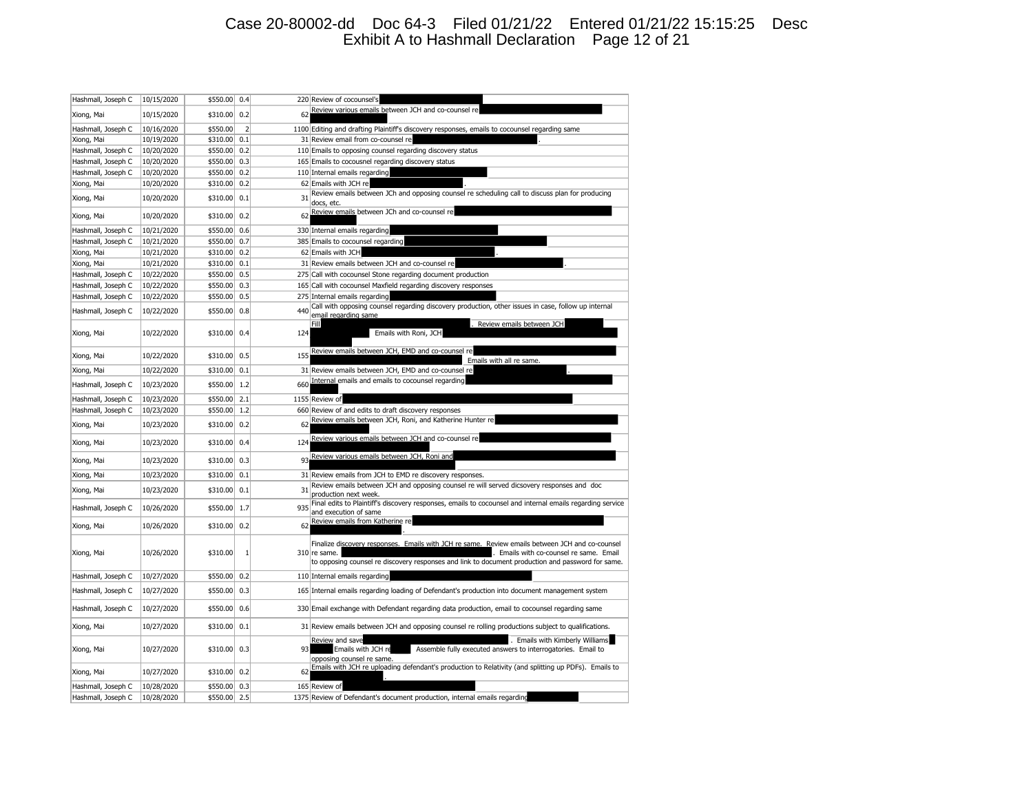| Hashmall, Joseph C | 10/15/2020 | $550.00 | 0.4 | 220 | Review of cocounsel's |
|---|---|---|---|---|---|
| Xiong, Mai | 10/15/2020 | $310.00 | 0.2 | 62 | Review various emails between JCH and co-counsel re |
| Hashmall, Joseph C | 10/16/2020 | $550.00 | 2 | 1100 | Editing and drafting Plaintiff's discovery responses, emails to cocounsel regarding same |
| Xiong, Mai | 10/19/2020 | $310.00 | 0.1 | 31 | Review email from co-counsel re . |
| Hashmall, Joseph C | 10/20/2020 | $550.00 | 0.2 | 110 | Emails to opposing counsel regarding discovery status |
| Hashmall, Joseph C | 10/20/2020 | $550.00 | 0.3 | 165 | Emails to cocousnel regarding discovery status |
| Hashmall, Joseph C | 10/20/2020 | $550.00 | 0.2 | 110 | Internal emails regarding |
| Xiong, Mai | 10/20/2020 | $310.00 | 0.2 | 62 | Emails with JCH re . |
| Xiong, Mai | 10/20/2020 | $310.00 | 0.1 | 31 | Review emails between JCh and opposing counsel re scheduling call to discuss plan for producing docs, etc. |
| Xiong, Mai | 10/20/2020 | $310.00 | 0.2 | 62 | Review emails between JCh and co-counsel re |
| Hashmall, Joseph C | 10/21/2020 | $550.00 | 0.6 | 330 | Internal emails regarding |
| Hashmall, Joseph C | 10/21/2020 | $550.00 | 0.7 | 385 | Emails to cocounsel regarding |
| Xiong, Mai | 10/21/2020 | $310.00 | 0.2 | 62 | Emails with JCH . |
| Xiong, Mai | 10/21/2020 | $310.00 | 0.1 | 31 | Review emails between JCH and co-counsel re . |
| Hashmall, Joseph C | 10/22/2020 | $550.00 | 0.5 | 275 | Call with cocounsel Stone regarding document production |
| Hashmall, Joseph C | 10/22/2020 | $550.00 | 0.3 | 165 | Call with cocounsel Maxfield regarding discovery responses |
| Hashmall, Joseph C | 10/22/2020 | $550.00 | 0.5 | 275 | Internal emails regarding |
| Hashmall, Joseph C | 10/22/2020 | $550.00 | 0.8 | 440 | Call with opposing counsel regarding discovery production, other issues in case, follow up internal email regarding same |
| Xiong, Mai | 10/22/2020 | $310.00 | 0.4 | 124 | Fill . Review emails between JCH Emails with Roni, JCH |
| Xiong, Mai | 10/22/2020 | $310.00 | 0.5 | 155 | Review emails between JCH, EMD and co-counsel re Emails with all re same. |
| Xiong, Mai | 10/22/2020 | $310.00 | 0.1 | 31 | Review emails between JCH, EMD and co-counsel re . |
| Hashmall, Joseph C | 10/23/2020 | $550.00 | 1.2 | 660 | Internal emails and emails to cocounsel regarding |
| Hashmall, Joseph C | 10/23/2020 | $550.00 | 2.1 | 1155 | Review of |
| Hashmall, Joseph C | 10/23/2020 | $550.00 | 1.2 | 660 | Review of and edits to draft discovery responses |
| Xiong, Mai | 10/23/2020 | $310.00 | 0.2 | 62 | Review emails between JCH, Roni, and Katherine Hunter re |
| Xiong, Mai | 10/23/2020 | $310.00 | 0.4 | 124 | Review various emails between JCH and co-counsel re |
| Xiong, Mai | 10/23/2020 | $310.00 | 0.3 | 93 | Review various emails between JCH, Roni and |
| Xiong, Mai | 10/23/2020 | $310.00 | 0.1 | 31 | Review emails from JCH to EMD re discovery responses. |
| Xiong, Mai | 10/23/2020 | $310.00 | 0.1 | 31 | Review emails between JCH and opposing counsel re will served dicsovery responses and doc production next week. |
| Hashmall, Joseph C | 10/26/2020 | $550.00 | 1.7 | 935 | Final edits to Plaintiff's discovery responses, emails to cocounsel and internal emails regarding service and execution of same |
| Xiong, Mai | 10/26/2020 | $310.00 | 0.2 | 62 | Review emails from Katherine re . |
| Xiong, Mai | 10/26/2020 | $310.00 | 1 | 310 | Finalize discovery responses. Emails with JCH re same. Review emails between JCH and co-counsel re same. . Emails with co-counsel re same. Email to opposing counsel re discovery responses and link to document production and password for same. |
| Hashmall, Joseph C | 10/27/2020 | $550.00 | 0.2 | 110 | Internal emails regarding |
| Hashmall, Joseph C | 10/27/2020 | $550.00 | 0.3 | 165 | Internal emails regarding loading of Defendant's production into document management system |
| Hashmall, Joseph C | 10/27/2020 | $550.00 | 0.6 | 330 | Email exchange with Defendant regarding data production, email to cocounsel regarding same |
| Xiong, Mai | 10/27/2020 | $310.00 | 0.1 | 31 | Review emails between JCH and opposing counsel re rolling productions subject to qualifications. |
| Xiong, Mai | 10/27/2020 | $310.00 | 0.3 | 93 | Review and save . Emails with Kimberly Williams Emails with JCH re Assemble fully executed answers to interrogatories. Email to opposing counsel re same. |
| Xiong, Mai | 10/27/2020 | $310.00 | 0.2 | 62 | Emails with JCH re uploading defendant's production to Relativity (and splitting up PDFs). Emails to . |
| Hashmall, Joseph C | 10/28/2020 | $550.00 | 0.3 | 165 | Review of |
| Hashmall, Joseph C | 10/28/2020 | $550.00 | 2.5 | 1375 | Review of Defendant's document production, internal emails regarding |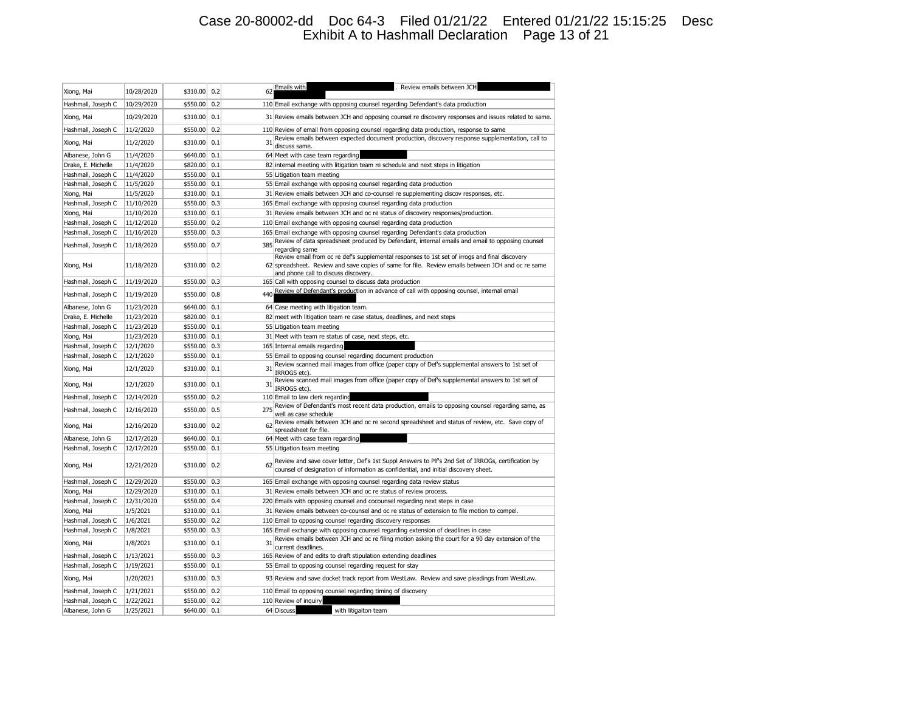| Xiong, Mai | 10/28/2020 | $310.00 | 0.2 | 62 | Emails with [REDACTED]. Review emails between JCH [REDACTED] |
|---|---|---|---|---|---|
| Hashmall, Joseph C | 10/29/2020 | $550.00 | 0.2 | 110 | Email exchange with opposing counsel regarding Defendant's data production |
| Xiong, Mai | 10/29/2020 | $310.00 | 0.1 | 31 | Review emails between JCH and opposing counsel re discovery responses and issues related to same. |
| Hashmall, Joseph C | 11/2/2020 | $550.00 | 0.2 | 110 | Review of email from opposing counsel regarding data production, response to same |
| Xiong, Mai | 11/2/2020 | $310.00 | 0.1 | 31 | Review emails between expected document production, discovery response supplementation, call to discuss same. |
| Albanese, John G | 11/4/2020 | $640.00 | 0.1 | 64 | Meet with case team regarding [REDACTED] |
| Drake, E. Michelle | 11/4/2020 | $820.00 | 0.1 | 82 | internal meeting with litigation team re schedule and next steps in litigation |
| Hashmall, Joseph C | 11/4/2020 | $550.00 | 0.1 | 55 | Litigation team meeting |
| Hashmall, Joseph C | 11/5/2020 | $550.00 | 0.1 | 55 | Email exchange with opposing counsel regarding data production |
| Xiong, Mai | 11/5/2020 | $310.00 | 0.1 | 31 | Review emails between JCH and co-counsel re supplementing discov responses, etc. |
| Hashmall, Joseph C | 11/10/2020 | $550.00 | 0.3 | 165 | Email exchange with opposing counsel regarding data production |
| Xiong, Mai | 11/10/2020 | $310.00 | 0.1 | 31 | Review emails between JCH and oc re status of discovery responses/production. |
| Hashmall, Joseph C | 11/12/2020 | $550.00 | 0.2 | 110 | Email exchange with opposing counsel regarding data production |
| Hashmall, Joseph C | 11/16/2020 | $550.00 | 0.3 | 165 | Email exchange with opposing counsel regarding Defendant's data production |
| Hashmall, Joseph C | 11/18/2020 | $550.00 | 0.7 | 385 | Review of data spreadsheet produced by Defendant, internal emails and email to opposing counsel regarding same |
| Xiong, Mai | 11/18/2020 | $310.00 | 0.2 | 62 | Review email from oc re def's supplemental responses to 1st set of irrogs and final discovery spreadsheet. Review and save copies of same for file. Review emails between JCH and oc re same and phone call to discuss discovery. |
| Hashmall, Joseph C | 11/19/2020 | $550.00 | 0.3 | 165 | Call with opposing counsel to discuss data production |
| Hashmall, Joseph C | 11/19/2020 | $550.00 | 0.8 | 440 | Review of Defendant's production in advance of call with opposing counsel, internal email [REDACTED] |
| Albanese, John G | 11/23/2020 | $640.00 | 0.1 | 64 | Case meeting with litigation team. |
| Drake, E. Michelle | 11/23/2020 | $820.00 | 0.1 | 82 | meet with litigation team re case status, deadlines, and next steps |
| Hashmall, Joseph C | 11/23/2020 | $550.00 | 0.1 | 55 | Litigation team meeting |
| Xiong, Mai | 11/23/2020 | $310.00 | 0.1 | 31 | Meet with team re status of case, next steps, etc. |
| Hashmall, Joseph C | 12/1/2020 | $550.00 | 0.3 | 165 | Internal emails regarding [REDACTED] |
| Hashmall, Joseph C | 12/1/2020 | $550.00 | 0.1 | 55 | Email to opposing counsel regarding document production |
| Xiong, Mai | 12/1/2020 | $310.00 | 0.1 | 31 | Review scanned mail images from office (paper copy of Def's supplemental answers to 1st set of IRROGS etc). |
| Xiong, Mai | 12/1/2020 | $310.00 | 0.1 | 31 | Review scanned mail images from office (paper copy of Def's supplemental answers to 1st set of IRROGS etc). |
| Hashmall, Joseph C | 12/14/2020 | $550.00 | 0.2 | 110 | Email to law clerk regarding [REDACTED] |
| Hashmall, Joseph C | 12/16/2020 | $550.00 | 0.5 | 275 | Review of Defendant's most recent data production, emails to opposing counsel regarding same, as well as case schedule |
| Xiong, Mai | 12/16/2020 | $310.00 | 0.2 | 62 | Review emails between JCH and oc re second spreadsheet and status of review, etc. Save copy of spreadsheet for file. |
| Albanese, John G | 12/17/2020 | $640.00 | 0.1 | 64 | Meet with case team regarding [REDACTED] |
| Hashmall, Joseph C | 12/17/2020 | $550.00 | 0.1 | 55 | Litigation team meeting |
| Xiong, Mai | 12/21/2020 | $310.00 | 0.2 | 62 | Review and save cover letter, Def's 1st Suppl Answers to Plf's 2nd Set of IRROGs, certification by counsel of designation of information as confidential, and initial discovery sheet. |
| Hashmall, Joseph C | 12/29/2020 | $550.00 | 0.3 | 165 | Email exchange with opposing counsel regarding data review status |
| Xiong, Mai | 12/29/2020 | $310.00 | 0.1 | 31 | Review emails between JCH and oc re status of review process. |
| Hashmall, Joseph C | 12/31/2020 | $550.00 | 0.4 | 220 | Emails with opposing counsel and cocounsel regarding next steps in case |
| Xiong, Mai | 1/5/2021 | $310.00 | 0.1 | 31 | Review emails between co-counsel and oc re status of extension to file motion to compel. |
| Hashmall, Joseph C | 1/6/2021 | $550.00 | 0.2 | 110 | Email to opposing counsel regarding discovery responses |
| Hashmall, Joseph C | 1/8/2021 | $550.00 | 0.3 | 165 | Email exchange with opposing counsel regarding extension of deadlines in case |
| Xiong, Mai | 1/8/2021 | $310.00 | 0.1 | 31 | Review emails between JCH and oc re filing motion asking the court for a 90 day extension of the current deadlines. |
| Hashmall, Joseph C | 1/13/2021 | $550.00 | 0.3 | 165 | Review of and edits to draft stipulation extending deadlines |
| Hashmall, Joseph C | 1/19/2021 | $550.00 | 0.1 | 55 | Email to opposing counsel regarding request for stay |
| Xiong, Mai | 1/20/2021 | $310.00 | 0.3 | 93 | Review and save docket track report from WestLaw. Review and save pleadings from WestLaw. |
| Hashmall, Joseph C | 1/21/2021 | $550.00 | 0.2 | 110 | Email to opposing counsel regarding timing of discovery |
| Hashmall, Joseph C | 1/22/2021 | $550.00 | 0.2 | 110 | Review of inquiry [REDACTED] |
| Albanese, John G | 1/25/2021 | $640.00 | 0.1 | 64 | Discuss [REDACTED] with litigaiton team |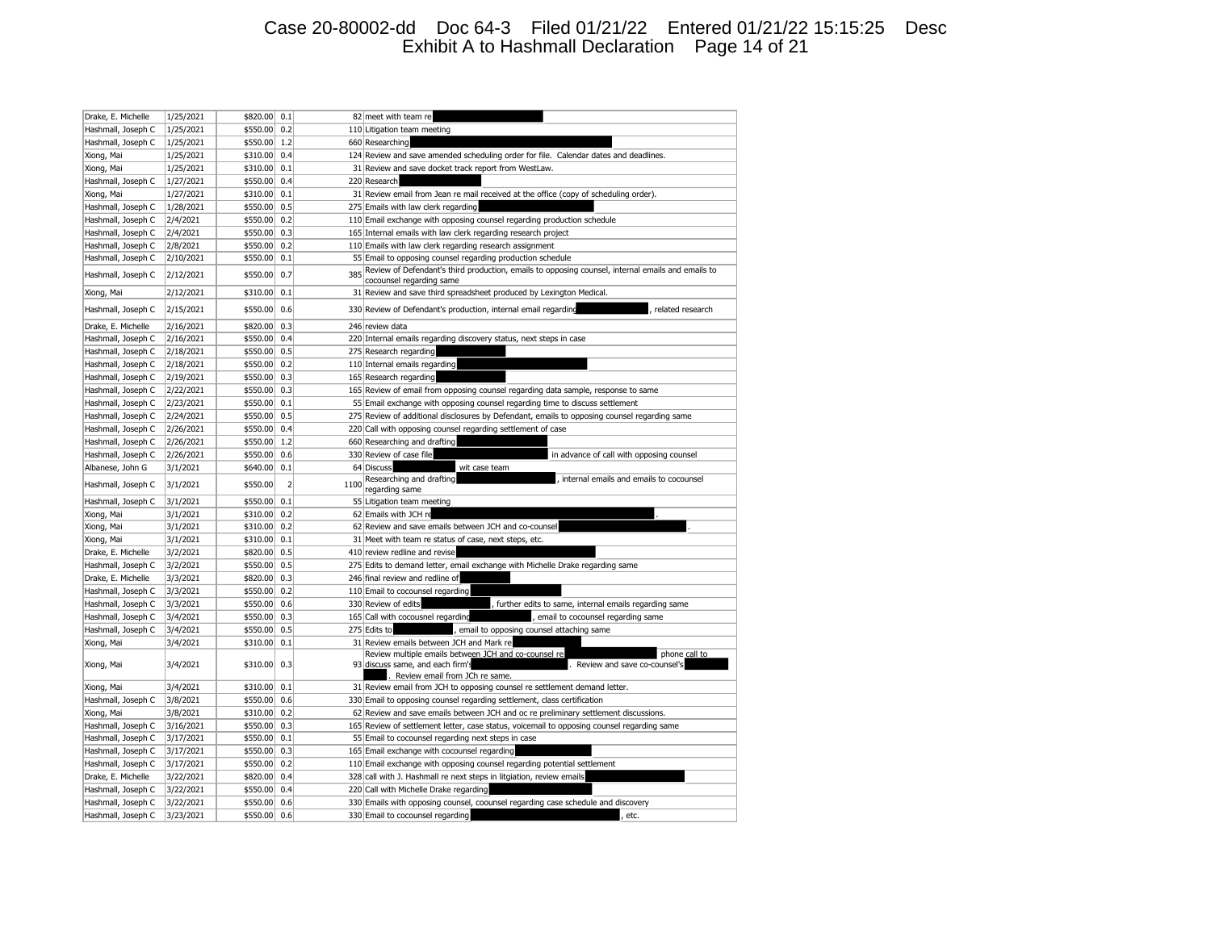| | | | | | |
|---|---|---|---|---|---|
| Drake, E. Michelle | 1/25/2021 | $820.00 | 0.1 | 82 | meet with team re |
| Hashmall, Joseph C | 1/25/2021 | $550.00 | 0.2 | 110 | Litigation team meeting |
| Hashmall, Joseph C | 1/25/2021 | $550.00 | 1.2 | 660 | Researching |
| Xiong, Mai | 1/25/2021 | $310.00 | 0.4 | 124 | Review and save amended scheduling order for file. Calendar dates and deadlines. |
| Xiong, Mai | 1/25/2021 | $310.00 | 0.1 | 31 | Review and save docket track report from WestLaw. |
| Hashmall, Joseph C | 1/27/2021 | $550.00 | 0.4 | 220 | Research |
| Xiong, Mai | 1/27/2021 | $310.00 | 0.1 | 31 | Review email from Jean re mail received at the office (copy of scheduling order). |
| Hashmall, Joseph C | 1/28/2021 | $550.00 | 0.5 | 275 | Emails with law clerk regarding |
| Hashmall, Joseph C | 2/4/2021 | $550.00 | 0.2 | 110 | Email exchange with opposing counsel regarding production schedule |
| Hashmall, Joseph C | 2/4/2021 | $550.00 | 0.3 | 165 | Internal emails with law clerk regarding research project |
| Hashmall, Joseph C | 2/8/2021 | $550.00 | 0.2 | 110 | Emails with law clerk regarding research assignment |
| Hashmall, Joseph C | 2/10/2021 | $550.00 | 0.1 | 55 | Email to opposing counsel regarding production schedule |
| Hashmall, Joseph C | 2/12/2021 | $550.00 | 0.7 | 385 | Review of Defendant's third production, emails to opposing counsel, internal emails and emails to cocounsel regarding same |
| Xiong, Mai | 2/12/2021 | $310.00 | 0.1 | 31 | Review and save third spreadsheet produced by Lexington Medical. |
| Hashmall, Joseph C | 2/15/2021 | $550.00 | 0.6 | 330 | Review of Defendant's production, internal email regarding , related research |
| Drake, E. Michelle | 2/16/2021 | $820.00 | 0.3 | 246 | review data |
| Hashmall, Joseph C | 2/16/2021 | $550.00 | 0.4 | 220 | Internal emails regarding discovery status, next steps in case |
| Hashmall, Joseph C | 2/18/2021 | $550.00 | 0.5 | 275 | Research regarding |
| Hashmall, Joseph C | 2/18/2021 | $550.00 | 0.2 | 110 | Internal emails regarding |
| Hashmall, Joseph C | 2/19/2021 | $550.00 | 0.3 | 165 | Research regarding |
| Hashmall, Joseph C | 2/22/2021 | $550.00 | 0.3 | 165 | Review of email from opposing counsel regarding data sample, response to same |
| Hashmall, Joseph C | 2/23/2021 | $550.00 | 0.1 | 55 | Email exchange with opposing counsel regarding time to discuss settlement |
| Hashmall, Joseph C | 2/24/2021 | $550.00 | 0.5 | 275 | Review of additional disclosures by Defendant, emails to opposing counsel regarding same |
| Hashmall, Joseph C | 2/26/2021 | $550.00 | 0.4 | 220 | Call with opposing counsel regarding settlement of case |
| Hashmall, Joseph C | 2/26/2021 | $550.00 | 1.2 | 660 | Researching and drafting |
| Hashmall, Joseph C | 2/26/2021 | $550.00 | 0.6 | 330 | Review of case file in advance of call with opposing counsel |
| Albanese, John G | 3/1/2021 | $640.00 | 0.1 | 64 | Discuss wit case team |
| Hashmall, Joseph C | 3/1/2021 | $550.00 | 2 | 1100 | Researching and drafting , internal emails and emails to cocounsel regarding same |
| Hashmall, Joseph C | 3/1/2021 | $550.00 | 0.1 | 55 | Litigation team meeting |
| Xiong, Mai | 3/1/2021 | $310.00 | 0.2 | 62 | Emails with JCH re . |
| Xiong, Mai | 3/1/2021 | $310.00 | 0.2 | 62 | Review and save emails between JCH and co-counsel . |
| Xiong, Mai | 3/1/2021 | $310.00 | 0.1 | 31 | Meet with team re status of case, next steps, etc. |
| Drake, E. Michelle | 3/2/2021 | $820.00 | 0.5 | 410 | review redline and revise |
| Hashmall, Joseph C | 3/2/2021 | $550.00 | 0.5 | 275 | Edits to demand letter, email exchange with Michelle Drake regarding same |
| Drake, E. Michelle | 3/3/2021 | $820.00 | 0.3 | 246 | final review and redline of |
| Hashmall, Joseph C | 3/3/2021 | $550.00 | 0.2 | 110 | Email to cocounsel regarding |
| Hashmall, Joseph C | 3/3/2021 | $550.00 | 0.6 | 330 | Review of edits , further edits to same, internal emails regarding same |
| Hashmall, Joseph C | 3/4/2021 | $550.00 | 0.3 | 165 | Call with cocounsel regarding , email to cocounsel regarding same |
| Hashmall, Joseph C | 3/4/2021 | $550.00 | 0.5 | 275 | Edits to , email to opposing counsel attaching same |
| Xiong, Mai | 3/4/2021 | $310.00 | 0.1 | 31 | Review emails between JCH and Mark re |
| Xiong, Mai | 3/4/2021 | $310.00 | 0.3 | 93 | Review multiple emails between JCH and co-counsel re phone call to discuss same, and each firm's . Review and save co-counsel's . Review email from JCh re same. |
| Xiong, Mai | 3/4/2021 | $310.00 | 0.1 | 31 | Review email from JCH to opposing counsel re settlement demand letter. |
| Hashmall, Joseph C | 3/8/2021 | $550.00 | 0.6 | 330 | Email to opposing counsel regarding settlement, class certification |
| Xiong, Mai | 3/8/2021 | $310.00 | 0.2 | 62 | Review and save emails between JCH and oc re preliminary settlement discussions. |
| Hashmall, Joseph C | 3/16/2021 | $550.00 | 0.3 | 165 | Review of settlement letter, case status, voicemail to opposing counsel regarding same |
| Hashmall, Joseph C | 3/17/2021 | $550.00 | 0.1 | 55 | Email to cocounsel regarding next steps in case |
| Hashmall, Joseph C | 3/17/2021 | $550.00 | 0.3 | 165 | Email exchange with cocounsel regarding |
| Hashmall, Joseph C | 3/17/2021 | $550.00 | 0.2 | 110 | Email exchange with opposing counsel regarding potential settlement |
| Drake, E. Michelle | 3/22/2021 | $820.00 | 0.4 | 328 | call with J. Hashmall re next steps in litgiation, review emails |
| Hashmall, Joseph C | 3/22/2021 | $550.00 | 0.4 | 220 | Call with Michelle Drake regarding |
| Hashmall, Joseph C | 3/22/2021 | $550.00 | 0.6 | 330 | Emails with opposing counsel, coounsel regarding case schedule and discovery |
| Hashmall, Joseph C | 3/23/2021 | $550.00 | 0.6 | 330 | Email to cocounsel regarding , etc. |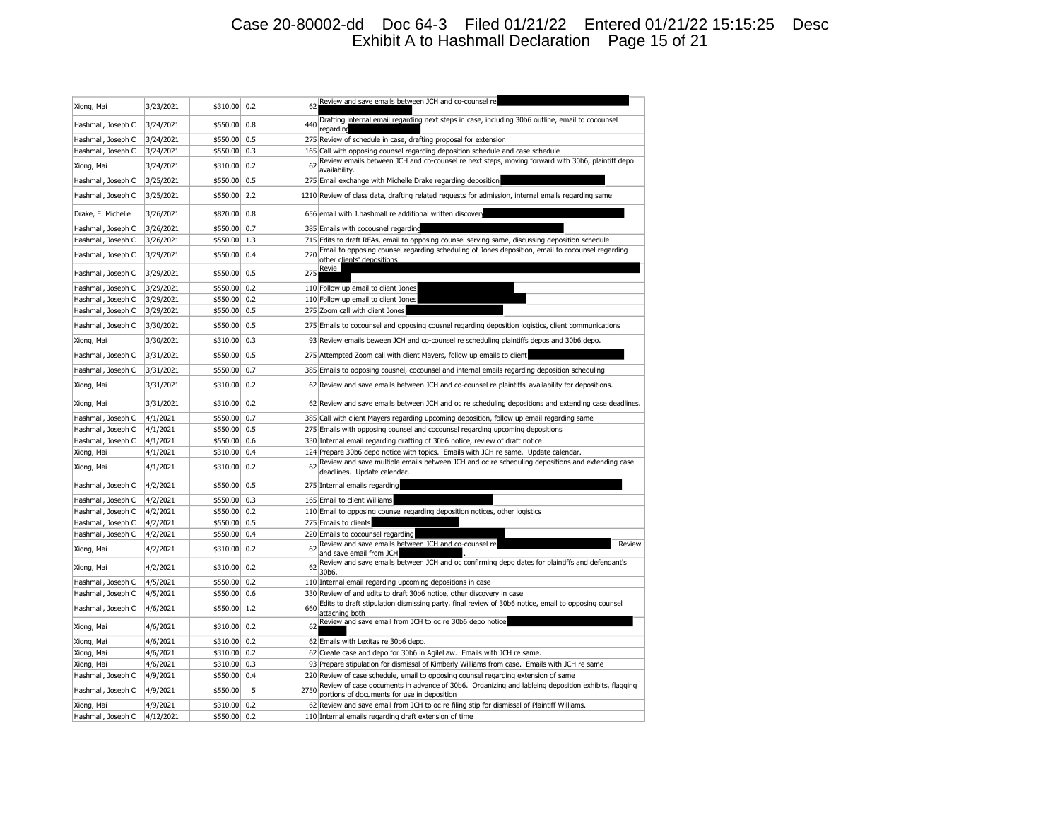| | | | | | |
|---|---|---|---|---|---|
| Xiong, Mai | 3/23/2021 | $310.00 | 0.2 | 62 | Review and save emails between JCH and co-counsel re |
| Hashmall, Joseph C | 3/24/2021 | $550.00 | 0.8 | 440 | Drafting internal email regarding next steps in case, including 30b6 outline, email to cocounsel regarding |
| Hashmall, Joseph C | 3/24/2021 | $550.00 | 0.5 | 275 | Review of schedule in case, drafting proposal for extension |
| Hashmall, Joseph C | 3/24/2021 | $550.00 | 0.3 | 165 | Call with opposing counsel regarding deposition schedule and case schedule |
| Xiong, Mai | 3/24/2021 | $310.00 | 0.2 | 62 | Review emails between JCH and co-counsel re next steps, moving forward with 30b6, plaintiff depo availability. |
| Hashmall, Joseph C | 3/25/2021 | $550.00 | 0.5 | 275 | Email exchange with Michelle Drake regarding deposition |
| Hashmall, Joseph C | 3/25/2021 | $550.00 | 2.2 | 1210 | Review of class data, drafting related requests for admission, internal emails regarding same |
| Drake, E. Michelle | 3/26/2021 | $820.00 | 0.8 | 656 | email with J.hashmall re additional written discovery |
| Hashmall, Joseph C | 3/26/2021 | $550.00 | 0.7 | 385 | Emails with cocousnel regarding |
| Hashmall, Joseph C | 3/26/2021 | $550.00 | 1.3 | 715 | Edits to draft RFAs, email to opposing counsel serving same, discussing deposition schedule |
| Hashmall, Joseph C | 3/29/2021 | $550.00 | 0.4 | 220 | Email to opposing counsel regarding scheduling of Jones deposition, email to cocounsel regarding other clients' depositions |
| Hashmall, Joseph C | 3/29/2021 | $550.00 | 0.5 | 275 | Revie |
| Hashmall, Joseph C | 3/29/2021 | $550.00 | 0.2 | 110 | Follow up email to client Jones |
| Hashmall, Joseph C | 3/29/2021 | $550.00 | 0.2 | 110 | Follow up email to client Jones |
| Hashmall, Joseph C | 3/29/2021 | $550.00 | 0.5 | 275 | Zoom call with client Jones |
| Hashmall, Joseph C | 3/30/2021 | $550.00 | 0.5 | 275 | Emails to cocounsel and opposing cousnel regarding deposition logistics, client communications |
| Xiong, Mai | 3/30/2021 | $310.00 | 0.3 | 93 | Review emails beween JCH and co-counsel re scheduling plaintiffs depos and 30b6 depo. |
| Hashmall, Joseph C | 3/31/2021 | $550.00 | 0.5 | 275 | Attempted Zoom call with client Mayers, follow up emails to client |
| Hashmall, Joseph C | 3/31/2021 | $550.00 | 0.7 | 385 | Emails to opposing cousnel, cocounsel and internal emails regarding deposition scheduling |
| Xiong, Mai | 3/31/2021 | $310.00 | 0.2 | 62 | Review and save emails between JCH and co-counsel re plaintiffs' availability for depositions. |
| Xiong, Mai | 3/31/2021 | $310.00 | 0.2 | 62 | Review and save emails between JCH and oc re scheduling depositions and extending case deadlines. |
| Hashmall, Joseph C | 4/1/2021 | $550.00 | 0.7 | 385 | Call with client Mayers regarding upcoming deposition, follow up email regarding same |
| Hashmall, Joseph C | 4/1/2021 | $550.00 | 0.5 | 275 | Emails with opposing counsel and cocounsel regarding upcoming depositions |
| Hashmall, Joseph C | 4/1/2021 | $550.00 | 0.6 | 330 | Internal email regarding drafting of 30b6 notice, review of draft notice |
| Xiong, Mai | 4/1/2021 | $310.00 | 0.4 | 124 | Prepare 30b6 depo notice with topics. Emails with JCH re same. Update calendar. |
| Xiong, Mai | 4/1/2021 | $310.00 | 0.2 | 62 | Review and save multiple emails between JCH and oc re scheduling depositions and extending case deadlines. Update calendar. |
| Hashmall, Joseph C | 4/2/2021 | $550.00 | 0.5 | 275 | Internal emails regarding |
| Hashmall, Joseph C | 4/2/2021 | $550.00 | 0.3 | 165 | Email to client Williams |
| Hashmall, Joseph C | 4/2/2021 | $550.00 | 0.2 | 110 | Email to opposing counsel regarding deposition notices, other logistics |
| Hashmall, Joseph C | 4/2/2021 | $550.00 | 0.5 | 275 | Emails to clients |
| Hashmall, Joseph C | 4/2/2021 | $550.00 | 0.4 | 220 | Emails to cocounsel regarding |
| Xiong, Mai | 4/2/2021 | $310.00 | 0.2 | 62 | Review and save emails between JCH and co-counsel re . Review and save email from JCH . |
| Xiong, Mai | 4/2/2021 | $310.00 | 0.2 | 62 | Review and save emails between JCH and oc confirming depo dates for plaintiffs and defendant's 30b6. |
| Hashmall, Joseph C | 4/5/2021 | $550.00 | 0.2 | 110 | Internal email regarding upcoming depositions in case |
| Hashmall, Joseph C | 4/5/2021 | $550.00 | 0.6 | 330 | Review of and edits to draft 30b6 notice, other discovery in case |
| Hashmall, Joseph C | 4/6/2021 | $550.00 | 1.2 | 660 | Edits to draft stipulation dismissing party, final review of 30b6 notice, email to opposing counsel attaching both |
| Xiong, Mai | 4/6/2021 | $310.00 | 0.2 | 62 | Review and save email from JCH to oc re 30b6 depo notice |
| Xiong, Mai | 4/6/2021 | $310.00 | 0.2 | 62 | Emails with Lexitas re 30b6 depo. |
| Xiong, Mai | 4/6/2021 | $310.00 | 0.2 | 62 | Create case and depo for 30b6 in AgileLaw. Emails with JCH re same. |
| Xiong, Mai | 4/6/2021 | $310.00 | 0.3 | 93 | Prepare stipulation for dismissal of Kimberly Williams from case. Emails with JCH re same |
| Hashmall, Joseph C | 4/9/2021 | $550.00 | 0.4 | 220 | Review of case schedule, email to opposing counsel regarding extension of same |
| Hashmall, Joseph C | 4/9/2021 | $550.00 | 5 | 2750 | Review of case documents in advance of 30b6. Organizing and lableing deposition exhibits, flagging portions of documents for use in deposition |
| Xiong, Mai | 4/9/2021 | $310.00 | 0.2 | 62 | Review and save email from JCH to oc re filing stip for dismissal of Plaintiff Williams. |
| Hashmall, Joseph C | 4/12/2021 | $550.00 | 0.2 | 110 | Internal emails regarding draft extension of time |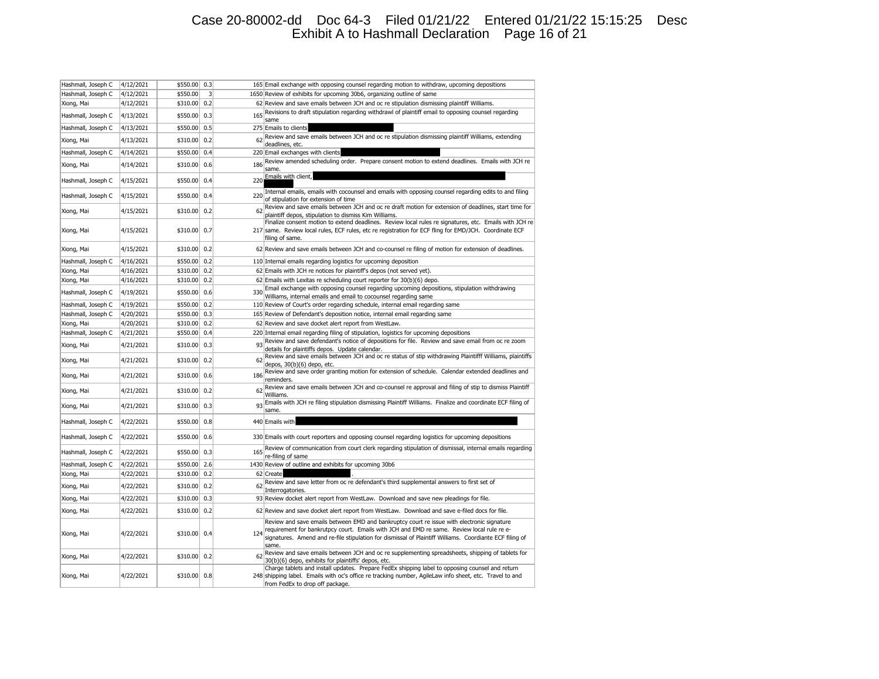| Hashmall, Joseph C | 4/12/2021 | $550.00 | 0.3 | 165 | Email exchange with opposing counsel regarding motion to withdraw, upcoming depositions |
|---|---|---|---|---|---|
| Hashmall, Joseph C | 4/12/2021 | $550.00 | 3 | 1650 | Review of exhibits for upcoming 30b6, organizing outline of same |
| Xiong, Mai | 4/12/2021 | $310.00 | 0.2 | 62 | Review and save emails between JCH and oc re stipulation dismissing plaintiff Williams. |
| Hashmall, Joseph C | 4/13/2021 | $550.00 | 0.3 | 165 | Revisions to draft stipulation regarding withdrawl of plaintiff email to opposing counsel regarding same |
| Hashmall, Joseph C | 4/13/2021 | $550.00 | 0.5 | 275 | Emails to clients [REDACTED] |
| Xiong, Mai | 4/13/2021 | $310.00 | 0.2 | 62 | Review and save emails between JCH and oc re stipulation dismissing plaintiff Williams, extending deadlines, etc. |
| Hashmall, Joseph C | 4/14/2021 | $550.00 | 0.4 | 220 | Email exchanges with clients [REDACTED] |
| Xiong, Mai | 4/14/2021 | $310.00 | 0.6 | 186 | Review amended scheduling order. Prepare consent motion to extend deadlines. Emails with JCH re same. |
| Hashmall, Joseph C | 4/15/2021 | $550.00 | 0.4 | 220 | Emails with client, [REDACTED] |
| Hashmall, Joseph C | 4/15/2021 | $550.00 | 0.4 | 220 | Internal emails, emails with cocounsel and emails with opposing counsel regarding edits to and filing of stipulation for extension of time |
| Xiong, Mai | 4/15/2021 | $310.00 | 0.2 | 62 | Review and save emails between JCH and oc re draft motion for extension of deadlines, start time for plaintiff depos, stipulation to dismiss Kim Williams. |
| Xiong, Mai | 4/15/2021 | $310.00 | 0.7 | 217 | Finalize consent motion to extend deadlines. Review local rules re signatures, etc. Emails with JCH re same. Review local rules, ECF rules, etc re registration for ECF fling for EMD/JCH. Coordinate ECF filing of same. |
| Xiong, Mai | 4/15/2021 | $310.00 | 0.2 | 62 | Review and save emails between JCH and co-counsel re filing of motion for extension of deadlines. |
| Hashmall, Joseph C | 4/16/2021 | $550.00 | 0.2 | 110 | Internal emails regarding logistics for upcoming deposition |
| Xiong, Mai | 4/16/2021 | $310.00 | 0.2 | 62 | Emails with JCH re notices for plaintiff's depos (not served yet). |
| Xiong, Mai | 4/16/2021 | $310.00 | 0.2 | 62 | Emails with Lexitas re scheduling court reporter for 30(b)(6) depo. |
| Hashmall, Joseph C | 4/19/2021 | $550.00 | 0.6 | 330 | Email exchange with opposing counsel regarding upcoming depositions, stipulation withdrawing Williams, internal emails and email to cocounsel regarding same |
| Hashmall, Joseph C | 4/19/2021 | $550.00 | 0.2 | 110 | Review of Court's order regarding schedule, internal email regarding same |
| Hashmall, Joseph C | 4/20/2021 | $550.00 | 0.3 | 165 | Review of Defendant's deposition notice, internal email regarding same |
| Xiong, Mai | 4/20/2021 | $310.00 | 0.2 | 62 | Review and save docket alert report from WestLaw. |
| Hashmall, Joseph C | 4/21/2021 | $550.00 | 0.4 | 220 | Internal email regarding filing of stipulation, logistics for upcoming depositions |
| Xiong, Mai | 4/21/2021 | $310.00 | 0.3 | 93 | Review and save defendant's notice of depositions for file. Review and save email from oc re zoom details for plaintiffs depos. Update calendar. |
| Xiong, Mai | 4/21/2021 | $310.00 | 0.2 | 62 | Review and save emails between JCH and oc re status of stip withdrawing Plaintifff Williams, plaintiffs depos, 30(b)(6) depo, etc. |
| Xiong, Mai | 4/21/2021 | $310.00 | 0.6 | 186 | Review and save order granting motion for extension of schedule. Calendar extended deadlines and reminders. |
| Xiong, Mai | 4/21/2021 | $310.00 | 0.2 | 62 | Review and save emails between JCH and co-counsel re approval and filing of stip to dismiss Plaintiff Williams. |
| Xiong, Mai | 4/21/2021 | $310.00 | 0.3 | 93 | Emails with JCH re filing stipulation dismissing Plaintiff Williams. Finalize and coordinate ECF filing of same. |
| Hashmall, Joseph C | 4/22/2021 | $550.00 | 0.8 | 440 | Emails with [REDACTED] |
| Hashmall, Joseph C | 4/22/2021 | $550.00 | 0.6 | 330 | Emails with court reporters and opposing counsel regarding logistics for upcoming depositions |
| Hashmall, Joseph C | 4/22/2021 | $550.00 | 0.3 | 165 | Review of communication from court clerk regarding stipulation of dismissal, internal emails regarding re-filing of same |
| Hashmall, Joseph C | 4/22/2021 | $550.00 | 2.6 | 1430 | Review of outline and exhibits for upcoming 30b6 |
| Xiong, Mai | 4/22/2021 | $310.00 | 0.2 | 62 | Create [REDACTED] . |
| Xiong, Mai | 4/22/2021 | $310.00 | 0.2 | 62 | Review and save letter from oc re defendant's third supplemental answers to first set of Interrogatories. |
| Xiong, Mai | 4/22/2021 | $310.00 | 0.3 | 93 | Review docket alert report from WestLaw. Download and save new pleadings for file. |
| Xiong, Mai | 4/22/2021 | $310.00 | 0.2 | 62 | Review and save docket alert report from WestLaw. Download and save e-filed docs for file. |
| Xiong, Mai | 4/22/2021 | $310.00 | 0.4 | 124 | Review and save emails between EMD and bankruptcy court re issue with electronic signature requirement for bankrutpcy court. Emails with JCH and EMD re same. Review local rule re e-signatures. Amend and re-file stipulation for dismissal of Plaintiff Williams. Coordiante ECF filing of same. |
| Xiong, Mai | 4/22/2021 | $310.00 | 0.2 | 62 | Review and save emails between JCH and oc re supplementing spreadsheets, shipping of tablets for 30(b)(6) depo, exhibits for plaintiffs' depos, etc. |
| Xiong, Mai | 4/22/2021 | $310.00 | 0.8 | 248 | Charge tablets and install updates. Prepare FedEx shipping label to opposing counsel and return shipping label. Emails with oc's office re tracking number, AgileLaw info sheet, etc. Travel to and from FedEx to drop off package. |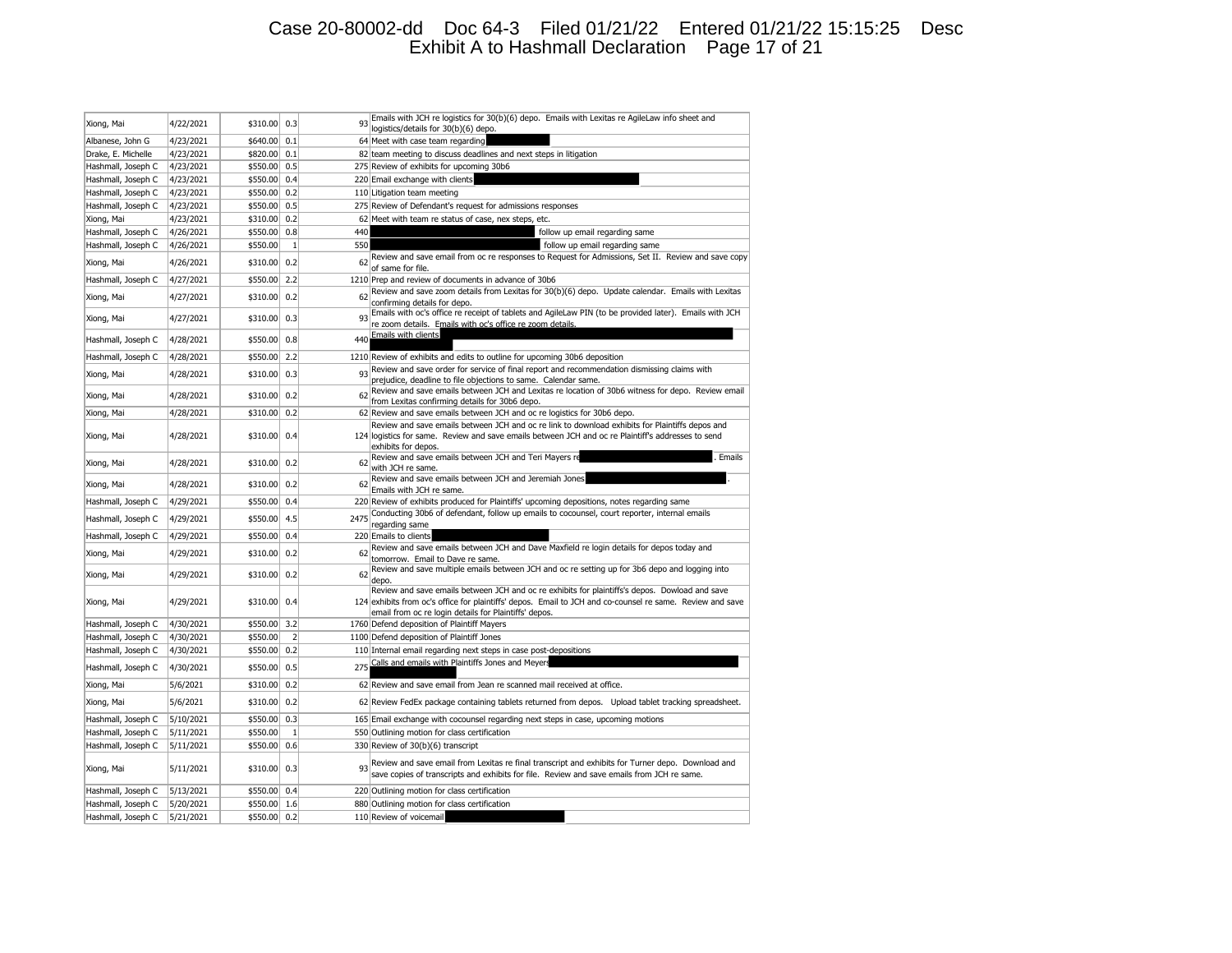| Xiong, Mai | 4/22/2021 | $310.00 | 0.3 | 93 | Emails with JCH re logistics for 30(b)(6) depo. Emails with Lexitas re AgileLaw info sheet and logistics/details for 30(b)(6) depo. |
|---|---|---|---|---|---|
| Albanese, John G | 4/23/2021 | $640.00 | 0.1 | 64 | Meet with case team regarding |
| Drake, E. Michelle | 4/23/2021 | $820.00 | 0.1 | 82 | team meeting to discuss deadlines and next steps in litigation |
| Hashmall, Joseph C | 4/23/2021 | $550.00 | 0.5 | 275 | Review of exhibits for upcoming 30b6 |
| Hashmall, Joseph C | 4/23/2021 | $550.00 | 0.4 | 220 | Email exchange with clients |
| Hashmall, Joseph C | 4/23/2021 | $550.00 | 0.2 | 110 | Litigation team meeting |
| Hashmall, Joseph C | 4/23/2021 | $550.00 | 0.5 | 275 | Review of Defendant's request for admissions responses |
| Xiong, Mai | 4/23/2021 | $310.00 | 0.2 | 62 | Meet with team re status of case, nex steps, etc. |
| Hashmall, Joseph C | 4/26/2021 | $550.00 | 0.8 | 440 | follow up email regarding same |
| Hashmall, Joseph C | 4/26/2021 | $550.00 | 1 | 550 | follow up email regarding same |
| Xiong, Mai | 4/26/2021 | $310.00 | 0.2 | 62 | Review and save email from oc re responses to Request for Admissions, Set II. Review and save copy of same for file. |
| Hashmall, Joseph C | 4/27/2021 | $550.00 | 2.2 | 1210 | Prep and review of documents in advance of 30b6 |
| Xiong, Mai | 4/27/2021 | $310.00 | 0.2 | 62 | Review and save zoom details from Lexitas for 30(b)(6) depo. Update calendar. Emails with Lexitas confirming details for depo. |
| Xiong, Mai | 4/27/2021 | $310.00 | 0.3 | 93 | Emails with oc's office re receipt of tablets and AgileLaw PIN (to be provided later). Emails with JCH re zoom details. Emails with oc's office re zoom details. |
| Hashmall, Joseph C | 4/28/2021 | $550.00 | 0.8 | 440 | Emails with clients |
| Hashmall, Joseph C | 4/28/2021 | $550.00 | 2.2 | 1210 | Review of exhibits and edits to outline for upcoming 30b6 deposition |
| Xiong, Mai | 4/28/2021 | $310.00 | 0.3 | 93 | Review and save order for service of final report and recommendation dismissing claims with prejudice, deadline to file objections to same. Calendar same. |
| Xiong, Mai | 4/28/2021 | $310.00 | 0.2 | 62 | Review and save emails between JCH and Lexitas re location of 30b6 witness for depo. Review email from Lexitas confirming details for 30b6 depo. |
| Xiong, Mai | 4/28/2021 | $310.00 | 0.2 | 62 | Review and save emails between JCH and oc re logistics for 30b6 depo. |
| Xiong, Mai | 4/28/2021 | $310.00 | 0.4 | 124 | Review and save emails between JCH and oc re link to download exhibits for Plaintiffs depos and logistics for same. Review and save emails between JCH and oc re Plaintiff's addresses to send exhibits for depos. |
| Xiong, Mai | 4/28/2021 | $310.00 | 0.2 | 62 | Review and save emails between JCH and Teri Mayers re . Emails with JCH re same. |
| Xiong, Mai | 4/28/2021 | $310.00 | 0.2 | 62 | Review and save emails between JCH and Jeremiah Jones . Emails with JCH re same. |
| Hashmall, Joseph C | 4/29/2021 | $550.00 | 0.4 | 220 | Review of exhibits produced for Plaintiffs' upcoming depositions, notes regarding same |
| Hashmall, Joseph C | 4/29/2021 | $550.00 | 4.5 | 2475 | Conducting 30b6 of defendant, follow up emails to cocounsel, court reporter, internal emails regarding same |
| Hashmall, Joseph C | 4/29/2021 | $550.00 | 0.4 | 220 | Emails to clients |
| Xiong, Mai | 4/29/2021 | $310.00 | 0.2 | 62 | Review and save emails between JCH and Dave Maxfield re login details for depos today and tomorrow. Email to Dave re same. |
| Xiong, Mai | 4/29/2021 | $310.00 | 0.2 | 62 | Review and save multiple emails between JCH and oc re setting up for 3b6 depo and logging into depo. |
| Xiong, Mai | 4/29/2021 | $310.00 | 0.4 | 124 | Review and save emails between JCH and oc re exhibits for plaintiffs's depos. Dowload and save exhibits from oc's office for plaintiffs' depos. Email to JCH and co-counsel re same. Review and save email from oc re login details for Plaintiffs' depos. |
| Hashmall, Joseph C | 4/30/2021 | $550.00 | 3.2 | 1760 | Defend deposition of Plaintiff Mayers |
| Hashmall, Joseph C | 4/30/2021 | $550.00 | 2 | 1100 | Defend deposition of Plaintiff Jones |
| Hashmall, Joseph C | 4/30/2021 | $550.00 | 0.2 | 110 | Internal email regarding next steps in case post-depositions |
| Hashmall, Joseph C | 4/30/2021 | $550.00 | 0.5 | 275 | Calls and emails with Plaintiffs Jones and Meyers |
| Xiong, Mai | 5/6/2021 | $310.00 | 0.2 | 62 | Review and save email from Jean re scanned mail received at office. |
| Xiong, Mai | 5/6/2021 | $310.00 | 0.2 | 62 | Review FedEx package containing tablets returned from depos. Upload tablet tracking spreadsheet. |
| Hashmall, Joseph C | 5/10/2021 | $550.00 | 0.3 | 165 | Email exchange with cocounsel regarding next steps in case, upcoming motions |
| Hashmall, Joseph C | 5/11/2021 | $550.00 | 1 | 550 | Outlining motion for class certification |
| Hashmall, Joseph C | 5/11/2021 | $550.00 | 0.6 | 330 | Review of 30(b)(6) transcript |
| Xiong, Mai | 5/11/2021 | $310.00 | 0.3 | 93 | Review and save email from Lexitas re final transcript and exhibits for Turner depo. Download and save copies of transcripts and exhibits for file. Review and save emails from JCH re same. |
| Hashmall, Joseph C | 5/13/2021 | $550.00 | 0.4 | 220 | Outlining motion for class certification |
| Hashmall, Joseph C | 5/20/2021 | $550.00 | 1.6 | 880 | Outlining motion for class certification |
| Hashmall, Joseph C | 5/21/2021 | $550.00 | 0.2 | 110 | Review of voicemail |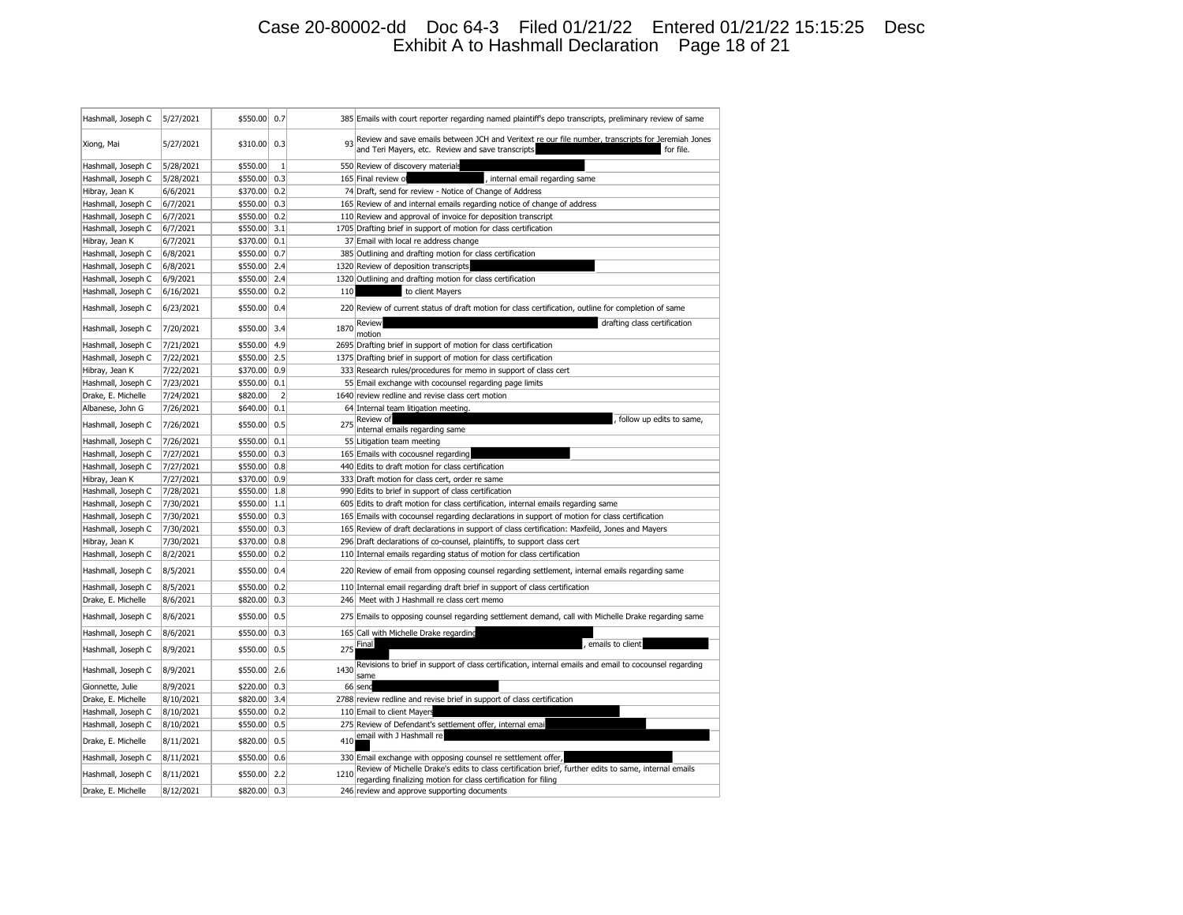| Hashmall, Joseph C | 5/27/2021 | $550.00 | 0.7 | 385 | Emails with court reporter regarding named plaintiff's depo transcripts, preliminary review of same |
|---|---|---|---|---|---|
| Xiong, Mai | 5/27/2021 | $310.00 | 0.3 | 93 | Review and save emails between JCH and Veritext re our file number, transcripts for Jeremiah Jones and Teri Mayers, etc. Review and save transcripts for file. |
| Hashmall, Joseph C | 5/28/2021 | $550.00 | 1 | 550 | Review of discovery materials |
| Hashmall, Joseph C | 5/28/2021 | $550.00 | 0.3 | 165 | Final review o , internal email regarding same |
| Hibray, Jean K | 6/6/2021 | $370.00 | 0.2 | 74 | Draft, send for review - Notice of Change of Address |
| Hashmall, Joseph C | 6/7/2021 | $550.00 | 0.3 | 165 | Review of and internal emails regarding notice of change of address |
| Hashmall, Joseph C | 6/7/2021 | $550.00 | 0.2 | 110 | Review and approval of invoice for deposition transcript |
| Hashmall, Joseph C | 6/7/2021 | $550.00 | 3.1 | 1705 | Drafting brief in support of motion for class certification |
| Hibray, Jean K | 6/7/2021 | $370.00 | 0.1 | 37 | Email with local re address change |
| Hashmall, Joseph C | 6/8/2021 | $550.00 | 0.7 | 385 | Outlining and drafting motion for class certification |
| Hashmall, Joseph C | 6/8/2021 | $550.00 | 2.4 | 1320 | Review of deposition transcripts |
| Hashmall, Joseph C | 6/9/2021 | $550.00 | 2.4 | 1320 | Outlining and drafting motion for class certification |
| Hashmall, Joseph C | 6/16/2021 | $550.00 | 0.2 | 110 | to client Mayers |
| Hashmall, Joseph C | 6/23/2021 | $550.00 | 0.4 | 220 | Review of current status of draft motion for class certification, outline for completion of same |
| Hashmall, Joseph C | 7/20/2021 | $550.00 | 3.4 | 1870 | Review drafting class certification motion |
| Hashmall, Joseph C | 7/21/2021 | $550.00 | 4.9 | 2695 | Drafting brief in support of motion for class certification |
| Hashmall, Joseph C | 7/22/2021 | $550.00 | 2.5 | 1375 | Drafting brief in support of motion for class certification |
| Hibray, Jean K | 7/22/2021 | $370.00 | 0.9 | 333 | Research rules/procedures for memo in support of class cert |
| Hashmall, Joseph C | 7/23/2021 | $550.00 | 0.1 | 55 | Email exchange with cocounsel regarding page limits |
| Drake, E. Michelle | 7/24/2021 | $820.00 | 2 | 1640 | review redline and revise class cert motion |
| Albanese, John G | 7/26/2021 | $640.00 | 0.1 | 64 | Internal team litigation meeting. |
| Hashmall, Joseph C | 7/26/2021 | $550.00 | 0.5 | 275 | Review of , follow up edits to same, internal emails regarding same |
| Hashmall, Joseph C | 7/26/2021 | $550.00 | 0.1 | 55 | Litigation team meeting |
| Hashmall, Joseph C | 7/27/2021 | $550.00 | 0.3 | 165 | Emails with cocousnel regarding |
| Hashmall, Joseph C | 7/27/2021 | $550.00 | 0.8 | 440 | Edits to draft motion for class certification |
| Hibray, Jean K | 7/27/2021 | $370.00 | 0.9 | 333 | Draft motion for class cert, order re same |
| Hashmall, Joseph C | 7/28/2021 | $550.00 | 1.8 | 990 | Edits to brief in support of class certification |
| Hashmall, Joseph C | 7/30/2021 | $550.00 | 1.1 | 605 | Edits to draft motion for class certification, internal emails regarding same |
| Hashmall, Joseph C | 7/30/2021 | $550.00 | 0.3 | 165 | Emails with cocounsel regarding declarations in support of motion for class certification |
| Hashmall, Joseph C | 7/30/2021 | $550.00 | 0.3 | 165 | Review of draft declarations in support of class certification: Maxfeild, Jones and Mayers |
| Hibray, Jean K | 7/30/2021 | $370.00 | 0.8 | 296 | Draft declarations of co-counsel, plaintiffs, to support class cert |
| Hashmall, Joseph C | 8/2/2021 | $550.00 | 0.2 | 110 | Internal emails regarding status of motion for class certification |
| Hashmall, Joseph C | 8/5/2021 | $550.00 | 0.4 | 220 | Review of email from opposing counsel regarding settlement, internal emails regarding same |
| Hashmall, Joseph C | 8/5/2021 | $550.00 | 0.2 | 110 | Internal email regarding draft brief in support of class certification |
| Drake, E. Michelle | 8/6/2021 | $820.00 | 0.3 | 246 | Meet with J Hashmall re class cert memo |
| Hashmall, Joseph C | 8/6/2021 | $550.00 | 0.5 | 275 | Emails to opposing counsel regarding settlement demand, call with Michelle Drake regarding same |
| Hashmall, Joseph C | 8/6/2021 | $550.00 | 0.3 | 165 | Call with Michelle Drake regarding |
| Hashmall, Joseph C | 8/9/2021 | $550.00 | 0.5 | 275 | Final , emails to client |
| Hashmall, Joseph C | 8/9/2021 | $550.00 | 2.6 | 1430 | Revisions to brief in support of class certification, internal emails and email to cocounsel regarding same |
| Gionnette, Julie | 8/9/2021 | $220.00 | 0.3 | 66 | send |
| Drake, E. Michelle | 8/10/2021 | $820.00 | 3.4 | 2788 | review redline and revise brief in support of class certification |
| Hashmall, Joseph C | 8/10/2021 | $550.00 | 0.2 | 110 | Email to client Mayers |
| Hashmall, Joseph C | 8/10/2021 | $550.00 | 0.5 | 275 | Review of Defendant's settlement offer, internal emai |
| Drake, E. Michelle | 8/11/2021 | $820.00 | 0.5 | 410 | email with J Hashmall re |
| Hashmall, Joseph C | 8/11/2021 | $550.00 | 0.6 | 330 | Email exchange with opposing counsel re settlement offer, |
| Hashmall, Joseph C | 8/11/2021 | $550.00 | 2.2 | 1210 | Review of Michelle Drake's edits to class certification brief, further edits to same, internal emails regarding finalizing motion for class certification for filing |
| Drake, E. Michelle | 8/12/2021 | $820.00 | 0.3 | 246 | review and approve supporting documents |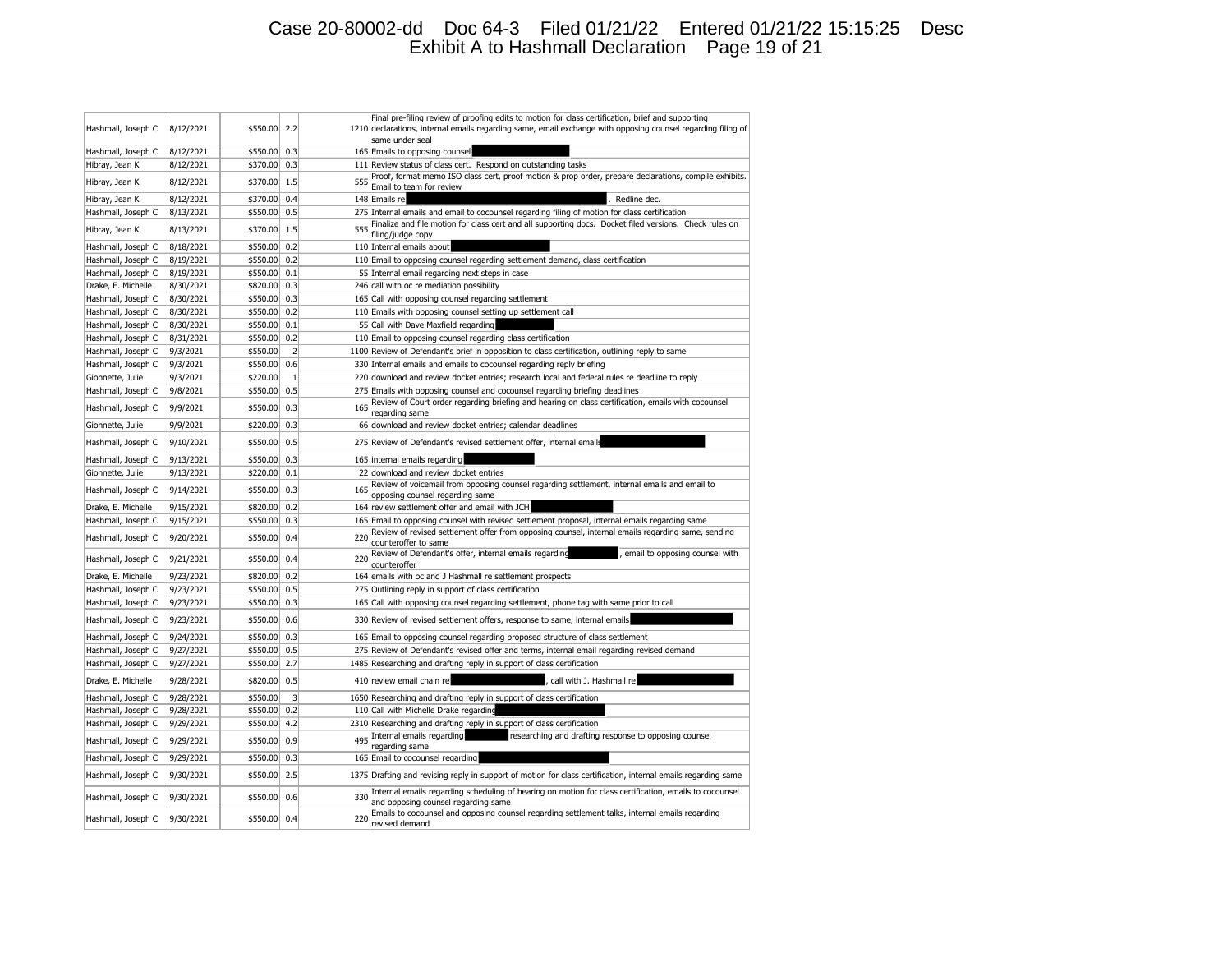| | | | | | |
|---|---|---|---|---|---|
| Hashmall, Joseph C | 8/12/2021 | $550.00 | 2.2 | 1210 | Final pre-filing review of proofing edits to motion for class certification, brief and supporting declarations, internal emails regarding same, email exchange with opposing counsel regarding filing of same under seal |
| Hashmall, Joseph C | 8/12/2021 | $550.00 | 0.3 | 165 | Emails to opposing counsel ████ |
| Hibray, Jean K | 8/12/2021 | $370.00 | 0.3 | 111 | Review status of class cert. Respond on outstanding tasks |
| Hibray, Jean K | 8/12/2021 | $370.00 | 1.5 | 555 | Proof, format memo ISO class cert, proof motion & prop order, prepare declarations, compile exhibits. Email to team for review |
| Hibray, Jean K | 8/12/2021 | $370.00 | 0.4 | 148 | Emails re ████. Redline dec. |
| Hashmall, Joseph C | 8/13/2021 | $550.00 | 0.5 | 275 | Internal emails and email to cocounsel regarding filing of motion for class certification |
| Hibray, Jean K | 8/13/2021 | $370.00 | 1.5 | 555 | Finalize and file motion for class cert and all supporting docs. Docket filed versions. Check rules on filing/judge copy |
| Hashmall, Joseph C | 8/18/2021 | $550.00 | 0.2 | 110 | Internal emails about ████ |
| Hashmall, Joseph C | 8/19/2021 | $550.00 | 0.2 | 110 | Email to opposing counsel regarding settlement demand, class certification |
| Hashmall, Joseph C | 8/19/2021 | $550.00 | 0.1 | 55 | Internal email regarding next steps in case |
| Drake, E. Michelle | 8/30/2021 | $820.00 | 0.3 | 246 | call with oc re mediation possibility |
| Hashmall, Joseph C | 8/30/2021 | $550.00 | 0.3 | 165 | Call with opposing counsel regarding settlement |
| Hashmall, Joseph C | 8/30/2021 | $550.00 | 0.2 | 110 | Emails with opposing counsel setting up settlement call |
| Hashmall, Joseph C | 8/30/2021 | $550.00 | 0.1 | 55 | Call with Dave Maxfield regarding ████ |
| Hashmall, Joseph C | 8/31/2021 | $550.00 | 0.2 | 110 | Email to opposing counsel regarding class certification |
| Hashmall, Joseph C | 9/3/2021 | $550.00 | 2 | 1100 | Review of Defendant's brief in opposition to class certification, outlining reply to same |
| Hashmall, Joseph C | 9/3/2021 | $550.00 | 0.6 | 330 | Internal emails and emails to cocounsel regarding reply briefing |
| Gionnette, Julie | 9/3/2021 | $220.00 | 1 | 220 | download and review docket entries; research local and federal rules re deadline to reply |
| Hashmall, Joseph C | 9/8/2021 | $550.00 | 0.5 | 275 | Emails with opposing counsel and cocounsel regarding briefing deadlines |
| Hashmall, Joseph C | 9/9/2021 | $550.00 | 0.3 | 165 | Review of Court order regarding briefing and hearing on class certification, emails with cocounsel regarding same |
| Gionnette, Julie | 9/9/2021 | $220.00 | 0.3 | 66 | download and review docket entries; calendar deadlines |
| Hashmall, Joseph C | 9/10/2021 | $550.00 | 0.5 | 275 | Review of Defendant's revised settlement offer, internal emails ████ |
| Hashmall, Joseph C | 9/13/2021 | $550.00 | 0.3 | 165 | internal emails regarding ████ |
| Gionnette, Julie | 9/13/2021 | $220.00 | 0.1 | 22 | download and review docket entries |
| Hashmall, Joseph C | 9/14/2021 | $550.00 | 0.3 | 165 | Review of voicemail from opposing counsel regarding settlement, internal emails and email to opposing counsel regarding same |
| Drake, E. Michelle | 9/15/2021 | $820.00 | 0.2 | 164 | review settlement offer and email with JCH ████ |
| Hashmall, Joseph C | 9/15/2021 | $550.00 | 0.3 | 165 | Email to opposing counsel with revised settlement proposal, internal emails regarding same |
| Hashmall, Joseph C | 9/20/2021 | $550.00 | 0.4 | 220 | Review of revised settlement offer from opposing counsel, internal emails regarding same, sending counteroffer to same |
| Hashmall, Joseph C | 9/21/2021 | $550.00 | 0.4 | 220 | Review of Defendant's offer, internal emails regarding ████, email to opposing counsel with counteroffer |
| Drake, E. Michelle | 9/23/2021 | $820.00 | 0.2 | 164 | emails with oc and J Hashmall re settlement prospects |
| Hashmall, Joseph C | 9/23/2021 | $550.00 | 0.5 | 275 | Outlining reply in support of class certification |
| Hashmall, Joseph C | 9/23/2021 | $550.00 | 0.3 | 165 | Call with opposing counsel regarding settlement, phone tag with same prior to call |
| Hashmall, Joseph C | 9/23/2021 | $550.00 | 0.6 | 330 | Review of revised settlement offers, response to same, internal emails ████ |
| Hashmall, Joseph C | 9/24/2021 | $550.00 | 0.3 | 165 | Email to opposing counsel regarding proposed structure of class settlement |
| Hashmall, Joseph C | 9/27/2021 | $550.00 | 0.5 | 275 | Review of Defendant's revised offer and terms, internal email regarding revised demand |
| Hashmall, Joseph C | 9/27/2021 | $550.00 | 2.7 | 1485 | Researching and drafting reply in support of class certification |
| Drake, E. Michelle | 9/28/2021 | $820.00 | 0.5 | 410 | review email chain re ████, call with J. Hashmall re ████ |
| Hashmall, Joseph C | 9/28/2021 | $550.00 | 3 | 1650 | Researching and drafting reply in support of class certification |
| Hashmall, Joseph C | 9/28/2021 | $550.00 | 0.2 | 110 | Call with Michelle Drake regarding ████ |
| Hashmall, Joseph C | 9/29/2021 | $550.00 | 4.2 | 2310 | Researching and drafting reply in support of class certification |
| Hashmall, Joseph C | 9/29/2021 | $550.00 | 0.9 | 495 | Internal emails regarding ████ researching and drafting response to opposing counsel regarding same |
| Hashmall, Joseph C | 9/29/2021 | $550.00 | 0.3 | 165 | Email to cocounsel regarding ████ |
| Hashmall, Joseph C | 9/30/2021 | $550.00 | 2.5 | 1375 | Drafting and revising reply in support of motion for class certification, internal emails regarding same |
| Hashmall, Joseph C | 9/30/2021 | $550.00 | 0.6 | 330 | Internal emails regarding scheduling of hearing on motion for class certification, emails to cocounsel and opposing counsel regarding same |
| Hashmall, Joseph C | 9/30/2021 | $550.00 | 0.4 | 220 | Emails to cocounsel and opposing counsel regarding settlement talks, internal emails regarding revised demand |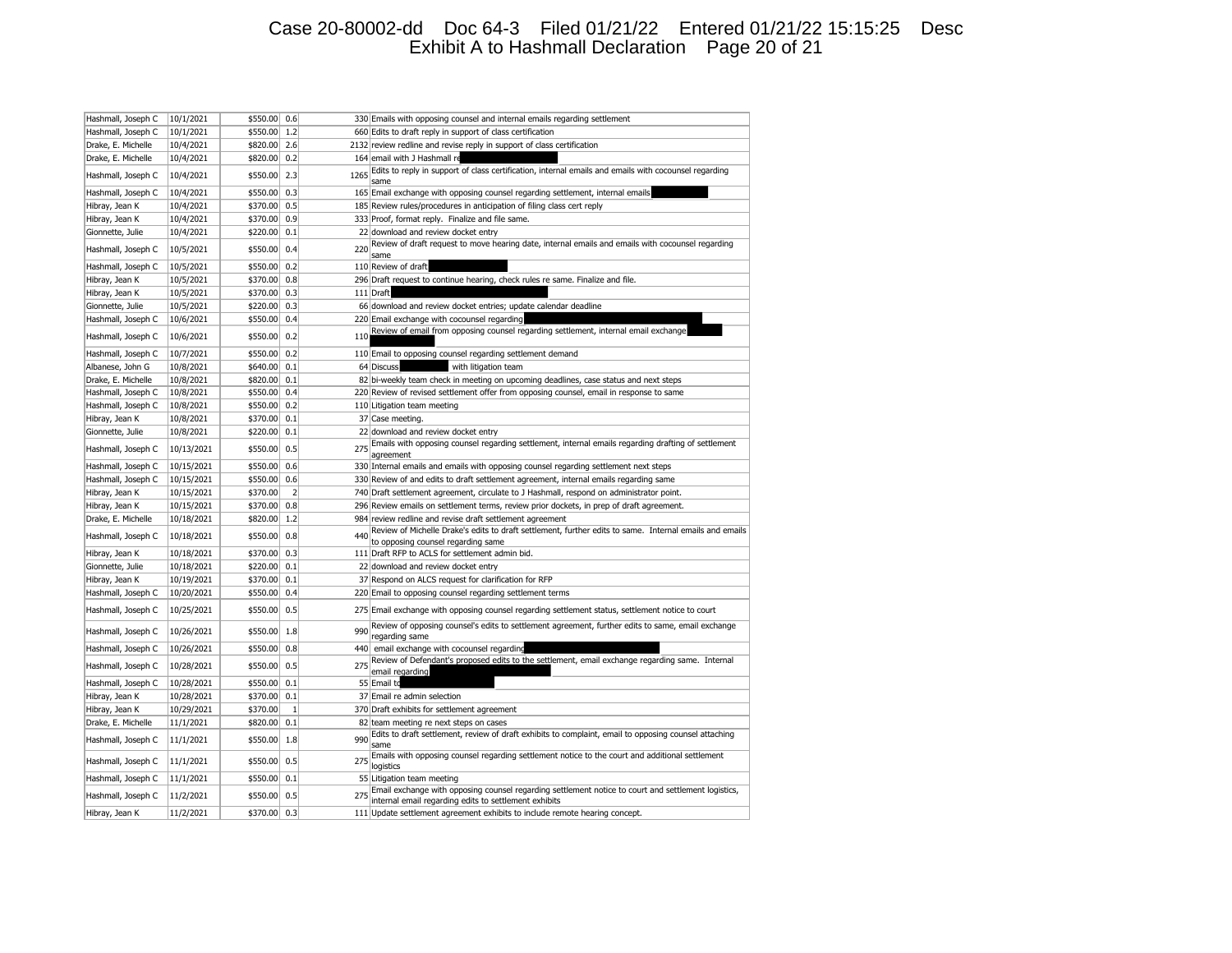| | | | | | |
|---|---|---|---|---|---|
| Hashmall, Joseph C | 10/1/2021 | $550.00 | 0.6 | 330 | Emails with opposing counsel and internal emails regarding settlement |
| Hashmall, Joseph C | 10/1/2021 | $550.00 | 1.2 | 660 | Edits to draft reply in support of class certification |
| Drake, E. Michelle | 10/4/2021 | $820.00 | 2.6 | 2132 | review redline and revise reply in support of class certification |
| Drake, E. Michelle | 10/4/2021 | $820.00 | 0.2 | 164 | email with J Hashmall re [REDACTED] |
| Hashmall, Joseph C | 10/4/2021 | $550.00 | 2.3 | 1265 | Edits to reply in support of class certification, internal emails and emails with cocounsel regarding same |
| Hashmall, Joseph C | 10/4/2021 | $550.00 | 0.3 | 165 | Email exchange with opposing counsel regarding settlement, internal emails [REDACTED] |
| Hibray, Jean K | 10/4/2021 | $370.00 | 0.5 | 185 | Review rules/procedures in anticipation of filing class cert reply |
| Hibray, Jean K | 10/4/2021 | $370.00 | 0.9 | 333 | Proof, format reply. Finalize and file same. |
| Gionnette, Julie | 10/4/2021 | $220.00 | 0.1 | 22 | download and review docket entry |
| Hashmall, Joseph C | 10/5/2021 | $550.00 | 0.4 | 220 | Review of draft request to move hearing date, internal emails and emails with cocounsel regarding same |
| Hashmall, Joseph C | 10/5/2021 | $550.00 | 0.2 | 110 | Review of draft [REDACTED] |
| Hibray, Jean K | 10/5/2021 | $370.00 | 0.8 | 296 | Draft request to continue hearing, check rules re same. Finalize and file. |
| Hibray, Jean K | 10/5/2021 | $370.00 | 0.3 | 111 | Draft [REDACTED] |
| Gionnette, Julie | 10/5/2021 | $220.00 | 0.3 | 66 | download and review docket entries; update calendar deadline |
| Hashmall, Joseph C | 10/6/2021 | $550.00 | 0.4 | 220 | Email exchange with cocounsel regarding [REDACTED] |
| Hashmall, Joseph C | 10/6/2021 | $550.00 | 0.2 | 110 | Review of email from opposing counsel regarding settlement, internal email exchange [REDACTED] |
| Hashmall, Joseph C | 10/7/2021 | $550.00 | 0.2 | 110 | Email to opposing counsel regarding settlement demand |
| Albanese, John G | 10/8/2021 | $640.00 | 0.1 | 64 | Discuss [REDACTED] with litigation team |
| Drake, E. Michelle | 10/8/2021 | $820.00 | 0.1 | 82 | bi-weekly team check in meeting on upcoming deadlines, case status and next steps |
| Hashmall, Joseph C | 10/8/2021 | $550.00 | 0.4 | 220 | Review of revised settlement offer from opposing counsel, email in response to same |
| Hashmall, Joseph C | 10/8/2021 | $550.00 | 0.2 | 110 | Litigation team meeting |
| Hibray, Jean K | 10/8/2021 | $370.00 | 0.1 | 37 | Case meeting. |
| Gionnette, Julie | 10/8/2021 | $220.00 | 0.1 | 22 | download and review docket entry |
| Hashmall, Joseph C | 10/13/2021 | $550.00 | 0.5 | 275 | Emails with opposing counsel regarding settlement, internal emails regarding drafting of settlement agreement |
| Hashmall, Joseph C | 10/15/2021 | $550.00 | 0.6 | 330 | Internal emails and emails with opposing counsel regarding settlement next steps |
| Hashmall, Joseph C | 10/15/2021 | $550.00 | 0.6 | 330 | Review of and edits to draft settlement agreement, internal emails regarding same |
| Hibray, Jean K | 10/15/2021 | $370.00 | 2 | 740 | Draft settlement agreement, circulate to J Hashmall, respond on administrator point. |
| Hibray, Jean K | 10/15/2021 | $370.00 | 0.8 | 296 | Review emails on settlement terms, review prior dockets, in prep of draft agreement. |
| Drake, E. Michelle | 10/18/2021 | $820.00 | 1.2 | 984 | review redline and revise draft settlement agreement |
| Hashmall, Joseph C | 10/18/2021 | $550.00 | 0.8 | 440 | Review of Michelle Drake's edits to draft settlement, further edits to same. Internal emails and emails to opposing counsel regarding same |
| Hibray, Jean K | 10/18/2021 | $370.00 | 0.3 | 111 | Draft RFP to ACLS for settlement admin bid. |
| Gionnette, Julie | 10/18/2021 | $220.00 | 0.1 | 22 | download and review docket entry |
| Hibray, Jean K | 10/19/2021 | $370.00 | 0.1 | 37 | Respond on ALCS request for clarification for RFP |
| Hashmall, Joseph C | 10/20/2021 | $550.00 | 0.4 | 220 | Email to opposing counsel regarding settlement terms |
| Hashmall, Joseph C | 10/25/2021 | $550.00 | 0.5 | 275 | Email exchange with opposing counsel regarding settlement status, settlement notice to court |
| Hashmall, Joseph C | 10/26/2021 | $550.00 | 1.8 | 990 | Review of opposing counsel's edits to settlement agreement, further edits to same, email exchange regarding same |
| Hashmall, Joseph C | 10/26/2021 | $550.00 | 0.8 | 440 | email exchange with cocounsel regarding [REDACTED] |
| Hashmall, Joseph C | 10/28/2021 | $550.00 | 0.5 | 275 | Review of Defendant's proposed edits to the settlement, email exchange regarding same. Internal email regarding [REDACTED] |
| Hashmall, Joseph C | 10/28/2021 | $550.00 | 0.1 | 55 | Email to [REDACTED] |
| Hibray, Jean K | 10/28/2021 | $370.00 | 0.1 | 37 | Email re admin selection |
| Hibray, Jean K | 10/29/2021 | $370.00 | 1 | 370 | Draft exhibits for settlement agreement |
| Drake, E. Michelle | 11/1/2021 | $820.00 | 0.1 | 82 | team meeting re next steps on cases |
| Hashmall, Joseph C | 11/1/2021 | $550.00 | 1.8 | 990 | Edits to draft settlement, review of draft exhibits to complaint, email to opposing counsel attaching same |
| Hashmall, Joseph C | 11/1/2021 | $550.00 | 0.5 | 275 | Emails with opposing counsel regarding settlement notice to the court and additional settlement logistics |
| Hashmall, Joseph C | 11/1/2021 | $550.00 | 0.1 | 55 | Litigation team meeting |
| Hashmall, Joseph C | 11/2/2021 | $550.00 | 0.5 | 275 | Email exchange with opposing counsel regarding settlement notice to court and settlement logistics, internal email regarding edits to settlement exhibits |
| Hibray, Jean K | 11/2/2021 | $370.00 | 0.3 | 111 | Update settlement agreement exhibits to include remote hearing concept. |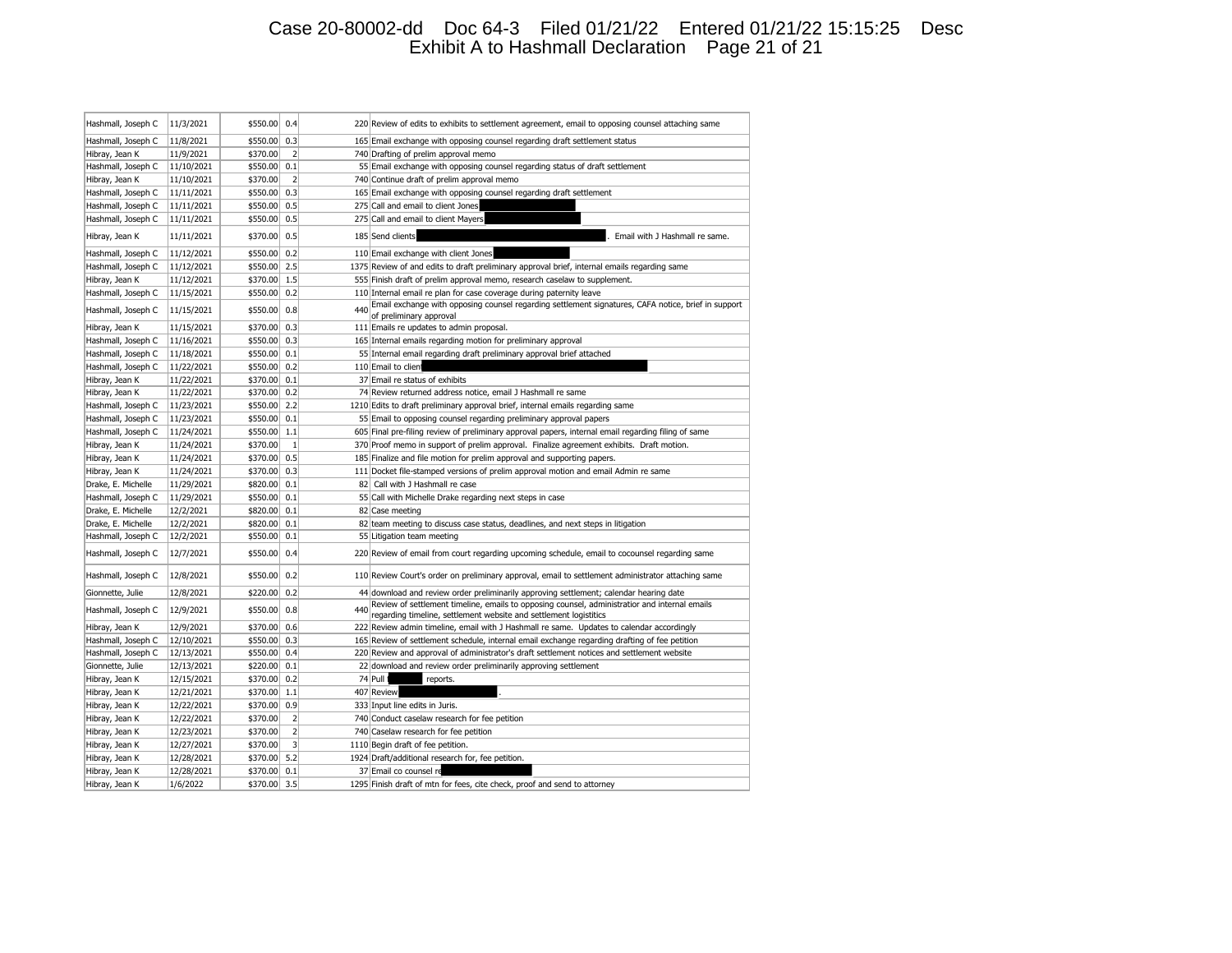| | | | | | |
|---|---|---|---|---|---|
| Hashmall, Joseph C | 11/3/2021 | $550.00 | 0.4 | 220 | Review of edits to exhibits to settlement agreement, email to opposing counsel attaching same |
| Hashmall, Joseph C | 11/8/2021 | $550.00 | 0.3 | 165 | Email exchange with opposing counsel regarding draft settlement status |
| Hibray, Jean K | 11/9/2021 | $370.00 | 2 | 740 | Drafting of prelim approval memo |
| Hashmall, Joseph C | 11/10/2021 | $550.00 | 0.1 | 55 | Email exchange with opposing counsel regarding status of draft settlement |
| Hibray, Jean K | 11/10/2021 | $370.00 | 2 | 740 | Continue draft of prelim approval memo |
| Hashmall, Joseph C | 11/11/2021 | $550.00 | 0.3 | 165 | Email exchange with opposing counsel regarding draft settlement |
| Hashmall, Joseph C | 11/11/2021 | $550.00 | 0.5 | 275 | Call and email to client Jones [REDACTED] |
| Hashmall, Joseph C | 11/11/2021 | $550.00 | 0.5 | 275 | Call and email to client Mayers [REDACTED] |
| Hibray, Jean K | 11/11/2021 | $370.00 | 0.5 | 185 | Send clients [REDACTED]. Email with J Hashmall re same. |
| Hashmall, Joseph C | 11/12/2021 | $550.00 | 0.2 | 110 | Email exchange with client Jones [REDACTED] |
| Hashmall, Joseph C | 11/12/2021 | $550.00 | 2.5 | 1375 | Review of and edits to draft preliminary approval brief, internal emails regarding same |
| Hibray, Jean K | 11/12/2021 | $370.00 | 1.5 | 555 | Finish draft of prelim approval memo, research caselaw to supplement. |
| Hashmall, Joseph C | 11/15/2021 | $550.00 | 0.2 | 110 | Internal email re plan for case coverage during paternity leave |
| Hashmall, Joseph C | 11/15/2021 | $550.00 | 0.8 | 440 | Email exchange with opposing counsel regarding settlement signatures, CAFA notice, brief in support of preliminary approval |
| Hibray, Jean K | 11/15/2021 | $370.00 | 0.3 | 111 | Emails re updates to admin proposal. |
| Hashmall, Joseph C | 11/16/2021 | $550.00 | 0.3 | 165 | Internal emails regarding motion for preliminary approval |
| Hashmall, Joseph C | 11/18/2021 | $550.00 | 0.1 | 55 | Internal email regarding draft preliminary approval brief attached |
| Hashmall, Joseph C | 11/22/2021 | $550.00 | 0.2 | 110 | Email to clien[REDACTED] |
| Hibray, Jean K | 11/22/2021 | $370.00 | 0.1 | 37 | Email re status of exhibits |
| Hibray, Jean K | 11/22/2021 | $370.00 | 0.2 | 74 | Review returned address notice, email J Hashmall re same |
| Hashmall, Joseph C | 11/23/2021 | $550.00 | 2.2 | 1210 | Edits to draft preliminary approval brief, internal emails regarding same |
| Hashmall, Joseph C | 11/23/2021 | $550.00 | 0.1 | 55 | Email to opposing counsel regarding preliminary approval papers |
| Hashmall, Joseph C | 11/24/2021 | $550.00 | 1.1 | 605 | Final pre-filing review of preliminary approval papers, internal email regarding filing of same |
| Hibray, Jean K | 11/24/2021 | $370.00 | 1 | 370 | Proof memo in support of prelim approval. Finalize agreement exhibits. Draft motion. |
| Hibray, Jean K | 11/24/2021 | $370.00 | 0.5 | 185 | Finalize and file motion for prelim approval and supporting papers. |
| Hibray, Jean K | 11/24/2021 | $370.00 | 0.3 | 111 | Docket file-stamped versions of prelim approval motion and email Admin re same |
| Drake, E. Michelle | 11/29/2021 | $820.00 | 0.1 | 82 | Call with J Hashmall re case |
| Hashmall, Joseph C | 11/29/2021 | $550.00 | 0.1 | 55 | Call with Michelle Drake regarding next steps in case |
| Drake, E. Michelle | 12/2/2021 | $820.00 | 0.1 | 82 | Case meeting |
| Drake, E. Michelle | 12/2/2021 | $820.00 | 0.1 | 82 | team meeting to discuss case status, deadlines, and next steps in litigation |
| Hashmall, Joseph C | 12/2/2021 | $550.00 | 0.1 | 55 | Litigation team meeting |
| Hashmall, Joseph C | 12/7/2021 | $550.00 | 0.4 | 220 | Review of email from court regarding upcoming schedule, email to cocounsel regarding same |
| Hashmall, Joseph C | 12/8/2021 | $550.00 | 0.2 | 110 | Review Court's order on preliminary approval, email to settlement administrator attaching same |
| Gionnette, Julie | 12/8/2021 | $220.00 | 0.2 | 44 | download and review order preliminarily approving settlement; calendar hearing date |
| Hashmall, Joseph C | 12/9/2021 | $550.00 | 0.8 | 440 | Review of settlement timeline, emails to opposing counsel, administrator and internal emails regarding timeline, settlement website and settlement logistitics |
| Hibray, Jean K | 12/9/2021 | $370.00 | 0.6 | 222 | Review admin timeline, email with J Hashmall re same. Updates to calendar accordingly |
| Hashmall, Joseph C | 12/10/2021 | $550.00 | 0.3 | 165 | Review of settlement schedule, internal email exchange regarding drafting of fee petition |
| Hashmall, Joseph C | 12/13/2021 | $550.00 | 0.4 | 220 | Review and approval of administrator's draft settlement notices and settlement website |
| Gionnette, Julie | 12/13/2021 | $220.00 | 0.1 | 22 | download and review order preliminarily approving settlement |
| Hibray, Jean K | 12/15/2021 | $370.00 | 0.2 | 74 | Pull [REDACTED] reports. |
| Hibray, Jean K | 12/21/2021 | $370.00 | 1.1 | 407 | Review [REDACTED]. |
| Hibray, Jean K | 12/22/2021 | $370.00 | 0.9 | 333 | Input line edits in Juris. |
| Hibray, Jean K | 12/22/2021 | $370.00 | 2 | 740 | Conduct caselaw research for fee petition |
| Hibray, Jean K | 12/23/2021 | $370.00 | 2 | 740 | Caselaw research for fee petition |
| Hibray, Jean K | 12/27/2021 | $370.00 | 3 | 1110 | Begin draft of fee petition. |
| Hibray, Jean K | 12/28/2021 | $370.00 | 5.2 | 1924 | Draft/additional research for, fee petition. |
| Hibray, Jean K | 12/28/2021 | $370.00 | 0.1 | 37 | Email co counsel re[REDACTED] |
| Hibray, Jean K | 1/6/2022 | $370.00 | 3.5 | 1295 | Finish draft of mtn for fees, cite check, proof and send to attorney |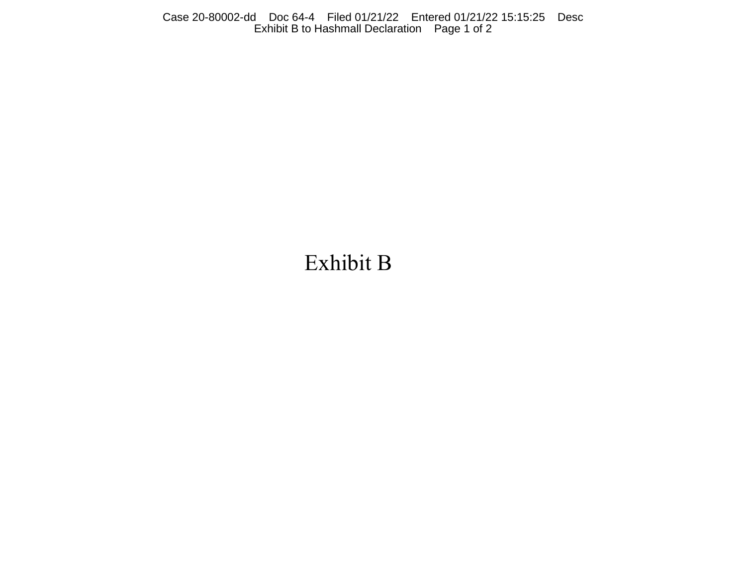Exhibit B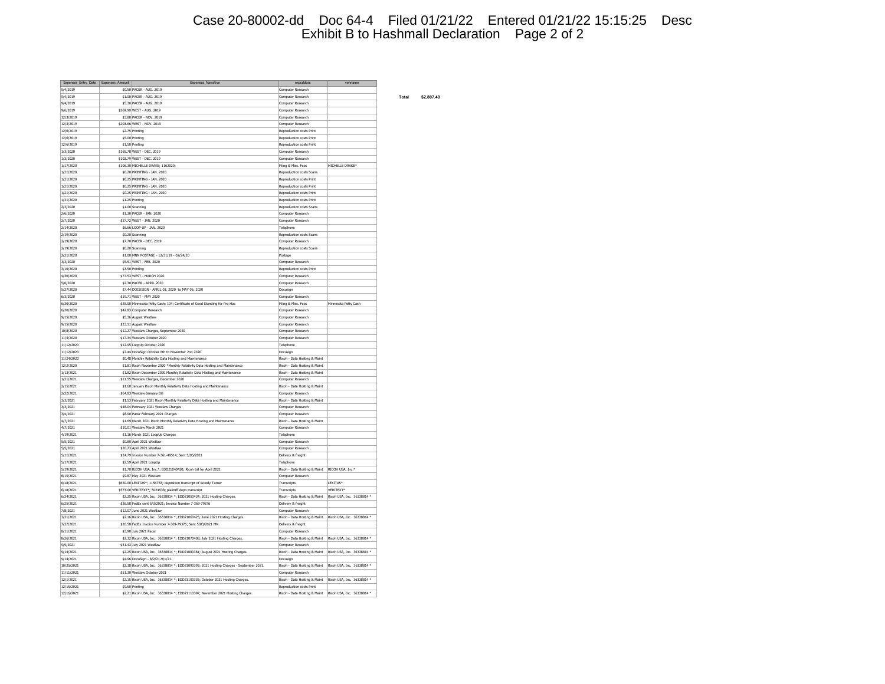| Expenses_Entry_Date | Expenses_Amount | Expenses_Narrative | expcddesc | venname |
|---|---|---|---|---|
| 9/4/2019 | $0.50 | PACER - AUG. 2019 | Computer Research | |
| 9/4/2019 | $1.00 | PACER - AUG. 2019 | Computer Research | |
| 9/4/2019 | $5.30 | PACER - AUG. 2019 | Computer Research | |
| 9/6/2019 | $269.90 | WEST - AUG. 2019 | Computer Research | |
| 12/3/2019 | $3.80 | PACER - NOV. 2019 | Computer Research | |
| 12/3/2019 | $203.66 | WEST - NOV. 2019 | Computer Research | |
| 12/6/2019 | $2.75 | Printing | Reproduction costs Print | |
| 12/6/2019 | $5.00 | Printing | Reproduction costs Print | |
| 12/6/2019 | $1.50 | Printing | Reproduction costs Print | |
| 1/3/2020 | $165.78 | WEST - DEC. 2019 | Computer Research | |
| 1/3/2020 | $102.79 | WEST - DEC. 2019 | Computer Research | |
| 1/17/2020 | $106.30 | MICHELLE DRAKE; 1162020; | Filing & Misc. Fees | MICHELLE DRAKE* |
| 1/21/2020 | $0.20 | PRINTING - JAN. 2020 | Reproduction costs Scans | |
| 1/21/2020 | $0.25 | PRINTING - JAN. 2020 | Reproduction costs Print | |
| 1/21/2020 | $0.25 | PRINTING - JAN. 2020 | Reproduction costs Print | |
| 1/21/2020 | $0.25 | PRINTING - JAN. 2020 | Reproduction costs Print | |
| 1/31/2020 | $1.25 | Printing | Reproduction costs Print | |
| 2/3/2020 | $1.00 | Scanning | Reproduction costs Scans | |
| 2/6/2020 | $1.30 | PACER - JAN. 2020 | Computer Research | |
| 2/7/2020 | $37.72 | WEST - JAN. 2020 | Computer Research | |
| 2/14/2020 | $6.66 | LOOP-UP - JAN. 2020 | Telephone | |
| 2/19/2020 | $0.20 | Scanning | Reproduction costs Scans | |
| 2/19/2020 | $7.70 | PACER - DEC. 2019 | Computer Research | |
| 2/19/2020 | $0.20 | Scanning | Reproduction costs Scans | |
| 2/21/2020 | $1.00 | MNN POSTAGE - 12/31/19 - 02/24/20 | Postage | |
| 3/3/2020 | $5.51 | WEST - FEB. 2020 | Computer Research | |
| 3/10/2020 | $3.50 | Printing | Reproduction costs Print | |
| 4/30/2020 | $77.53 | WEST - MARCH 2020 | Computer Research | |
| 5/6/2020 | $2.30 | PACER - APRIL 2020 | Computer Research | |
| 5/27/2020 | $7.44 | DOCUSIGN - APRIL 03, 2020 to MAY 06, 2020 | Docusign | |
| 6/3/2020 | $19.71 | WEST - MAY 2020 | Computer Research | |
| 6/30/2020 | $25.00 | Minnesota Petty Cash; 104; Certificate of Good Standing for Pro Hac | Filing & Misc. Fees | Minnesota Petty Cash |
| 6/30/2020 | $42.83 | Computer Research | Computer Research | |
| 9/15/2020 | $5.36 | August Westlaw | Computer Research | |
| 9/15/2020 | $23.11 | August Westlaw | Computer Research | |
| 10/8/2020 | $12.27 | Westlaw Charges, September 2020 | Computer Research | |
| 11/4/2020 | $17.34 | Westlaw October 2020 | Computer Research | |
| 11/12/2020 | $12.95 | LoopUp October 2020 | Telephone | |
| 11/12/2020 | $7.44 | DocuSign October 6th to November 2nd 2020 | Docusign | |
| 11/24/2020 | $0.48 | Monthly Relativity Data Hosting and Maintenance | Ricoh - Data Hosting & Maint | |
| 12/2/2020 | $1.81 | Ricoh November 2020 *Monthly Relativity Data Hosting and Maintenance | Ricoh - Data Hosting & Maint | |
| 1/13/2021 | $1.82 | Ricoh December 2020 Monthly Relativity Data Hosting and Maintenance | Ricoh - Data Hosting & Maint | |
| 1/21/2021 | $11.55 | Westlaw Charges, December 2020 | Computer Research | |
| 2/15/2021 | $1.60 | January Ricoh Monthly Relativity Data Hosting and Maintenance | Ricoh - Data Hosting & Maint | |
| 2/22/2021 | $64.83 | Westlaw January Bill | Computer Research | |
| 3/3/2021 | $1.53 | February 2021 Ricoh Monthly Relativity Data Hosting and Maintenance | Ricoh - Data Hosting & Maint | |
| 3/3/2021 | $48.04 | February 2021 Westlaw Charges | Computer Research | |
| 3/4/2021 | $8.90 | Pacer February 2021 Charges | Computer Research | |
| 4/7/2021 | $1.69 | March 2021 Ricoh Monthly Relativity Data Hosting and Maintenance | Ricoh - Data Hosting & Maint | |
| 4/7/2021 | $10.01 | Westlaw March 2021 | Computer Research | |
| 4/19/2021 | $1.16 | March 2021 LoopUp Charges | Telephone | |
| 5/5/2021 | $0.80 | April 2021 Westlaw | Computer Research | |
| 5/5/2021 | $20.73 | April 2021 Westlaw | Computer Research | |
| 5/11/2021 | $24.79 | Invoice Number 7-361-49514; Sent 5/05/2021 | Delivery & freight | |
| 5/17/2021 | $2.59 | April 2021 LoopUp | Telephone | |
| 5/19/2021 | $1.70 | RICOH USA, Inc.*; EDD21040420; Ricoh bill for April 2021. | Ricoh - Data Hosting & Maint | RICOH USA, Inc.* |
| 6/15/2021 | $9.87 | May 2021 Westlaw | Computer Research | |
| 6/18/2021 | $650.00 | LEXITAS*; 1156783; deposition transcript of Woody Turner | Transcripts | LEXITAS* |
| 6/18/2021 | $573.00 | VERITEXT*; 5024538; plaintiff depo transcript | Transcripts | VERITEXT* |
| 6/24/2021 | $2.25 | Ricoh USA, Inc. 36338814 *; EDD21050434; 2021 Hosting Charges. | Ricoh - Data Hosting & Maint | Ricoh USA, Inc. 36338814 * |
| 6/25/2021 | $26.58 | FedEx sent 5/3/2021; Invoice Number 7-369-79376 | Delivery & freight | |
| 7/8/2021 | $12.07 | June 2021 Westlaw | Computer Research | |
| 7/21/2021 | $2.16 | Ricoh USA, Inc. 36338814 *; EDD21060425; June 2021 Hosting Charges. | Ricoh - Data Hosting & Maint | Ricoh USA, Inc. 36338814 * |
| 7/27/2021 | $26.58 | FedEx Invoice Number 7-369-79376; Sent 5/03/2021 MN | Delivery & freight | |
| 8/11/2021 | $3.90 | July 2021 Pacer | Computer Research | |
| 8/26/2021 | $2.32 | Ricoh USA, Inc. 36338814 *; EDD21070408; July 2021 Hosting Charges. | Ricoh - Data Hosting & Maint | Ricoh USA, Inc. 36338814 * |
| 9/9/2021 | $31.43 | July 2021 Westlaw | Computer Research | |
| 9/14/2021 | $2.25 | Ricoh USA, Inc. 36338814 *; EDD21080381; August 2021 Hosting Charges. | Ricoh - Data Hosting & Maint | Ricoh USA, Inc. 36338814 * |
| 9/14/2021 | $4.96 | DocuSign - 8/2/21-9/1/21. | Docusign | |
| 10/25/2021 | $2.38 | Ricoh USA, Inc. 36338814 *; EDD21090393; 2021 Hosting Charges - September 2021. | Ricoh - Data Hosting & Maint | Ricoh USA, Inc. 36338814 * |
| 11/11/2021 | $51.30 | Westlaw October 2021 | Computer Research | |
| 12/1/2021 | $2.15 | Ricoh USA, Inc. 36338814 *; EDD21100336; October 2021 Hosting Charges. | Ricoh - Data Hosting & Maint | Ricoh USA, Inc. 36338814 * |
| 12/15/2021 | $9.50 | Printing | Reproduction costs Print | |
| 12/16/2021 | $2.21 | Ricoh USA, Inc. 36338814 *; EDD21110397; November 2021 Hosting Charges. | Ricoh - Data Hosting & Maint | Ricoh USA, Inc. 36338814 * |

**Total** $2,807.49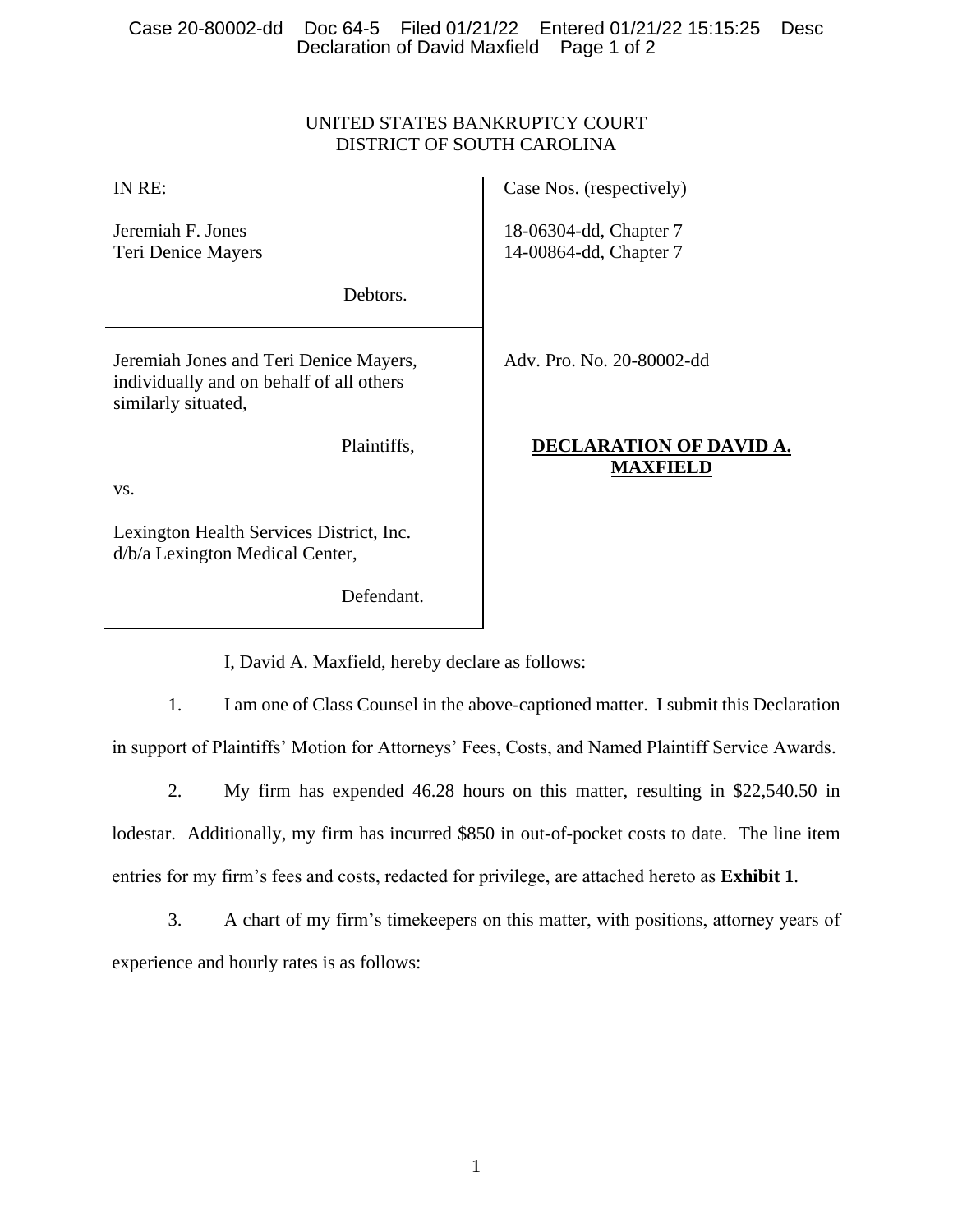UNITED STATES BANKRUPTCY COURT
DISTRICT OF SOUTH CAROLINA

| | |
|---|---|
| IN RE:<br><br>Jeremiah F. Jones<br>Teri Denice Mayers<br><br>Debtors. | Case Nos. (respectively)<br><br>18-06304-dd, Chapter 7<br>14-00864-dd, Chapter 7 |
| Jeremiah Jones and Teri Denice Mayers, individually and on behalf of all others similarly situated,<br><br>Plaintiffs,<br><br>vs.<br><br>Lexington Health Services District, Inc. d/b/a Lexington Medical Center,<br><br>Defendant. | Adv. Pro. No. 20-80002-dd<br><br>**DECLARATION OF DAVID A. MAXFIELD** |

I, David A. Maxfield, hereby declare as follows:

1. I am one of Class Counsel in the above-captioned matter. I submit this Declaration in support of Plaintiffs' Motion for Attorneys' Fees, Costs, and Named Plaintiff Service Awards.

2. My firm has expended 46.28 hours on this matter, resulting in $22,540.50 in lodestar. Additionally, my firm has incurred $850 in out-of-pocket costs to date. The line item entries for my firm's fees and costs, redacted for privilege, are attached hereto as **Exhibit 1**.

3. A chart of my firm's timekeepers on this matter, with positions, attorney years of experience and hourly rates is as follows: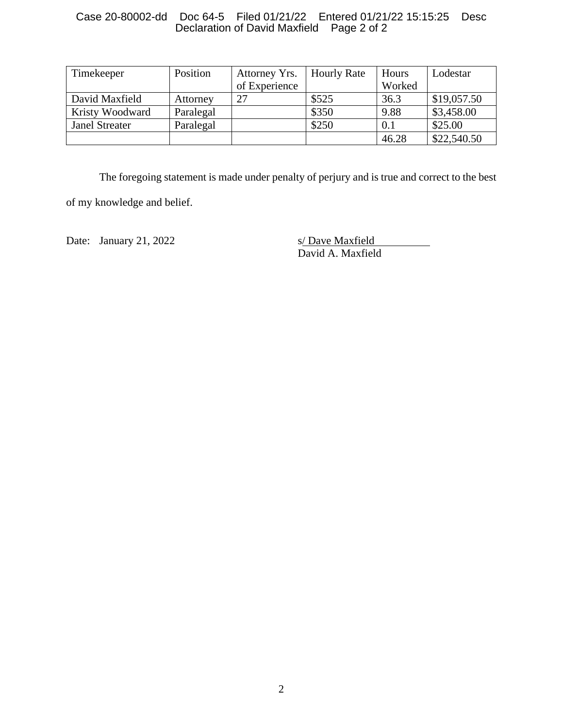| Timekeeper | Position | Attorney Yrs. of Experience | Hourly Rate | Hours Worked | Lodestar |
|---|---|---|---|---|---|
| David Maxfield | Attorney | 27 | $525 | 36.3 | $19,057.50 |
| Kristy Woodward | Paralegal | | $350 | 9.88 | $3,458.00 |
| Janel Streater | Paralegal | | $250 | 0.1 | $25.00 |
| | | | | 46.28 | $22,540.50 |

The foregoing statement is made under penalty of perjury and is true and correct to the best of my knowledge and belief.

Date: January 21, 2022

s/ Dave Maxfield
David A. Maxfield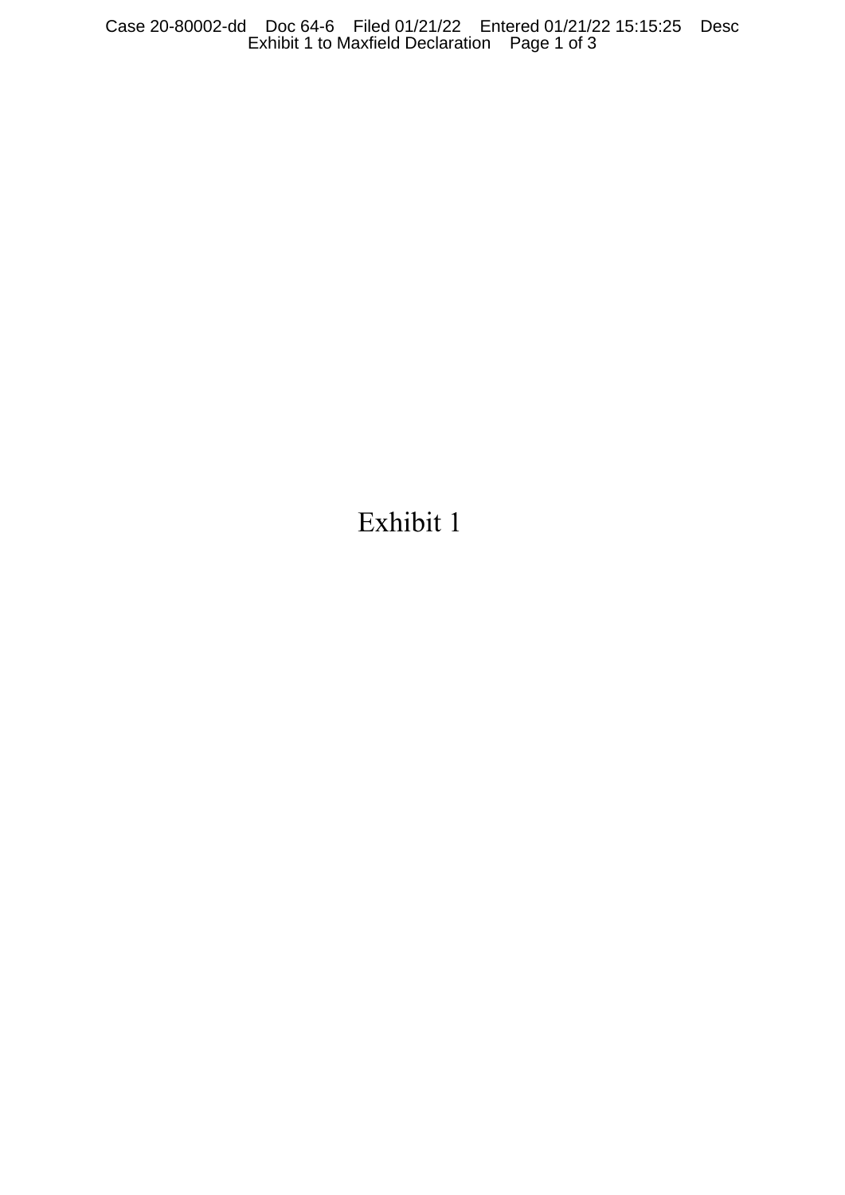Exhibit 1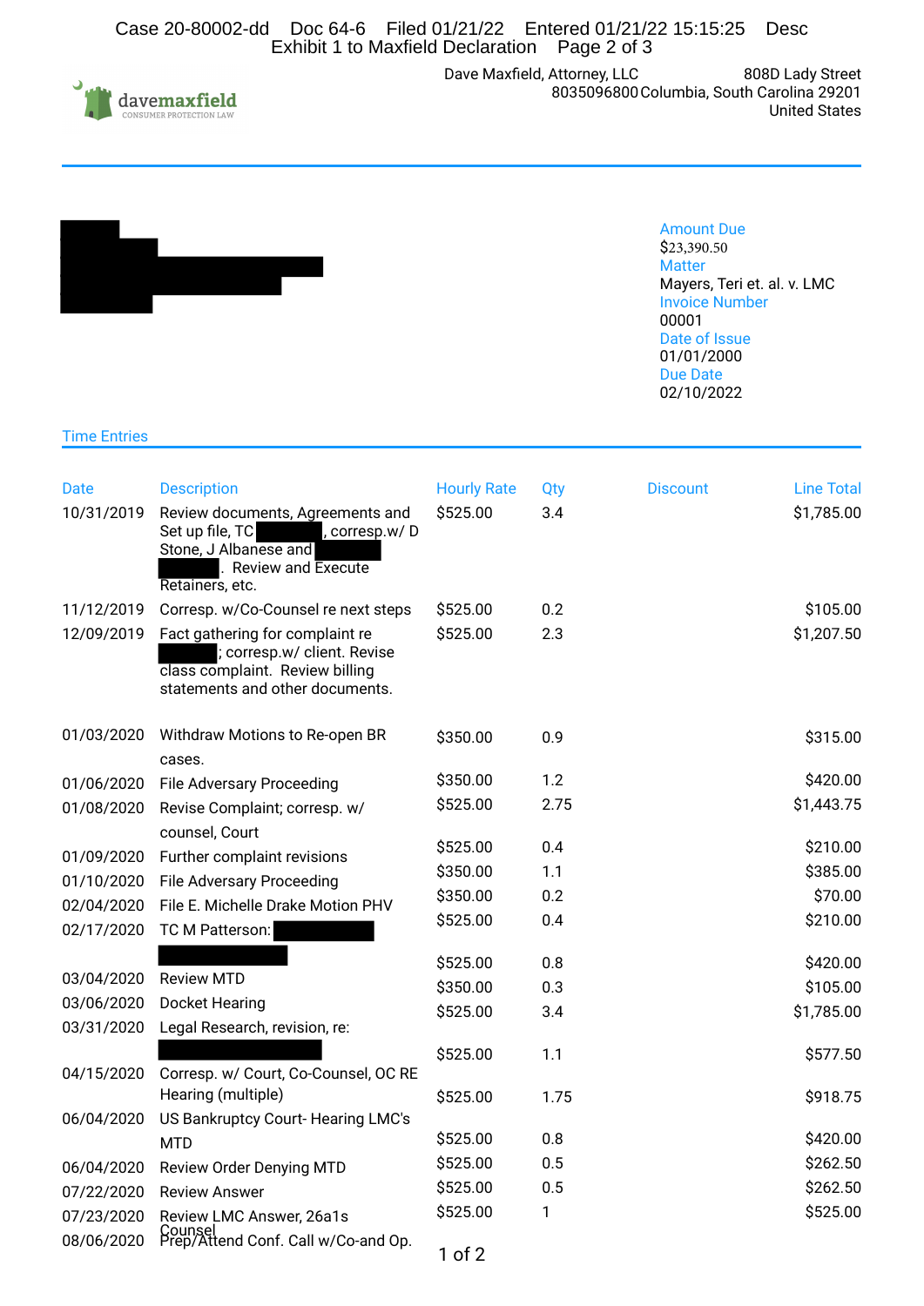Dave Maxfield, Attorney, LLC
808D Lady Street
8035096800 Columbia, South Carolina 29201
United States

**Amount Due**
$23,390.50

**Matter**
Mayers, Teri et. al. v. LMC

**Invoice Number**
00001

**Date of Issue**
01/01/2000

**Due Date**
02/10/2022

## Time Entries

| Date | Description | Hourly Rate | Qty | Discount | Line Total |
|---|---|---|---|---|---|
| 10/31/2019 | Review documents, Agreements and Set up file, TC [REDACTED], corresp.w/ D Stone, J Albanese and [REDACTED] [REDACTED]. Review and Execute Retainers, etc. | $525.00 | 3.4 | | $1,785.00 |
| 11/12/2019 | Corresp. w/Co-Counsel re next steps | $525.00 | 0.2 | | $105.00 |
| 12/09/2019 | Fact gathering for complaint re [REDACTED]; corresp.w/ client. Revise class complaint. Review billing statements and other documents. | $525.00 | 2.3 | | $1,207.50 |
| 01/03/2020 | Withdraw Motions to Re-open BR cases. | $350.00 | 0.9 | | $315.00 |
| 01/06/2020 | File Adversary Proceeding | $350.00 | 1.2 | | $420.00 |
| 01/08/2020 | Revise Complaint; corresp. w/ counsel, Court | $525.00 | 2.75 | | $1,443.75 |
| 01/09/2020 | Further complaint revisions | $525.00 | 0.4 | | $210.00 |
| 01/10/2020 | File Adversary Proceeding | $350.00 | 1.1 | | $385.00 |
| 02/04/2020 | File E. Michelle Drake Motion PHV | $350.00 | 0.2 | | $70.00 |
| 02/17/2020 | TC M Patterson: [REDACTED] [REDACTED] | $525.00 | 0.4 | | $210.00 |
| 03/04/2020 | Review MTD | $525.00 | 0.8 | | $420.00 |
| 03/06/2020 | Docket Hearing | $350.00 | 0.3 | | $105.00 |
| 03/31/2020 | Legal Research, revision, re: [REDACTED] | $525.00 | 3.4 | | $1,785.00 |
| 04/15/2020 | Corresp. w/ Court, Co-Counsel, OC RE Hearing (multiple) | $525.00 | 1.1 | | $577.50 |
| 06/04/2020 | US Bankruptcy Court- Hearing LMC's MTD | $525.00 | 1.75 | | $918.75 |
| 06/04/2020 | Review Order Denying MTD | $525.00 | 0.8 | | $420.00 |
| 07/22/2020 | Review Answer | $525.00 | 0.5 | | $262.50 |
| 07/23/2020 | Review LMC Answer, 26a1s | $525.00 | 0.5 | | $262.50 |
| 08/06/2020 | Prep/Attend Conf. Call w/Co-and Op. Counsel | $525.00 | 1 | | $525.00 |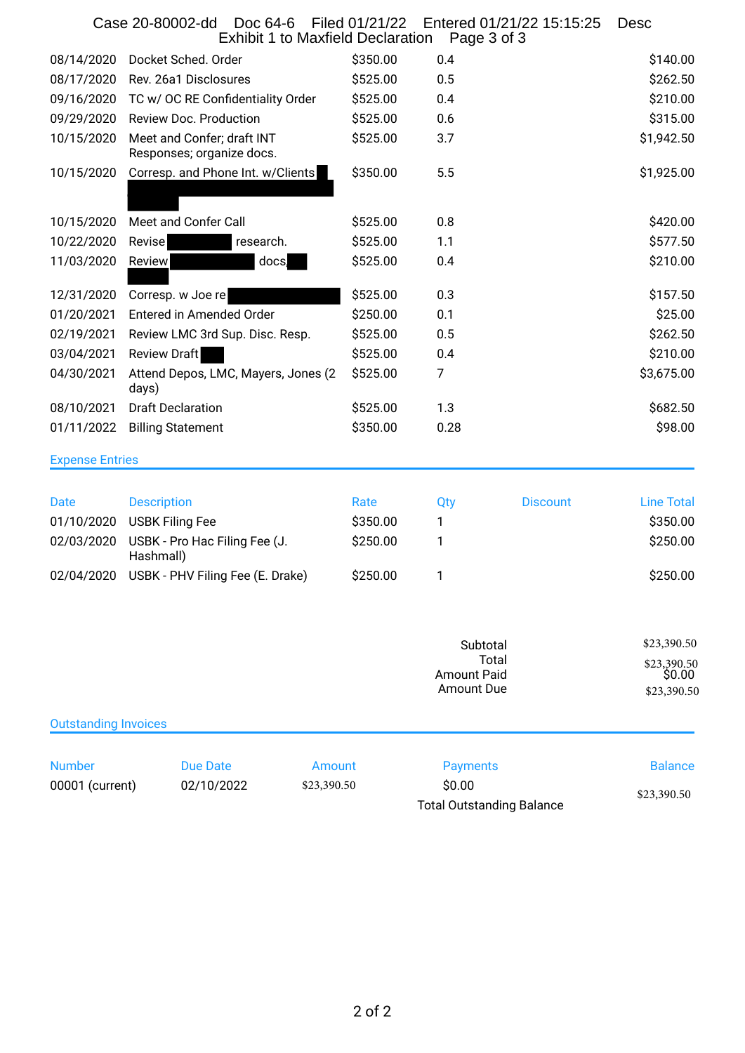| | | | | |
|---|---|---|---|---|
| 08/14/2020 | Docket Sched. Order | $350.00 | 0.4 | $140.00 |
| 08/17/2020 | Rev. 26a1 Disclosures | $525.00 | 0.5 | $262.50 |
| 09/16/2020 | TC w/ OC RE Confidentiality Order | $525.00 | 0.4 | $210.00 |
| 09/29/2020 | Review Doc. Production | $525.00 | 0.6 | $315.00 |
| 10/15/2020 | Meet and Confer; draft INT Responses; organize docs. | $525.00 | 3.7 | $1,942.50 |
| 10/15/2020 | Corresp. and Phone Int. w/Clients | $350.00 | 5.5 | $1,925.00 |
| 10/15/2020 | Meet and Confer Call | $525.00 | 0.8 | $420.00 |
| 10/22/2020 | Revise research. | $525.00 | 1.1 | $577.50 |
| 11/03/2020 | Review docs, | $525.00 | 0.4 | $210.00 |
| 12/31/2020 | Corresp. w Joe re | $525.00 | 0.3 | $157.50 |
| 01/20/2021 | Entered in Amended Order | $250.00 | 0.1 | $25.00 |
| 02/19/2021 | Review LMC 3rd Sup. Disc. Resp. | $525.00 | 0.5 | $262.50 |
| 03/04/2021 | Review Draft | $525.00 | 0.4 | $210.00 |
| 04/30/2021 | Attend Depos, LMC, Mayers, Jones (2 days) | $525.00 | 7 | $3,675.00 |
| 08/10/2021 | Draft Declaration | $525.00 | 1.3 | $682.50 |
| 01/11/2022 | Billing Statement | $350.00 | 0.28 | $98.00 |

## Expense Entries

| Date | Description | Rate | Qty | Discount | Line Total |
|---|---|---|---|---|---|
| 01/10/2020 | USBK Filing Fee | $350.00 | 1 | | $350.00 |
| 02/03/2020 | USBK - Pro Hac Filing Fee (J. Hashmall) | $250.00 | 1 | | $250.00 |
| 02/04/2020 | USBK - PHV Filing Fee (E. Drake) | $250.00 | 1 | | $250.00 |

| | |
|---|---|
| Subtotal | $23,390.50 |
| Total | $23,390.50 |
| Amount Paid | $0.00 |
| Amount Due | $23,390.50 |

## Outstanding Invoices

| Number | Due Date | Amount | Payments | Balance |
|---|---|---|---|---|
| 00001 (current) | 02/10/2022 | $23,390.50 | $0.00 | |
| | | | Total Outstanding Balance | $23,390.50 |